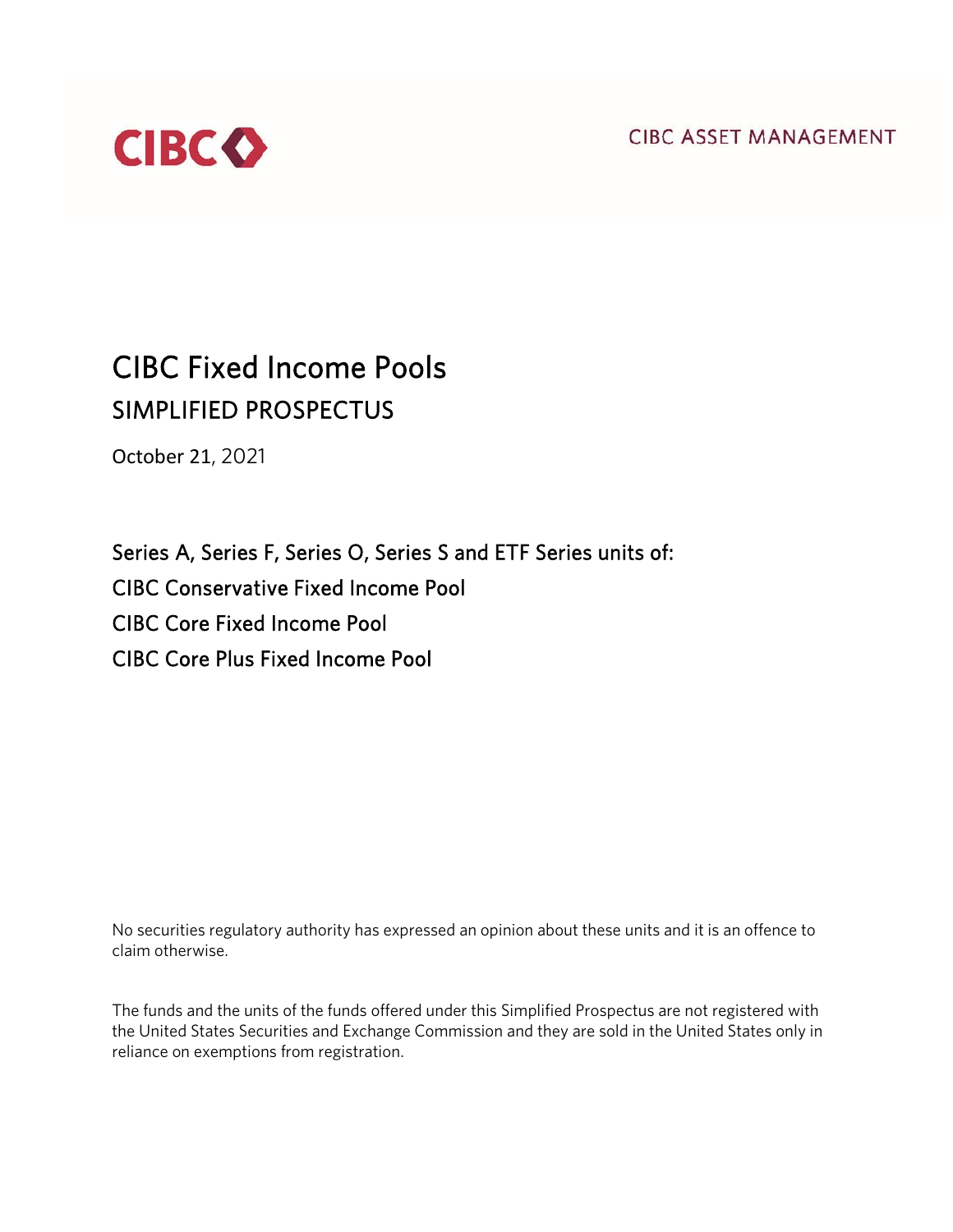CIBC

CIBC ASSET MANAGEMENT

# CIBC Fixed Income Pools

## SIMPLIFIED PROSPECTUS

October 21, 2021

### Series A, Series F, Series O, Series S and ETF Series units of:

### CIBC Conservative Fixed Income Pool

### CIBC Core Fixed Income Pool

### CIBC Core Plus Fixed Income Pool

No securities regulatory authority has expressed an opinion about these units and it is an offence to claim otherwise.

The funds and the units of the funds offered under this Simplified Prospectus are not registered with the United States Securities and Exchange Commission and they are sold in the United States only in reliance on exemptions from registration.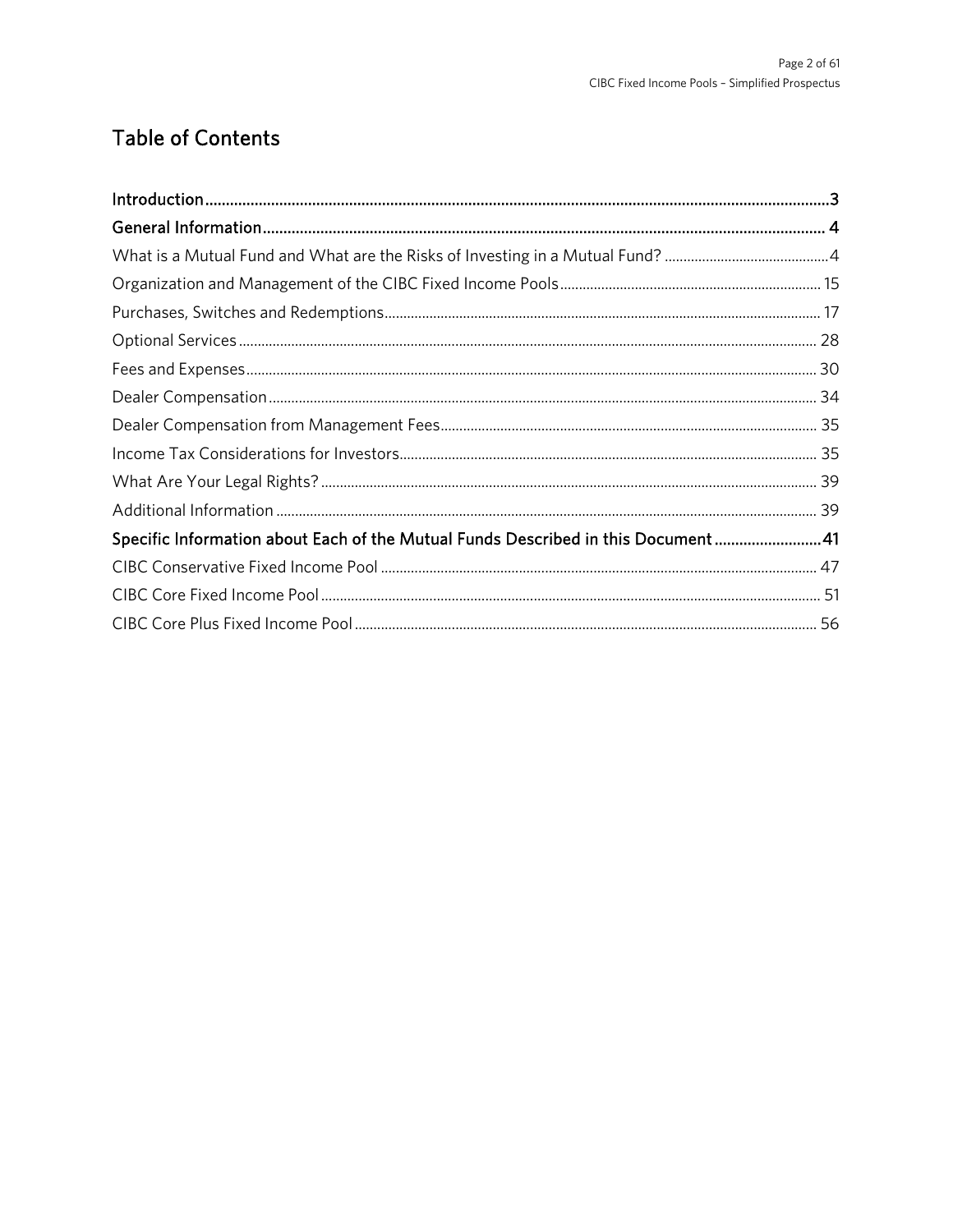# Table of Contents

**Introduction** ........ 3

**General Information** ........ 4

What is a Mutual Fund and What are the Risks of Investing in a Mutual Fund? ........ 4

Organization and Management of the CIBC Fixed Income Pools ........ 15

Purchases, Switches and Redemptions ........ 17

Optional Services ........ 28

Fees and Expenses ........ 30

Dealer Compensation ........ 34

Dealer Compensation from Management Fees ........ 35

Income Tax Considerations for Investors ........ 35

What Are Your Legal Rights? ........ 39

Additional Information ........ 39

**Specific Information about Each of the Mutual Funds Described in this Document** ........ 41

CIBC Conservative Fixed Income Pool ........ 47

CIBC Core Fixed Income Pool ........ 51

CIBC Core Plus Fixed Income Pool ........ 56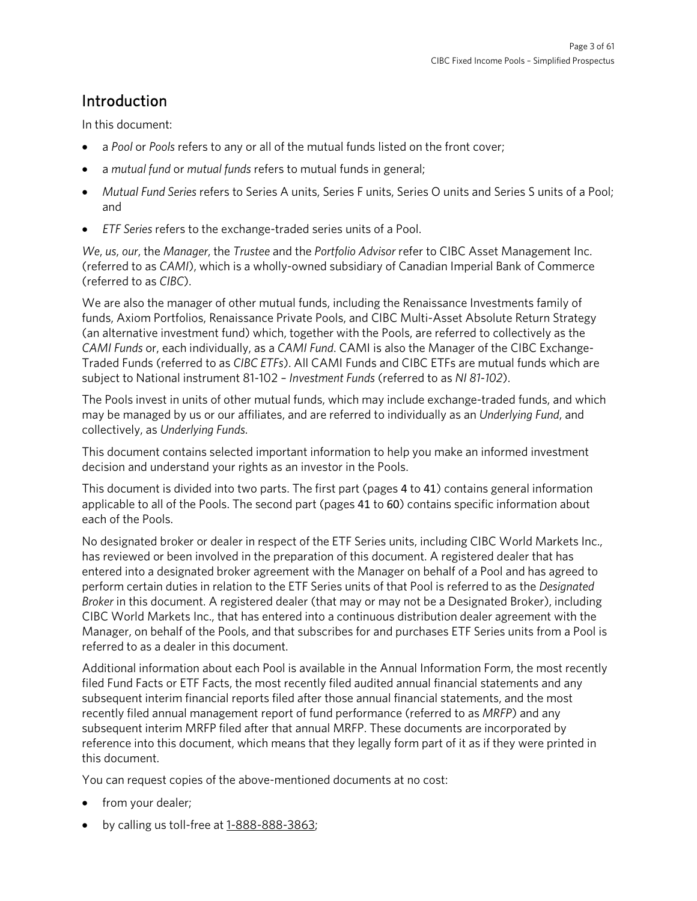# Introduction

In this document:

- a *Pool* or *Pools* refers to any or all of the mutual funds listed on the front cover;
- a *mutual fund* or *mutual funds* refers to mutual funds in general;
- *Mutual Fund Series* refers to Series A units, Series F units, Series O units and Series S units of a Pool; and
- *ETF Series* refers to the exchange-traded series units of a Pool.

*We*, *us*, *our*, the *Manager*, the *Trustee* and the *Portfolio Advisor* refer to CIBC Asset Management Inc. (referred to as *CAMI*), which is a wholly-owned subsidiary of Canadian Imperial Bank of Commerce (referred to as *CIBC*).

We are also the manager of other mutual funds, including the Renaissance Investments family of funds, Axiom Portfolios, Renaissance Private Pools, and CIBC Multi-Asset Absolute Return Strategy (an alternative investment fund) which, together with the Pools, are referred to collectively as the *CAMI Funds* or, each individually, as a *CAMI Fund*. CAMI is also the Manager of the CIBC Exchange-Traded Funds (referred to as *CIBC ETFs*). All CAMI Funds and CIBC ETFs are mutual funds which are subject to National instrument 81-102 – *Investment Funds* (referred to as *NI 81-102*).

The Pools invest in units of other mutual funds, which may include exchange-traded funds, and which may be managed by us or our affiliates, and are referred to individually as an *Underlying Fund*, and collectively, as *Underlying Funds*.

This document contains selected important information to help you make an informed investment decision and understand your rights as an investor in the Pools.

This document is divided into two parts. The first part (pages 4 to 41) contains general information applicable to all of the Pools. The second part (pages 41 to 60) contains specific information about each of the Pools.

No designated broker or dealer in respect of the ETF Series units, including CIBC World Markets Inc., has reviewed or been involved in the preparation of this document. A registered dealer that has entered into a designated broker agreement with the Manager on behalf of a Pool and has agreed to perform certain duties in relation to the ETF Series units of that Pool is referred to as the *Designated Broker* in this document. A registered dealer (that may or may not be a Designated Broker), including CIBC World Markets Inc., that has entered into a continuous distribution dealer agreement with the Manager, on behalf of the Pools, and that subscribes for and purchases ETF Series units from a Pool is referred to as a dealer in this document.

Additional information about each Pool is available in the Annual Information Form, the most recently filed Fund Facts or ETF Facts, the most recently filed audited annual financial statements and any subsequent interim financial reports filed after those annual financial statements, and the most recently filed annual management report of fund performance (referred to as *MRFP*) and any subsequent interim MRFP filed after that annual MRFP. These documents are incorporated by reference into this document, which means that they legally form part of it as if they were printed in this document.

You can request copies of the above-mentioned documents at no cost:

- from your dealer;
- by calling us toll-free at 1-888-888-3863;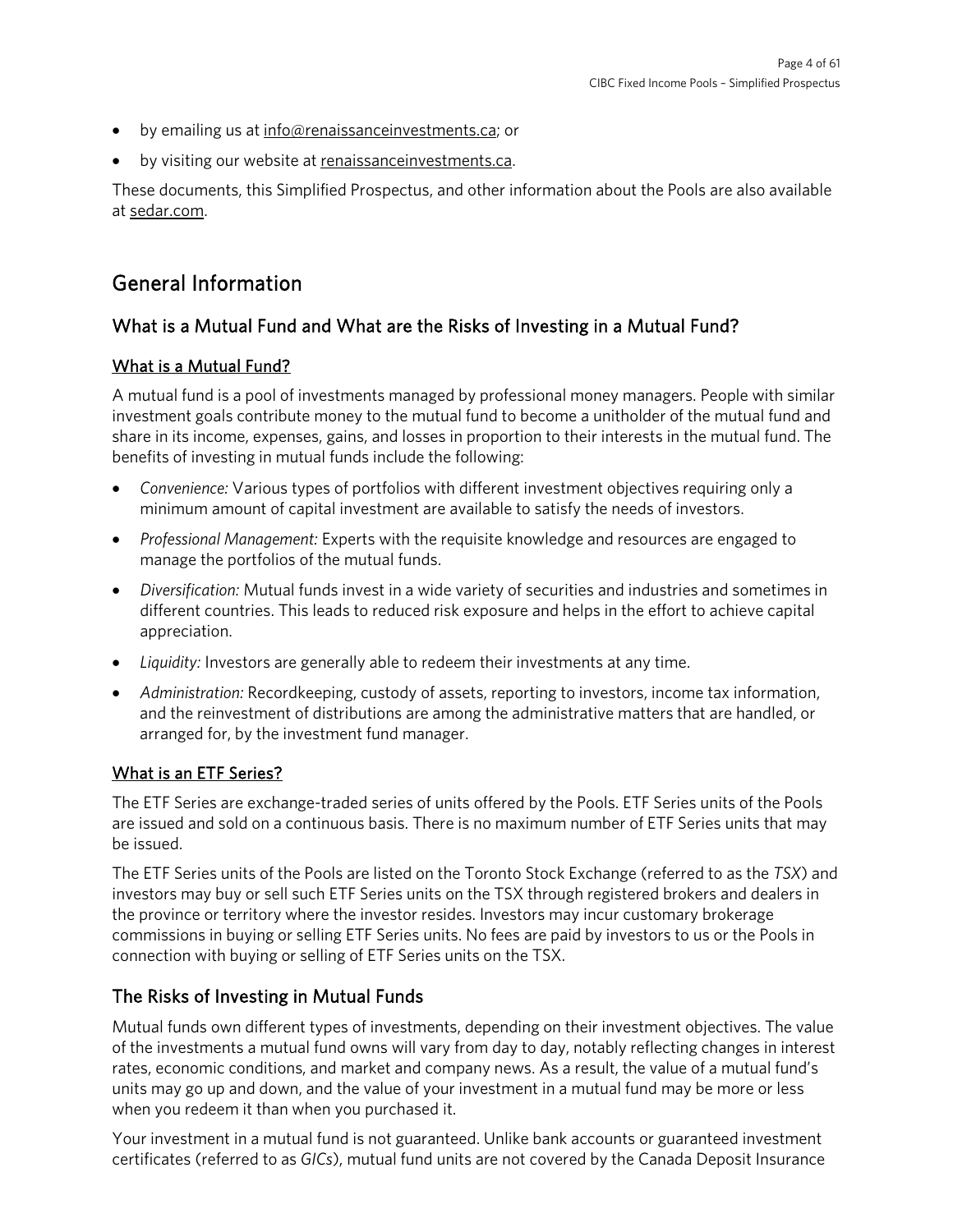- by emailing us at info@renaissanceinvestments.ca; or
- by visiting our website at renaissanceinvestments.ca.

These documents, this Simplified Prospectus, and other information about the Pools are also available at sedar.com.

# General Information

## What is a Mutual Fund and What are the Risks of Investing in a Mutual Fund?

### What is a Mutual Fund?

A mutual fund is a pool of investments managed by professional money managers. People with similar investment goals contribute money to the mutual fund to become a unitholder of the mutual fund and share in its income, expenses, gains, and losses in proportion to their interests in the mutual fund. The benefits of investing in mutual funds include the following:

- *Convenience:* Various types of portfolios with different investment objectives requiring only a minimum amount of capital investment are available to satisfy the needs of investors.
- *Professional Management:* Experts with the requisite knowledge and resources are engaged to manage the portfolios of the mutual funds.
- *Diversification:* Mutual funds invest in a wide variety of securities and industries and sometimes in different countries. This leads to reduced risk exposure and helps in the effort to achieve capital appreciation.
- *Liquidity:* Investors are generally able to redeem their investments at any time.
- *Administration:* Recordkeeping, custody of assets, reporting to investors, income tax information, and the reinvestment of distributions are among the administrative matters that are handled, or arranged for, by the investment fund manager.

### What is an ETF Series?

The ETF Series are exchange-traded series of units offered by the Pools. ETF Series units of the Pools are issued and sold on a continuous basis. There is no maximum number of ETF Series units that may be issued.

The ETF Series units of the Pools are listed on the Toronto Stock Exchange (referred to as the *TSX*) and investors may buy or sell such ETF Series units on the TSX through registered brokers and dealers in the province or territory where the investor resides. Investors may incur customary brokerage commissions in buying or selling ETF Series units. No fees are paid by investors to us or the Pools in connection with buying or selling of ETF Series units on the TSX.

## The Risks of Investing in Mutual Funds

Mutual funds own different types of investments, depending on their investment objectives. The value of the investments a mutual fund owns will vary from day to day, notably reflecting changes in interest rates, economic conditions, and market and company news. As a result, the value of a mutual fund's units may go up and down, and the value of your investment in a mutual fund may be more or less when you redeem it than when you purchased it.

Your investment in a mutual fund is not guaranteed. Unlike bank accounts or guaranteed investment certificates (referred to as *GICs*), mutual fund units are not covered by the Canada Deposit Insurance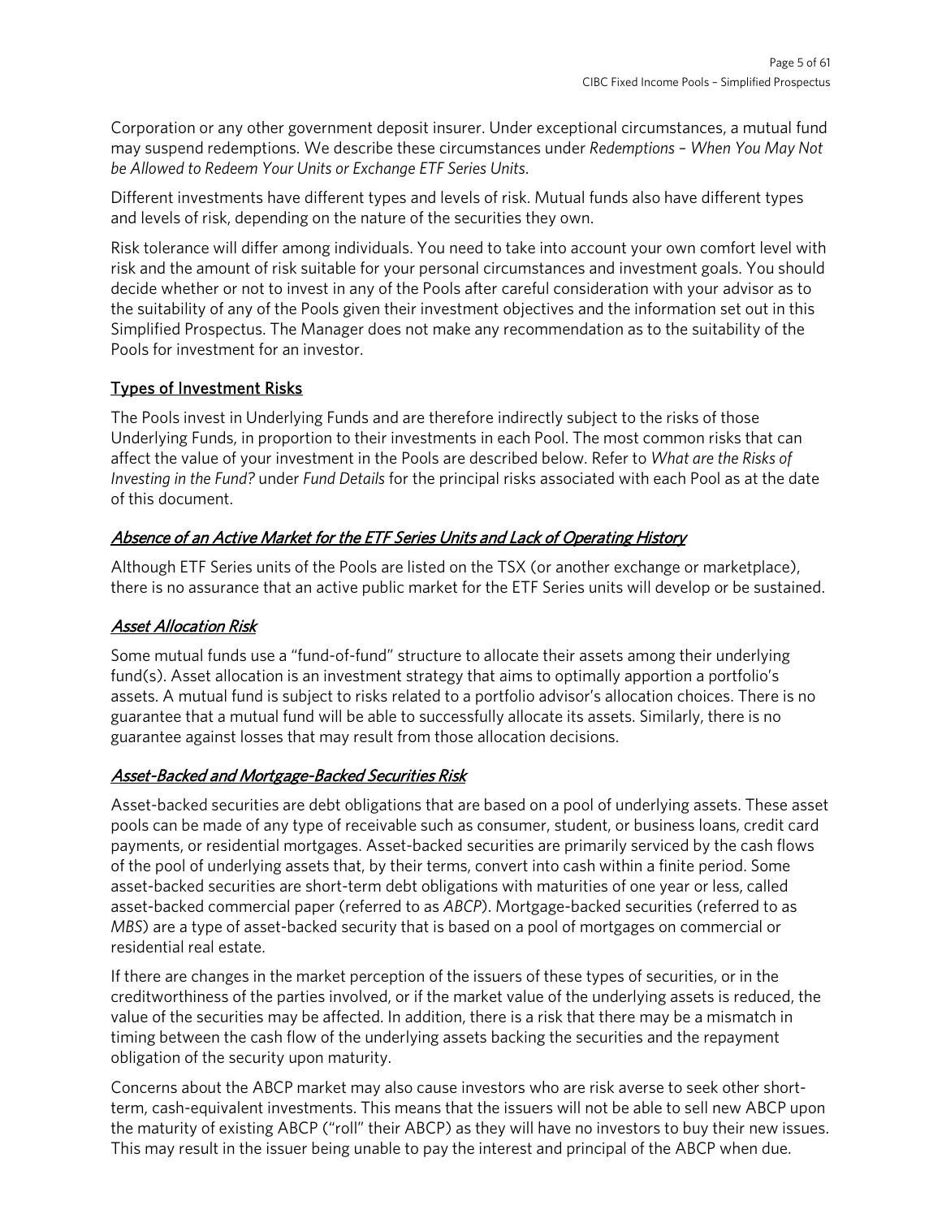Corporation or any other government deposit insurer. Under exceptional circumstances, a mutual fund may suspend redemptions. We describe these circumstances under *Redemptions – When You May Not be Allowed to Redeem Your Units or Exchange ETF Series Units*.

Different investments have different types and levels of risk. Mutual funds also have different types and levels of risk, depending on the nature of the securities they own.

Risk tolerance will differ among individuals. You need to take into account your own comfort level with risk and the amount of risk suitable for your personal circumstances and investment goals. You should decide whether or not to invest in any of the Pools after careful consideration with your advisor as to the suitability of any of the Pools given their investment objectives and the information set out in this Simplified Prospectus. The Manager does not make any recommendation as to the suitability of the Pools for investment for an investor.

## Types of Investment Risks

The Pools invest in Underlying Funds and are therefore indirectly subject to the risks of those Underlying Funds, in proportion to their investments in each Pool. The most common risks that can affect the value of your investment in the Pools are described below. Refer to *What are the Risks of Investing in the Fund?* under *Fund Details* for the principal risks associated with each Pool as at the date of this document.

### *Absence of an Active Market for the ETF Series Units and Lack of Operating History*

Although ETF Series units of the Pools are listed on the TSX (or another exchange or marketplace), there is no assurance that an active public market for the ETF Series units will develop or be sustained.

### *Asset Allocation Risk*

Some mutual funds use a "fund-of-fund" structure to allocate their assets among their underlying fund(s). Asset allocation is an investment strategy that aims to optimally apportion a portfolio's assets. A mutual fund is subject to risks related to a portfolio advisor's allocation choices. There is no guarantee that a mutual fund will be able to successfully allocate its assets. Similarly, there is no guarantee against losses that may result from those allocation decisions.

### *Asset-Backed and Mortgage-Backed Securities Risk*

Asset-backed securities are debt obligations that are based on a pool of underlying assets. These asset pools can be made of any type of receivable such as consumer, student, or business loans, credit card payments, or residential mortgages. Asset-backed securities are primarily serviced by the cash flows of the pool of underlying assets that, by their terms, convert into cash within a finite period. Some asset-backed securities are short-term debt obligations with maturities of one year or less, called asset-backed commercial paper (referred to as *ABCP*). Mortgage-backed securities (referred to as *MBS*) are a type of asset-backed security that is based on a pool of mortgages on commercial or residential real estate.

If there are changes in the market perception of the issuers of these types of securities, or in the creditworthiness of the parties involved, or if the market value of the underlying assets is reduced, the value of the securities may be affected. In addition, there is a risk that there may be a mismatch in timing between the cash flow of the underlying assets backing the securities and the repayment obligation of the security upon maturity.

Concerns about the ABCP market may also cause investors who are risk averse to seek other short-term, cash-equivalent investments. This means that the issuers will not be able to sell new ABCP upon the maturity of existing ABCP ("roll" their ABCP) as they will have no investors to buy their new issues. This may result in the issuer being unable to pay the interest and principal of the ABCP when due.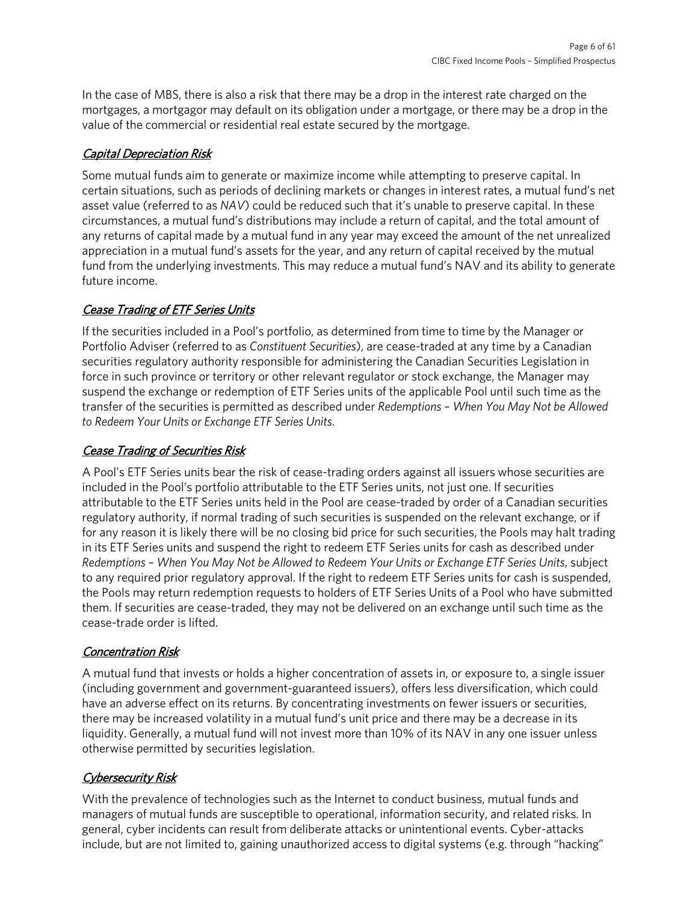In the case of MBS, there is also a risk that there may be a drop in the interest rate charged on the mortgages, a mortgagor may default on its obligation under a mortgage, or there may be a drop in the value of the commercial or residential real estate secured by the mortgage.

### *Capital Depreciation Risk*

Some mutual funds aim to generate or maximize income while attempting to preserve capital. In certain situations, such as periods of declining markets or changes in interest rates, a mutual fund's net asset value (referred to as *NAV*) could be reduced such that it's unable to preserve capital. In these circumstances, a mutual fund's distributions may include a return of capital, and the total amount of any returns of capital made by a mutual fund in any year may exceed the amount of the net unrealized appreciation in a mutual fund's assets for the year, and any return of capital received by the mutual fund from the underlying investments. This may reduce a mutual fund's NAV and its ability to generate future income.

### *Cease Trading of ETF Series Units*

If the securities included in a Pool's portfolio, as determined from time to time by the Manager or Portfolio Adviser (referred to as *Constituent Securities*), are cease-traded at any time by a Canadian securities regulatory authority responsible for administering the Canadian Securities Legislation in force in such province or territory or other relevant regulator or stock exchange, the Manager may suspend the exchange or redemption of ETF Series units of the applicable Pool until such time as the transfer of the securities is permitted as described under *Redemptions – When You May Not be Allowed to Redeem Your Units or Exchange ETF Series Units*.

### *Cease Trading of Securities Risk*

A Pool's ETF Series units bear the risk of cease-trading orders against all issuers whose securities are included in the Pool's portfolio attributable to the ETF Series units, not just one. If securities attributable to the ETF Series units held in the Pool are cease-traded by order of a Canadian securities regulatory authority, if normal trading of such securities is suspended on the relevant exchange, or if for any reason it is likely there will be no closing bid price for such securities, the Pools may halt trading in its ETF Series units and suspend the right to redeem ETF Series units for cash as described under *Redemptions – When You May Not be Allowed to Redeem Your Units or Exchange ETF Series Units*, subject to any required prior regulatory approval. If the right to redeem ETF Series units for cash is suspended, the Pools may return redemption requests to holders of ETF Series Units of a Pool who have submitted them. If securities are cease-traded, they may not be delivered on an exchange until such time as the cease-trade order is lifted.

### *Concentration Risk*

A mutual fund that invests or holds a higher concentration of assets in, or exposure to, a single issuer (including government and government-guaranteed issuers), offers less diversification, which could have an adverse effect on its returns. By concentrating investments on fewer issuers or securities, there may be increased volatility in a mutual fund's unit price and there may be a decrease in its liquidity. Generally, a mutual fund will not invest more than 10% of its NAV in any one issuer unless otherwise permitted by securities legislation.

### *Cybersecurity Risk*

With the prevalence of technologies such as the Internet to conduct business, mutual funds and managers of mutual funds are susceptible to operational, information security, and related risks. In general, cyber incidents can result from deliberate attacks or unintentional events. Cyber-attacks include, but are not limited to, gaining unauthorized access to digital systems (e.g. through "hacking"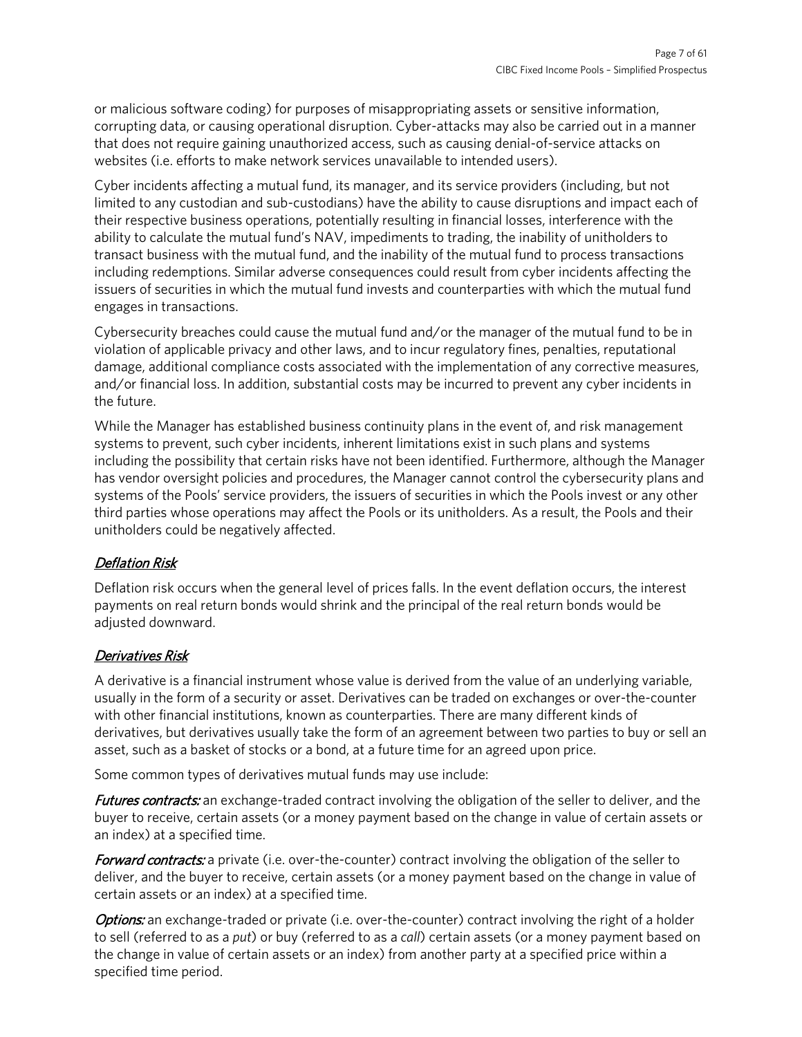or malicious software coding) for purposes of misappropriating assets or sensitive information, corrupting data, or causing operational disruption. Cyber-attacks may also be carried out in a manner that does not require gaining unauthorized access, such as causing denial-of-service attacks on websites (i.e. efforts to make network services unavailable to intended users).

Cyber incidents affecting a mutual fund, its manager, and its service providers (including, but not limited to any custodian and sub-custodians) have the ability to cause disruptions and impact each of their respective business operations, potentially resulting in financial losses, interference with the ability to calculate the mutual fund's NAV, impediments to trading, the inability of unitholders to transact business with the mutual fund, and the inability of the mutual fund to process transactions including redemptions. Similar adverse consequences could result from cyber incidents affecting the issuers of securities in which the mutual fund invests and counterparties with which the mutual fund engages in transactions.

Cybersecurity breaches could cause the mutual fund and/or the manager of the mutual fund to be in violation of applicable privacy and other laws, and to incur regulatory fines, penalties, reputational damage, additional compliance costs associated with the implementation of any corrective measures, and/or financial loss. In addition, substantial costs may be incurred to prevent any cyber incidents in the future.

While the Manager has established business continuity plans in the event of, and risk management systems to prevent, such cyber incidents, inherent limitations exist in such plans and systems including the possibility that certain risks have not been identified. Furthermore, although the Manager has vendor oversight policies and procedures, the Manager cannot control the cybersecurity plans and systems of the Pools' service providers, the issuers of securities in which the Pools invest or any other third parties whose operations may affect the Pools or its unitholders. As a result, the Pools and their unitholders could be negatively affected.

### *Deflation Risk*

Deflation risk occurs when the general level of prices falls. In the event deflation occurs, the interest payments on real return bonds would shrink and the principal of the real return bonds would be adjusted downward.

### *Derivatives Risk*

A derivative is a financial instrument whose value is derived from the value of an underlying variable, usually in the form of a security or asset. Derivatives can be traded on exchanges or over-the-counter with other financial institutions, known as counterparties. There are many different kinds of derivatives, but derivatives usually take the form of an agreement between two parties to buy or sell an asset, such as a basket of stocks or a bond, at a future time for an agreed upon price.

Some common types of derivatives mutual funds may use include:

***Futures contracts:*** an exchange-traded contract involving the obligation of the seller to deliver, and the buyer to receive, certain assets (or a money payment based on the change in value of certain assets or an index) at a specified time.

***Forward contracts:*** a private (i.e. over-the-counter) contract involving the obligation of the seller to deliver, and the buyer to receive, certain assets (or a money payment based on the change in value of certain assets or an index) at a specified time.

***Options:*** an exchange-traded or private (i.e. over-the-counter) contract involving the right of a holder to sell (referred to as a *put*) or buy (referred to as a *call*) certain assets (or a money payment based on the change in value of certain assets or an index) from another party at a specified price within a specified time period.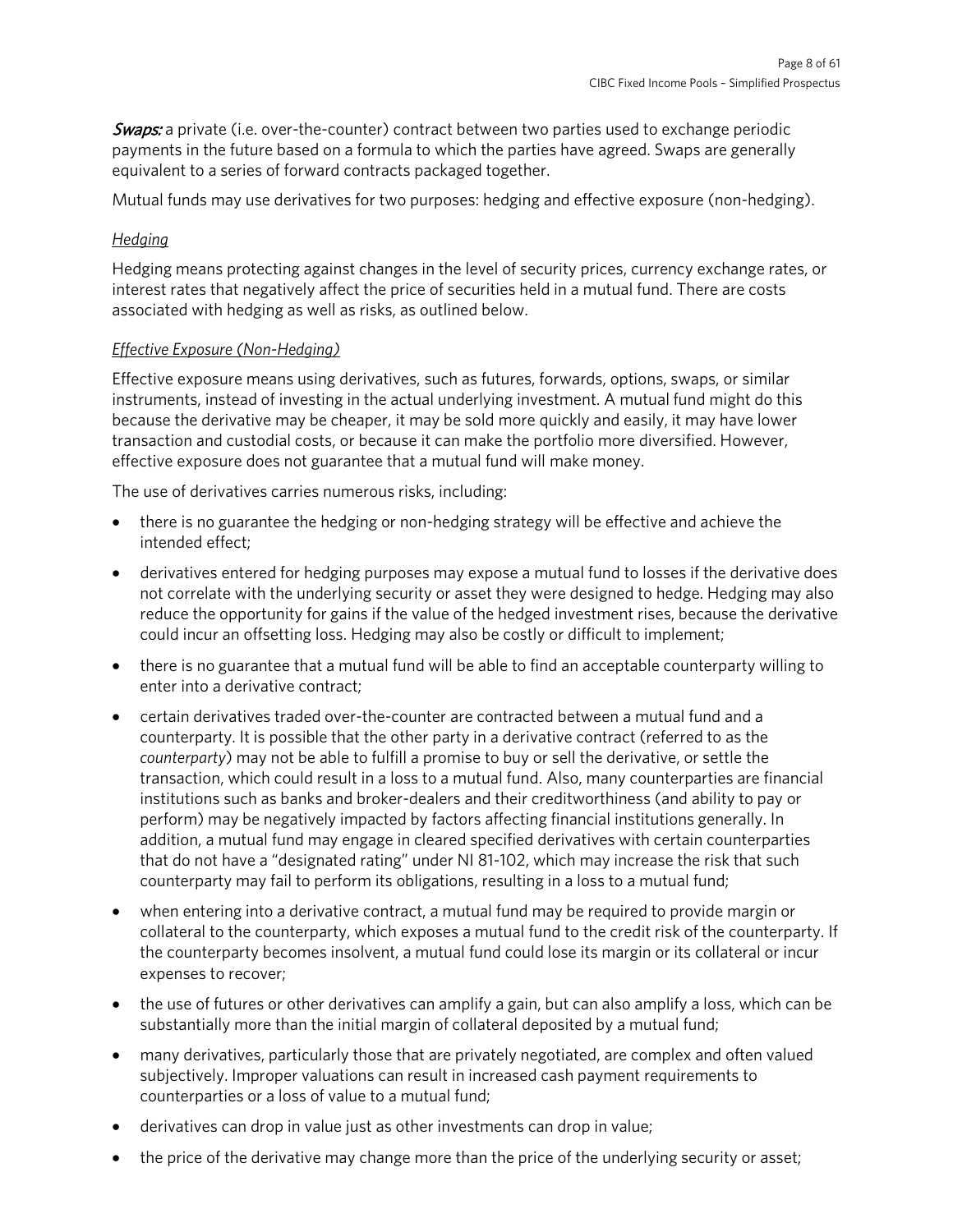*Swaps:* a private (i.e. over-the-counter) contract between two parties used to exchange periodic payments in the future based on a formula to which the parties have agreed. Swaps are generally equivalent to a series of forward contracts packaged together.

Mutual funds may use derivatives for two purposes: hedging and effective exposure (non-hedging).

*Hedging*

Hedging means protecting against changes in the level of security prices, currency exchange rates, or interest rates that negatively affect the price of securities held in a mutual fund. There are costs associated with hedging as well as risks, as outlined below.

*Effective Exposure (Non-Hedging)*

Effective exposure means using derivatives, such as futures, forwards, options, swaps, or similar instruments, instead of investing in the actual underlying investment. A mutual fund might do this because the derivative may be cheaper, it may be sold more quickly and easily, it may have lower transaction and custodial costs, or because it can make the portfolio more diversified. However, effective exposure does not guarantee that a mutual fund will make money.

The use of derivatives carries numerous risks, including:

- there is no guarantee the hedging or non-hedging strategy will be effective and achieve the intended effect;
- derivatives entered for hedging purposes may expose a mutual fund to losses if the derivative does not correlate with the underlying security or asset they were designed to hedge. Hedging may also reduce the opportunity for gains if the value of the hedged investment rises, because the derivative could incur an offsetting loss. Hedging may also be costly or difficult to implement;
- there is no guarantee that a mutual fund will be able to find an acceptable counterparty willing to enter into a derivative contract;
- certain derivatives traded over-the-counter are contracted between a mutual fund and a counterparty. It is possible that the other party in a derivative contract (referred to as the *counterparty*) may not be able to fulfill a promise to buy or sell the derivative, or settle the transaction, which could result in a loss to a mutual fund. Also, many counterparties are financial institutions such as banks and broker-dealers and their creditworthiness (and ability to pay or perform) may be negatively impacted by factors affecting financial institutions generally. In addition, a mutual fund may engage in cleared specified derivatives with certain counterparties that do not have a "designated rating" under NI 81-102, which may increase the risk that such counterparty may fail to perform its obligations, resulting in a loss to a mutual fund;
- when entering into a derivative contract, a mutual fund may be required to provide margin or collateral to the counterparty, which exposes a mutual fund to the credit risk of the counterparty. If the counterparty becomes insolvent, a mutual fund could lose its margin or its collateral or incur expenses to recover;
- the use of futures or other derivatives can amplify a gain, but can also amplify a loss, which can be substantially more than the initial margin of collateral deposited by a mutual fund;
- many derivatives, particularly those that are privately negotiated, are complex and often valued subjectively. Improper valuations can result in increased cash payment requirements to counterparties or a loss of value to a mutual fund;
- derivatives can drop in value just as other investments can drop in value;
- the price of the derivative may change more than the price of the underlying security or asset;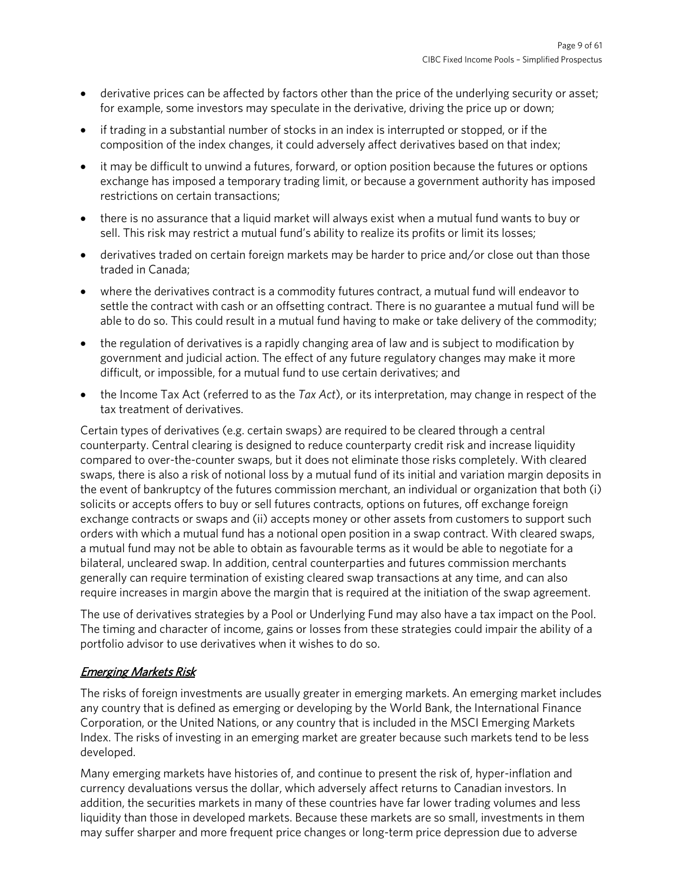- derivative prices can be affected by factors other than the price of the underlying security or asset; for example, some investors may speculate in the derivative, driving the price up or down;
- if trading in a substantial number of stocks in an index is interrupted or stopped, or if the composition of the index changes, it could adversely affect derivatives based on that index;
- it may be difficult to unwind a futures, forward, or option position because the futures or options exchange has imposed a temporary trading limit, or because a government authority has imposed restrictions on certain transactions;
- there is no assurance that a liquid market will always exist when a mutual fund wants to buy or sell. This risk may restrict a mutual fund's ability to realize its profits or limit its losses;
- derivatives traded on certain foreign markets may be harder to price and/or close out than those traded in Canada;
- where the derivatives contract is a commodity futures contract, a mutual fund will endeavor to settle the contract with cash or an offsetting contract. There is no guarantee a mutual fund will be able to do so. This could result in a mutual fund having to make or take delivery of the commodity;
- the regulation of derivatives is a rapidly changing area of law and is subject to modification by government and judicial action. The effect of any future regulatory changes may make it more difficult, or impossible, for a mutual fund to use certain derivatives; and
- the Income Tax Act (referred to as the *Tax Act*), or its interpretation, may change in respect of the tax treatment of derivatives.

Certain types of derivatives (e.g. certain swaps) are required to be cleared through a central counterparty. Central clearing is designed to reduce counterparty credit risk and increase liquidity compared to over-the-counter swaps, but it does not eliminate those risks completely. With cleared swaps, there is also a risk of notional loss by a mutual fund of its initial and variation margin deposits in the event of bankruptcy of the futures commission merchant, an individual or organization that both (i) solicits or accepts offers to buy or sell futures contracts, options on futures, off exchange foreign exchange contracts or swaps and (ii) accepts money or other assets from customers to support such orders with which a mutual fund has a notional open position in a swap contract. With cleared swaps, a mutual fund may not be able to obtain as favourable terms as it would be able to negotiate for a bilateral, uncleared swap. In addition, central counterparties and futures commission merchants generally can require termination of existing cleared swap transactions at any time, and can also require increases in margin above the margin that is required at the initiation of the swap agreement.

The use of derivatives strategies by a Pool or Underlying Fund may also have a tax impact on the Pool. The timing and character of income, gains or losses from these strategies could impair the ability of a portfolio advisor to use derivatives when it wishes to do so.

### *Emerging Markets Risk*

The risks of foreign investments are usually greater in emerging markets. An emerging market includes any country that is defined as emerging or developing by the World Bank, the International Finance Corporation, or the United Nations, or any country that is included in the MSCI Emerging Markets Index. The risks of investing in an emerging market are greater because such markets tend to be less developed.

Many emerging markets have histories of, and continue to present the risk of, hyper-inflation and currency devaluations versus the dollar, which adversely affect returns to Canadian investors. In addition, the securities markets in many of these countries have far lower trading volumes and less liquidity than those in developed markets. Because these markets are so small, investments in them may suffer sharper and more frequent price changes or long-term price depression due to adverse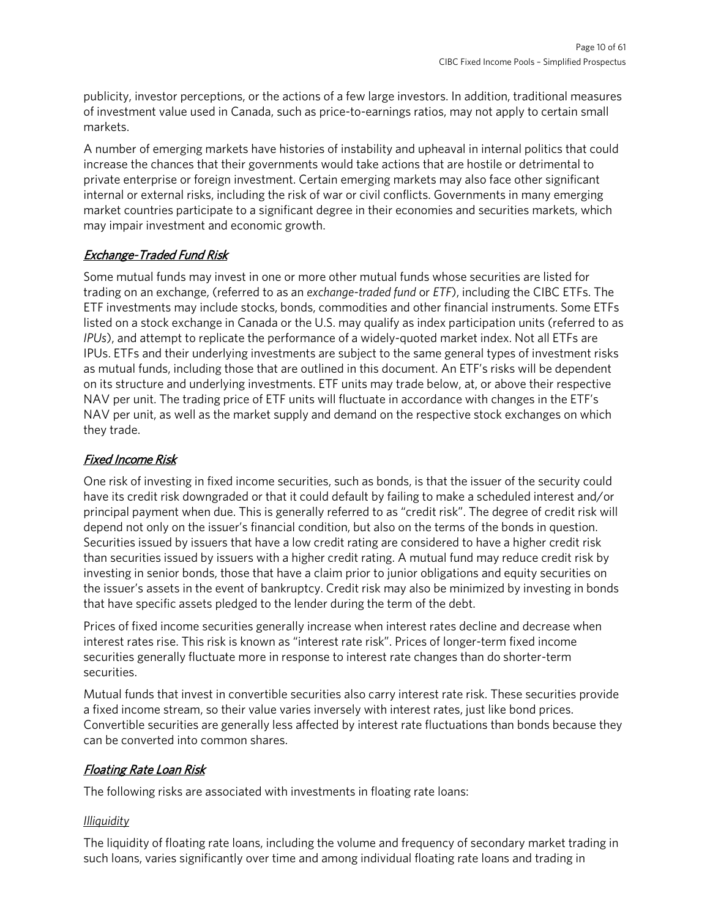publicity, investor perceptions, or the actions of a few large investors. In addition, traditional measures of investment value used in Canada, such as price-to-earnings ratios, may not apply to certain small markets.

A number of emerging markets have histories of instability and upheaval in internal politics that could increase the chances that their governments would take actions that are hostile or detrimental to private enterprise or foreign investment. Certain emerging markets may also face other significant internal or external risks, including the risk of war or civil conflicts. Governments in many emerging market countries participate to a significant degree in their economies and securities markets, which may impair investment and economic growth.

### *Exchange-Traded Fund Risk*

Some mutual funds may invest in one or more other mutual funds whose securities are listed for trading on an exchange, (referred to as an *exchange-traded fund* or *ETF*), including the CIBC ETFs. The ETF investments may include stocks, bonds, commodities and other financial instruments. Some ETFs listed on a stock exchange in Canada or the U.S. may qualify as index participation units (referred to as *IPUs*), and attempt to replicate the performance of a widely-quoted market index. Not all ETFs are IPUs. ETFs and their underlying investments are subject to the same general types of investment risks as mutual funds, including those that are outlined in this document. An ETF's risks will be dependent on its structure and underlying investments. ETF units may trade below, at, or above their respective NAV per unit. The trading price of ETF units will fluctuate in accordance with changes in the ETF's NAV per unit, as well as the market supply and demand on the respective stock exchanges on which they trade.

### *Fixed Income Risk*

One risk of investing in fixed income securities, such as bonds, is that the issuer of the security could have its credit risk downgraded or that it could default by failing to make a scheduled interest and/or principal payment when due. This is generally referred to as "credit risk". The degree of credit risk will depend not only on the issuer's financial condition, but also on the terms of the bonds in question. Securities issued by issuers that have a low credit rating are considered to have a higher credit risk than securities issued by issuers with a higher credit rating. A mutual fund may reduce credit risk by investing in senior bonds, those that have a claim prior to junior obligations and equity securities on the issuer's assets in the event of bankruptcy. Credit risk may also be minimized by investing in bonds that have specific assets pledged to the lender during the term of the debt.

Prices of fixed income securities generally increase when interest rates decline and decrease when interest rates rise. This risk is known as "interest rate risk". Prices of longer-term fixed income securities generally fluctuate more in response to interest rate changes than do shorter-term securities.

Mutual funds that invest in convertible securities also carry interest rate risk. These securities provide a fixed income stream, so their value varies inversely with interest rates, just like bond prices. Convertible securities are generally less affected by interest rate fluctuations than bonds because they can be converted into common shares.

### *Floating Rate Loan Risk*

The following risks are associated with investments in floating rate loans:

#### *Illiquidity*

The liquidity of floating rate loans, including the volume and frequency of secondary market trading in such loans, varies significantly over time and among individual floating rate loans and trading in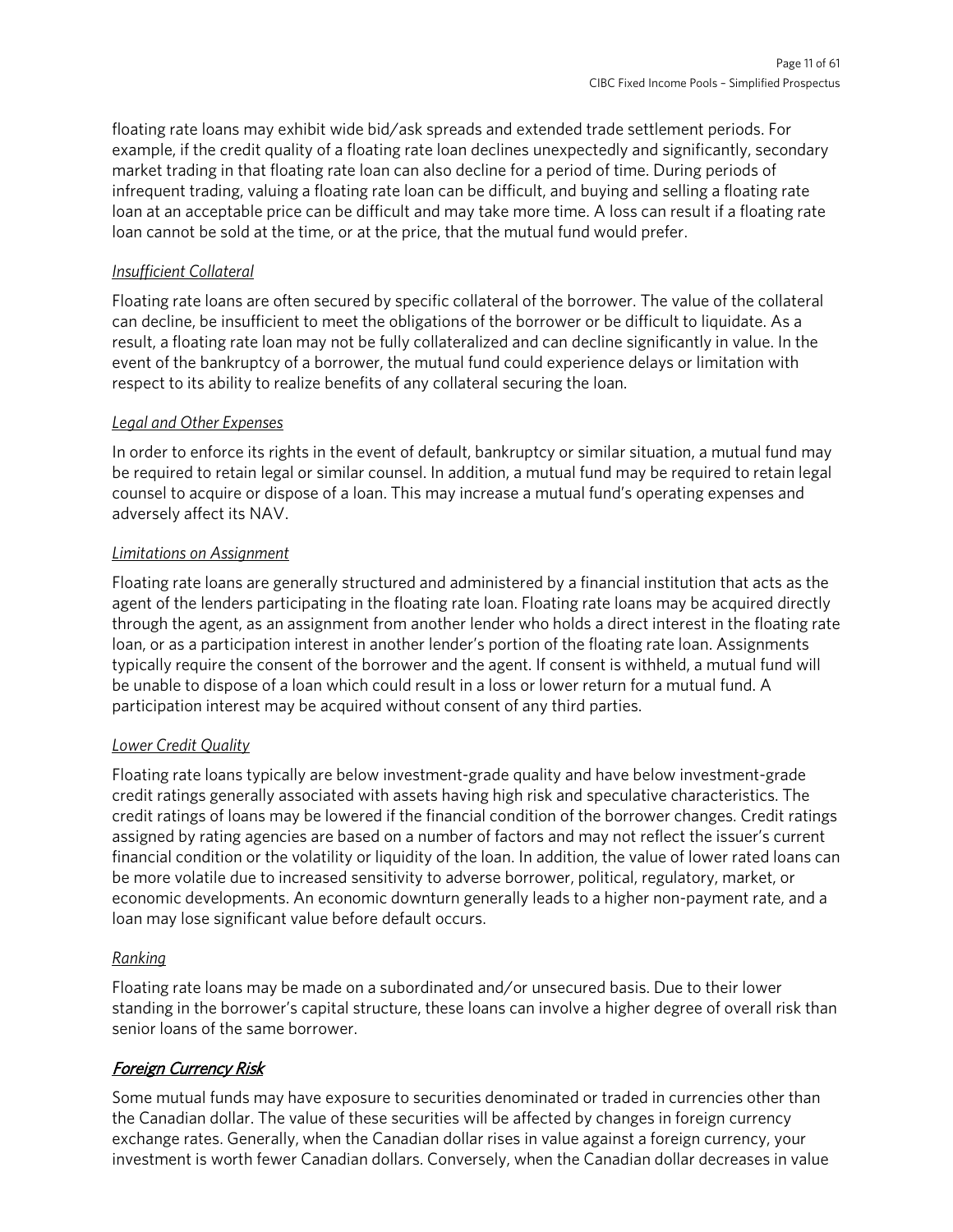floating rate loans may exhibit wide bid/ask spreads and extended trade settlement periods. For example, if the credit quality of a floating rate loan declines unexpectedly and significantly, secondary market trading in that floating rate loan can also decline for a period of time. During periods of infrequent trading, valuing a floating rate loan can be difficult, and buying and selling a floating rate loan at an acceptable price can be difficult and may take more time. A loss can result if a floating rate loan cannot be sold at the time, or at the price, that the mutual fund would prefer.

*Insufficient Collateral*

Floating rate loans are often secured by specific collateral of the borrower. The value of the collateral can decline, be insufficient to meet the obligations of the borrower or be difficult to liquidate. As a result, a floating rate loan may not be fully collateralized and can decline significantly in value. In the event of the bankruptcy of a borrower, the mutual fund could experience delays or limitation with respect to its ability to realize benefits of any collateral securing the loan.

*Legal and Other Expenses*

In order to enforce its rights in the event of default, bankruptcy or similar situation, a mutual fund may be required to retain legal or similar counsel. In addition, a mutual fund may be required to retain legal counsel to acquire or dispose of a loan. This may increase a mutual fund's operating expenses and adversely affect its NAV.

*Limitations on Assignment*

Floating rate loans are generally structured and administered by a financial institution that acts as the agent of the lenders participating in the floating rate loan. Floating rate loans may be acquired directly through the agent, as an assignment from another lender who holds a direct interest in the floating rate loan, or as a participation interest in another lender's portion of the floating rate loan. Assignments typically require the consent of the borrower and the agent. If consent is withheld, a mutual fund will be unable to dispose of a loan which could result in a loss or lower return for a mutual fund. A participation interest may be acquired without consent of any third parties.

*Lower Credit Quality*

Floating rate loans typically are below investment-grade quality and have below investment-grade credit ratings generally associated with assets having high risk and speculative characteristics. The credit ratings of loans may be lowered if the financial condition of the borrower changes. Credit ratings assigned by rating agencies are based on a number of factors and may not reflect the issuer's current financial condition or the volatility or liquidity of the loan. In addition, the value of lower rated loans can be more volatile due to increased sensitivity to adverse borrower, political, regulatory, market, or economic developments. An economic downturn generally leads to a higher non-payment rate, and a loan may lose significant value before default occurs.

*Ranking*

Floating rate loans may be made on a subordinated and/or unsecured basis. Due to their lower standing in the borrower's capital structure, these loans can involve a higher degree of overall risk than senior loans of the same borrower.

### *Foreign Currency Risk*

Some mutual funds may have exposure to securities denominated or traded in currencies other than the Canadian dollar. The value of these securities will be affected by changes in foreign currency exchange rates. Generally, when the Canadian dollar rises in value against a foreign currency, your investment is worth fewer Canadian dollars. Conversely, when the Canadian dollar decreases in value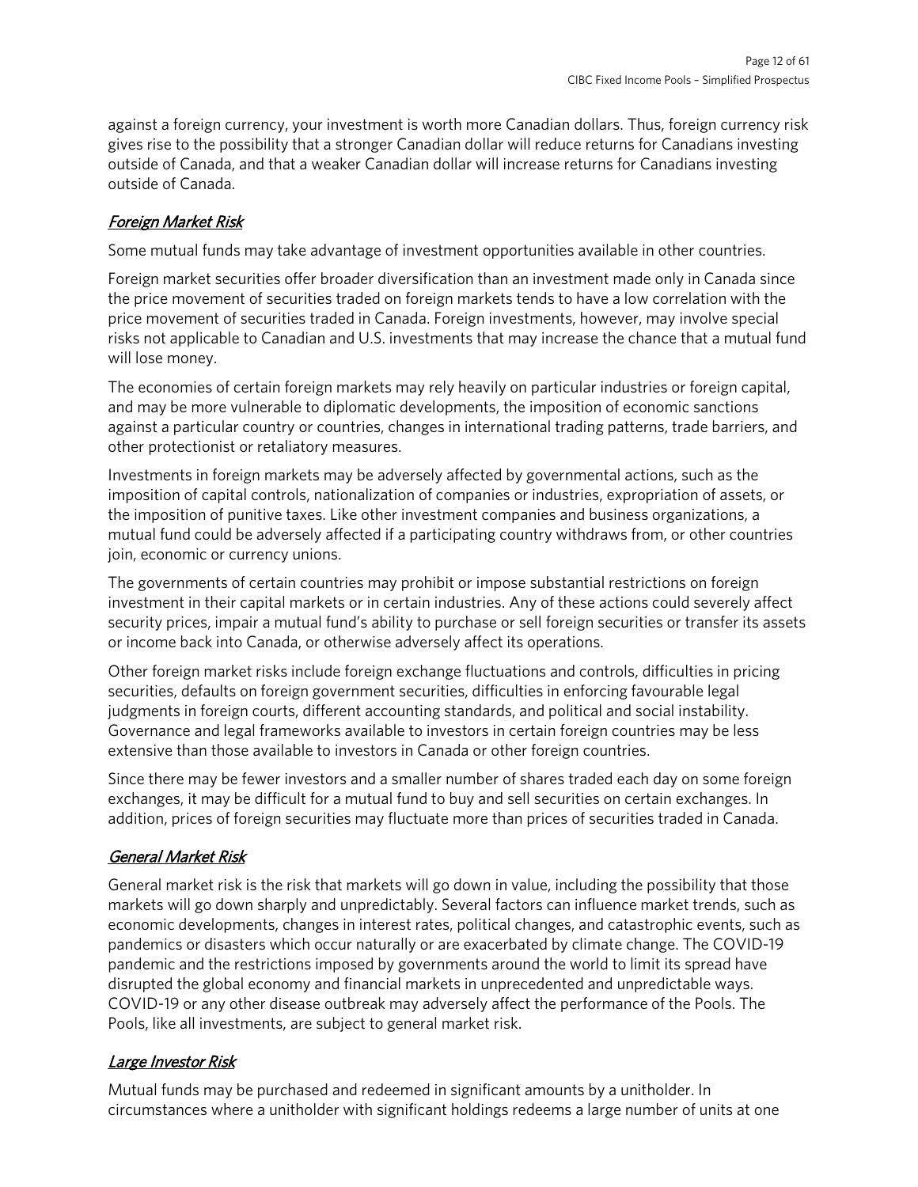against a foreign currency, your investment is worth more Canadian dollars. Thus, foreign currency risk gives rise to the possibility that a stronger Canadian dollar will reduce returns for Canadians investing outside of Canada, and that a weaker Canadian dollar will increase returns for Canadians investing outside of Canada.

### *Foreign Market Risk*

Some mutual funds may take advantage of investment opportunities available in other countries.

Foreign market securities offer broader diversification than an investment made only in Canada since the price movement of securities traded on foreign markets tends to have a low correlation with the price movement of securities traded in Canada. Foreign investments, however, may involve special risks not applicable to Canadian and U.S. investments that may increase the chance that a mutual fund will lose money.

The economies of certain foreign markets may rely heavily on particular industries or foreign capital, and may be more vulnerable to diplomatic developments, the imposition of economic sanctions against a particular country or countries, changes in international trading patterns, trade barriers, and other protectionist or retaliatory measures.

Investments in foreign markets may be adversely affected by governmental actions, such as the imposition of capital controls, nationalization of companies or industries, expropriation of assets, or the imposition of punitive taxes. Like other investment companies and business organizations, a mutual fund could be adversely affected if a participating country withdraws from, or other countries join, economic or currency unions.

The governments of certain countries may prohibit or impose substantial restrictions on foreign investment in their capital markets or in certain industries. Any of these actions could severely affect security prices, impair a mutual fund's ability to purchase or sell foreign securities or transfer its assets or income back into Canada, or otherwise adversely affect its operations.

Other foreign market risks include foreign exchange fluctuations and controls, difficulties in pricing securities, defaults on foreign government securities, difficulties in enforcing favourable legal judgments in foreign courts, different accounting standards, and political and social instability. Governance and legal frameworks available to investors in certain foreign countries may be less extensive than those available to investors in Canada or other foreign countries.

Since there may be fewer investors and a smaller number of shares traded each day on some foreign exchanges, it may be difficult for a mutual fund to buy and sell securities on certain exchanges. In addition, prices of foreign securities may fluctuate more than prices of securities traded in Canada.

### *General Market Risk*

General market risk is the risk that markets will go down in value, including the possibility that those markets will go down sharply and unpredictably. Several factors can influence market trends, such as economic developments, changes in interest rates, political changes, and catastrophic events, such as pandemics or disasters which occur naturally or are exacerbated by climate change. The COVID-19 pandemic and the restrictions imposed by governments around the world to limit its spread have disrupted the global economy and financial markets in unprecedented and unpredictable ways. COVID-19 or any other disease outbreak may adversely affect the performance of the Pools. The Pools, like all investments, are subject to general market risk.

### *Large Investor Risk*

Mutual funds may be purchased and redeemed in significant amounts by a unitholder. In circumstances where a unitholder with significant holdings redeems a large number of units at one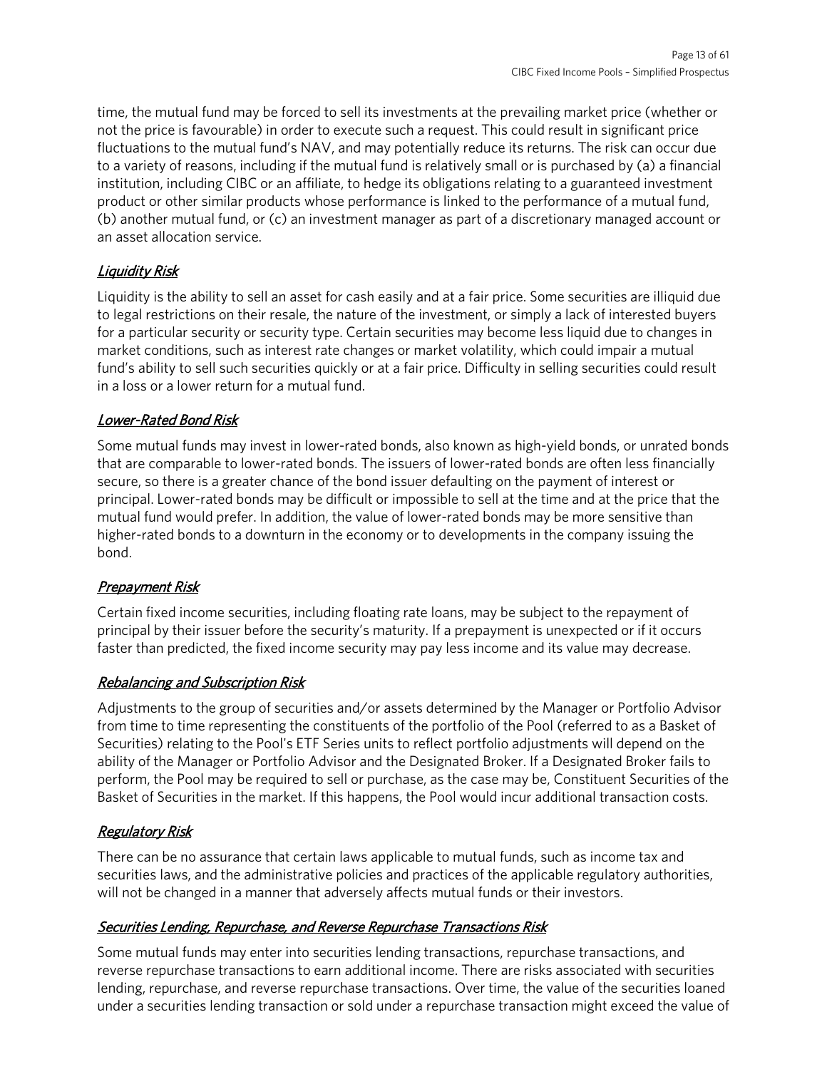time, the mutual fund may be forced to sell its investments at the prevailing market price (whether or not the price is favourable) in order to execute such a request. This could result in significant price fluctuations to the mutual fund's NAV, and may potentially reduce its returns. The risk can occur due to a variety of reasons, including if the mutual fund is relatively small or is purchased by (a) a financial institution, including CIBC or an affiliate, to hedge its obligations relating to a guaranteed investment product or other similar products whose performance is linked to the performance of a mutual fund, (b) another mutual fund, or (c) an investment manager as part of a discretionary managed account or an asset allocation service.

### *Liquidity Risk*

Liquidity is the ability to sell an asset for cash easily and at a fair price. Some securities are illiquid due to legal restrictions on their resale, the nature of the investment, or simply a lack of interested buyers for a particular security or security type. Certain securities may become less liquid due to changes in market conditions, such as interest rate changes or market volatility, which could impair a mutual fund's ability to sell such securities quickly or at a fair price. Difficulty in selling securities could result in a loss or a lower return for a mutual fund.

### *Lower-Rated Bond Risk*

Some mutual funds may invest in lower-rated bonds, also known as high-yield bonds, or unrated bonds that are comparable to lower-rated bonds. The issuers of lower-rated bonds are often less financially secure, so there is a greater chance of the bond issuer defaulting on the payment of interest or principal. Lower-rated bonds may be difficult or impossible to sell at the time and at the price that the mutual fund would prefer. In addition, the value of lower-rated bonds may be more sensitive than higher-rated bonds to a downturn in the economy or to developments in the company issuing the bond.

### *Prepayment Risk*

Certain fixed income securities, including floating rate loans, may be subject to the repayment of principal by their issuer before the security's maturity. If a prepayment is unexpected or if it occurs faster than predicted, the fixed income security may pay less income and its value may decrease.

### *Rebalancing and Subscription Risk*

Adjustments to the group of securities and/or assets determined by the Manager or Portfolio Advisor from time to time representing the constituents of the portfolio of the Pool (referred to as a Basket of Securities) relating to the Pool's ETF Series units to reflect portfolio adjustments will depend on the ability of the Manager or Portfolio Advisor and the Designated Broker. If a Designated Broker fails to perform, the Pool may be required to sell or purchase, as the case may be, Constituent Securities of the Basket of Securities in the market. If this happens, the Pool would incur additional transaction costs.

### *Regulatory Risk*

There can be no assurance that certain laws applicable to mutual funds, such as income tax and securities laws, and the administrative policies and practices of the applicable regulatory authorities, will not be changed in a manner that adversely affects mutual funds or their investors.

### *Securities Lending, Repurchase, and Reverse Repurchase Transactions Risk*

Some mutual funds may enter into securities lending transactions, repurchase transactions, and reverse repurchase transactions to earn additional income. There are risks associated with securities lending, repurchase, and reverse repurchase transactions. Over time, the value of the securities loaned under a securities lending transaction or sold under a repurchase transaction might exceed the value of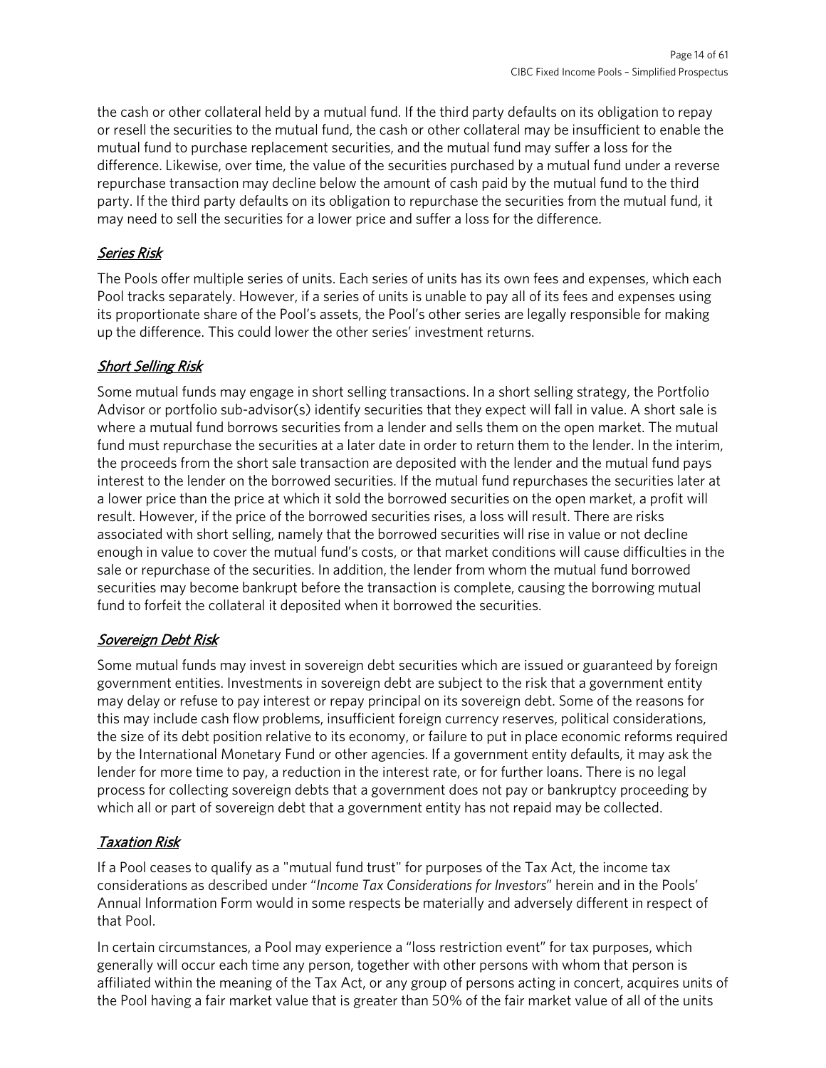the cash or other collateral held by a mutual fund. If the third party defaults on its obligation to repay or resell the securities to the mutual fund, the cash or other collateral may be insufficient to enable the mutual fund to purchase replacement securities, and the mutual fund may suffer a loss for the difference. Likewise, over time, the value of the securities purchased by a mutual fund under a reverse repurchase transaction may decline below the amount of cash paid by the mutual fund to the third party. If the third party defaults on its obligation to repurchase the securities from the mutual fund, it may need to sell the securities for a lower price and suffer a loss for the difference.

### *Series Risk*

The Pools offer multiple series of units. Each series of units has its own fees and expenses, which each Pool tracks separately. However, if a series of units is unable to pay all of its fees and expenses using its proportionate share of the Pool's assets, the Pool's other series are legally responsible for making up the difference. This could lower the other series' investment returns.

### *Short Selling Risk*

Some mutual funds may engage in short selling transactions. In a short selling strategy, the Portfolio Advisor or portfolio sub-advisor(s) identify securities that they expect will fall in value. A short sale is where a mutual fund borrows securities from a lender and sells them on the open market. The mutual fund must repurchase the securities at a later date in order to return them to the lender. In the interim, the proceeds from the short sale transaction are deposited with the lender and the mutual fund pays interest to the lender on the borrowed securities. If the mutual fund repurchases the securities later at a lower price than the price at which it sold the borrowed securities on the open market, a profit will result. However, if the price of the borrowed securities rises, a loss will result. There are risks associated with short selling, namely that the borrowed securities will rise in value or not decline enough in value to cover the mutual fund's costs, or that market conditions will cause difficulties in the sale or repurchase of the securities. In addition, the lender from whom the mutual fund borrowed securities may become bankrupt before the transaction is complete, causing the borrowing mutual fund to forfeit the collateral it deposited when it borrowed the securities.

### *Sovereign Debt Risk*

Some mutual funds may invest in sovereign debt securities which are issued or guaranteed by foreign government entities. Investments in sovereign debt are subject to the risk that a government entity may delay or refuse to pay interest or repay principal on its sovereign debt. Some of the reasons for this may include cash flow problems, insufficient foreign currency reserves, political considerations, the size of its debt position relative to its economy, or failure to put in place economic reforms required by the International Monetary Fund or other agencies. If a government entity defaults, it may ask the lender for more time to pay, a reduction in the interest rate, or for further loans. There is no legal process for collecting sovereign debts that a government does not pay or bankruptcy proceeding by which all or part of sovereign debt that a government entity has not repaid may be collected.

### *Taxation Risk*

If a Pool ceases to qualify as a "mutual fund trust" for purposes of the Tax Act, the income tax considerations as described under "*Income Tax Considerations for Investors*" herein and in the Pools' Annual Information Form would in some respects be materially and adversely different in respect of that Pool.

In certain circumstances, a Pool may experience a "loss restriction event" for tax purposes, which generally will occur each time any person, together with other persons with whom that person is affiliated within the meaning of the Tax Act, or any group of persons acting in concert, acquires units of the Pool having a fair market value that is greater than 50% of the fair market value of all of the units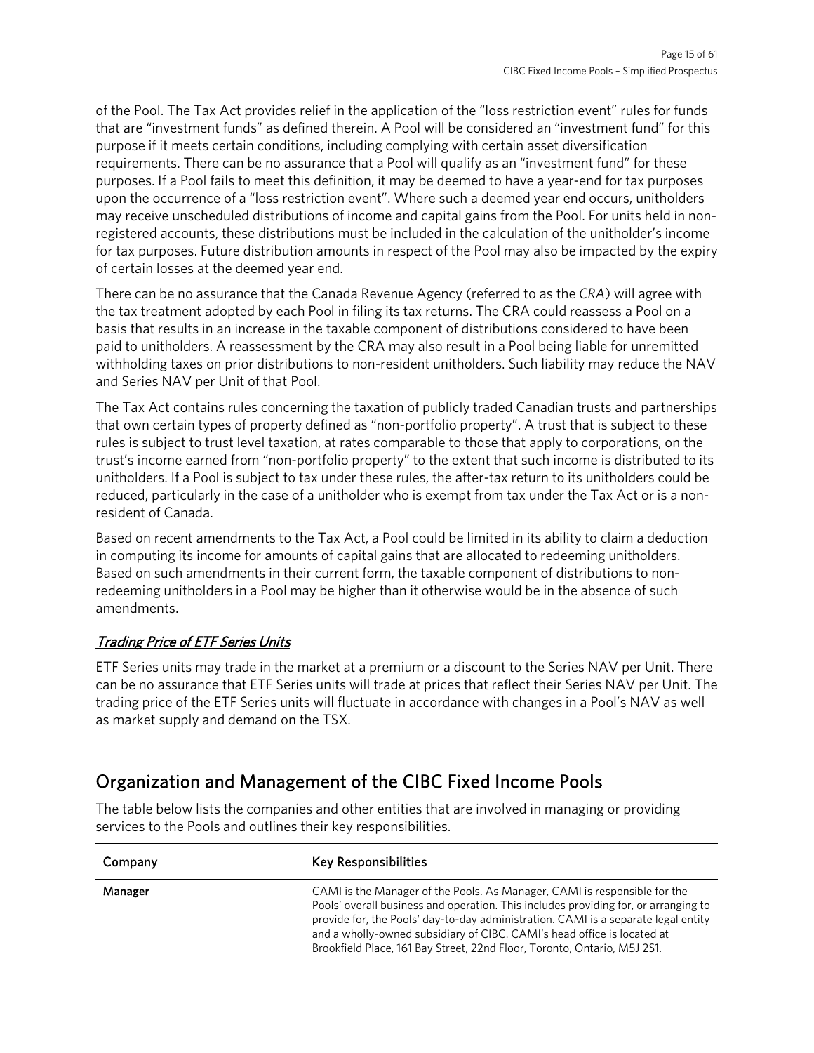of the Pool. The Tax Act provides relief in the application of the "loss restriction event" rules for funds that are "investment funds" as defined therein. A Pool will be considered an "investment fund" for this purpose if it meets certain conditions, including complying with certain asset diversification requirements. There can be no assurance that a Pool will qualify as an "investment fund" for these purposes. If a Pool fails to meet this definition, it may be deemed to have a year-end for tax purposes upon the occurrence of a "loss restriction event". Where such a deemed year end occurs, unitholders may receive unscheduled distributions of income and capital gains from the Pool. For units held in non-registered accounts, these distributions must be included in the calculation of the unitholder's income for tax purposes. Future distribution amounts in respect of the Pool may also be impacted by the expiry of certain losses at the deemed year end.

There can be no assurance that the Canada Revenue Agency (referred to as the *CRA*) will agree with the tax treatment adopted by each Pool in filing its tax returns. The CRA could reassess a Pool on a basis that results in an increase in the taxable component of distributions considered to have been paid to unitholders. A reassessment by the CRA may also result in a Pool being liable for unremitted withholding taxes on prior distributions to non-resident unitholders. Such liability may reduce the NAV and Series NAV per Unit of that Pool.

The Tax Act contains rules concerning the taxation of publicly traded Canadian trusts and partnerships that own certain types of property defined as "non-portfolio property". A trust that is subject to these rules is subject to trust level taxation, at rates comparable to those that apply to corporations, on the trust's income earned from "non-portfolio property" to the extent that such income is distributed to its unitholders. If a Pool is subject to tax under these rules, the after-tax return to its unitholders could be reduced, particularly in the case of a unitholder who is exempt from tax under the Tax Act or is a non-resident of Canada.

Based on recent amendments to the Tax Act, a Pool could be limited in its ability to claim a deduction in computing its income for amounts of capital gains that are allocated to redeeming unitholders. Based on such amendments in their current form, the taxable component of distributions to non-redeeming unitholders in a Pool may be higher than it otherwise would be in the absence of such amendments.

***Trading Price of ETF Series Units***

ETF Series units may trade in the market at a premium or a discount to the Series NAV per Unit. There can be no assurance that ETF Series units will trade at prices that reflect their Series NAV per Unit. The trading price of the ETF Series units will fluctuate in accordance with changes in a Pool's NAV as well as market supply and demand on the TSX.

## Organization and Management of the CIBC Fixed Income Pools

The table below lists the companies and other entities that are involved in managing or providing services to the Pools and outlines their key responsibilities.

| Company | Key Responsibilities |
|---|---|
| **Manager** | CAMI is the Manager of the Pools. As Manager, CAMI is responsible for the Pools' overall business and operation. This includes providing for, or arranging to provide for, the Pools' day-to-day administration. CAMI is a separate legal entity and a wholly-owned subsidiary of CIBC. CAMI's head office is located at Brookfield Place, 161 Bay Street, 22nd Floor, Toronto, Ontario, M5J 2S1. |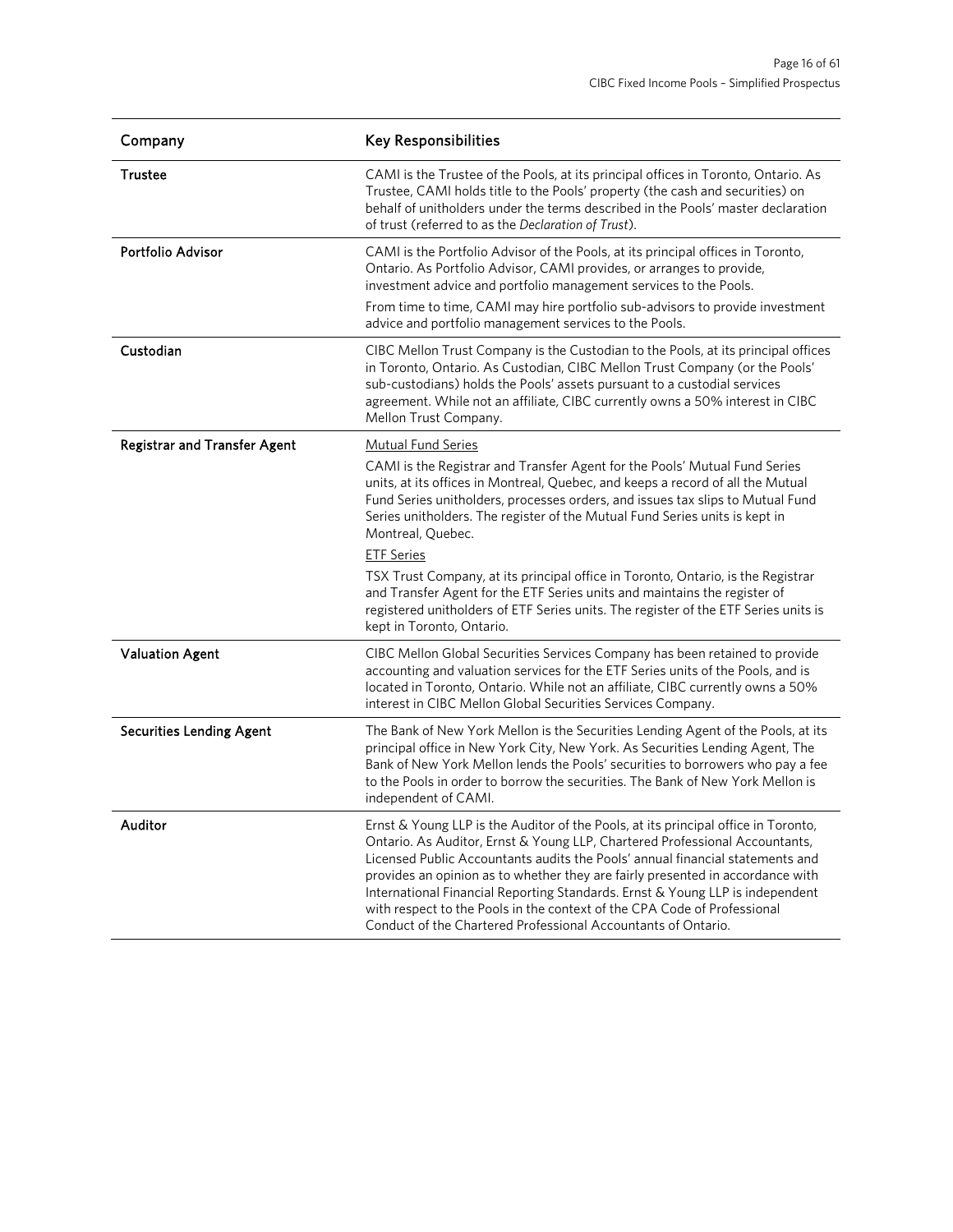| Company | Key Responsibilities |
| --- | --- |
| **Trustee** | CAMI is the Trustee of the Pools, at its principal offices in Toronto, Ontario. As Trustee, CAMI holds title to the Pools' property (the cash and securities) on behalf of unitholders under the terms described in the Pools' master declaration of trust (referred to as the *Declaration of Trust*). |
| **Portfolio Advisor** | CAMI is the Portfolio Advisor of the Pools, at its principal offices in Toronto, Ontario. As Portfolio Advisor, CAMI provides, or arranges to provide, investment advice and portfolio management services to the Pools.<br>From time to time, CAMI may hire portfolio sub-advisors to provide investment advice and portfolio management services to the Pools. |
| **Custodian** | CIBC Mellon Trust Company is the Custodian to the Pools, at its principal offices in Toronto, Ontario. As Custodian, CIBC Mellon Trust Company (or the Pools' sub-custodians) holds the Pools' assets pursuant to a custodial services agreement. While not an affiliate, CIBC currently owns a 50% interest in CIBC Mellon Trust Company. |
| **Registrar and Transfer Agent** | <u>Mutual Fund Series</u><br>CAMI is the Registrar and Transfer Agent for the Pools' Mutual Fund Series units, at its offices in Montreal, Quebec, and keeps a record of all the Mutual Fund Series unitholders, processes orders, and issues tax slips to Mutual Fund Series unitholders. The register of the Mutual Fund Series units is kept in Montreal, Quebec.<br><u>ETF Series</u><br>TSX Trust Company, at its principal office in Toronto, Ontario, is the Registrar and Transfer Agent for the ETF Series units and maintains the register of registered unitholders of ETF Series units. The register of the ETF Series units is kept in Toronto, Ontario. |
| **Valuation Agent** | CIBC Mellon Global Securities Services Company has been retained to provide accounting and valuation services for the ETF Series units of the Pools, and is located in Toronto, Ontario. While not an affiliate, CIBC currently owns a 50% interest in CIBC Mellon Global Securities Services Company. |
| **Securities Lending Agent** | The Bank of New York Mellon is the Securities Lending Agent of the Pools, at its principal office in New York City, New York. As Securities Lending Agent, The Bank of New York Mellon lends the Pools' securities to borrowers who pay a fee to the Pools in order to borrow the securities. The Bank of New York Mellon is independent of CAMI. |
| **Auditor** | Ernst & Young LLP is the Auditor of the Pools, at its principal office in Toronto, Ontario. As Auditor, Ernst & Young LLP, Chartered Professional Accountants, Licensed Public Accountants audits the Pools' annual financial statements and provides an opinion as to whether they are fairly presented in accordance with International Financial Reporting Standards. Ernst & Young LLP is independent with respect to the Pools in the context of the CPA Code of Professional Conduct of the Chartered Professional Accountants of Ontario. |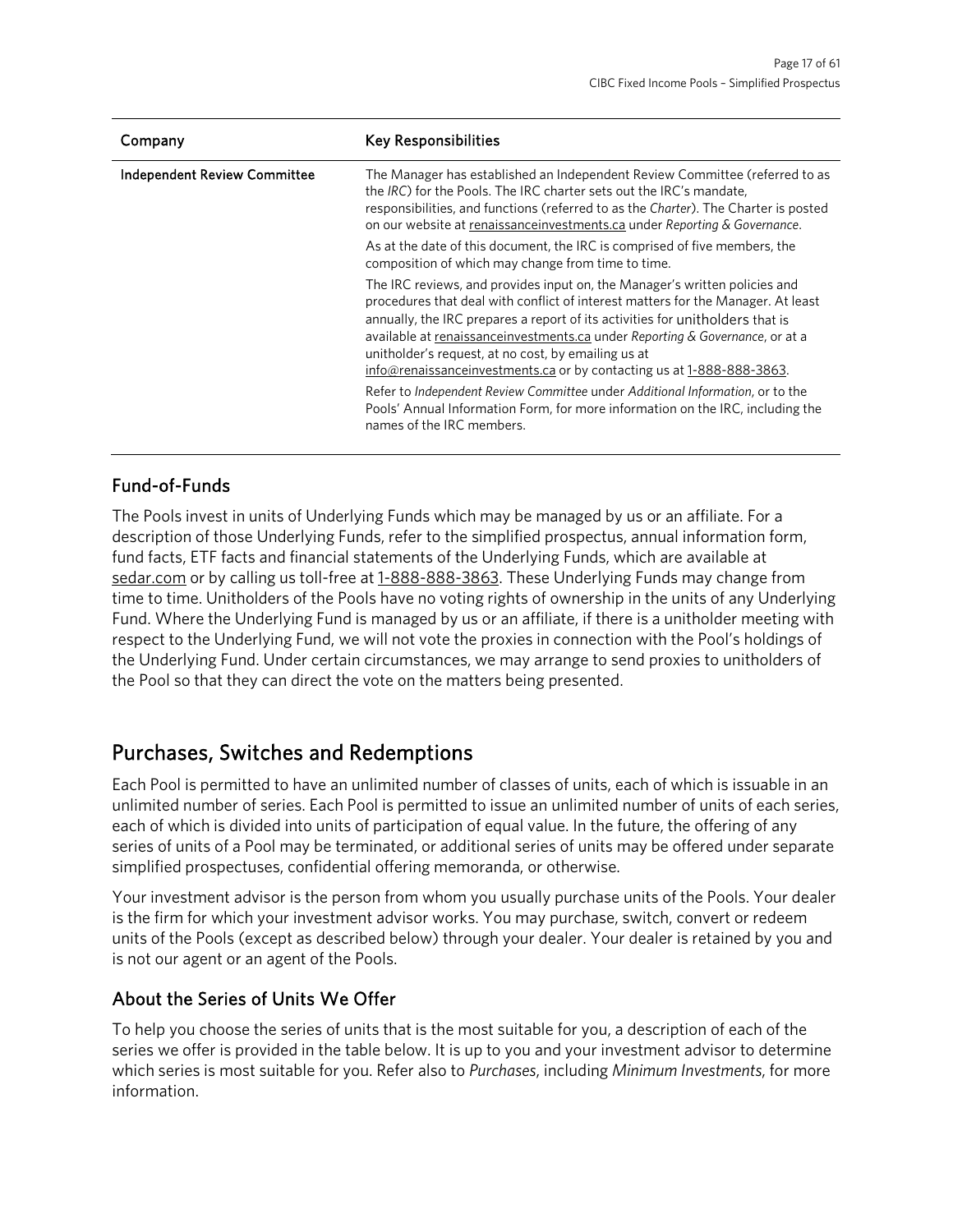| Company | Key Responsibilities |
| --- | --- |
| **Independent Review Committee** | The Manager has established an Independent Review Committee (referred to as the *IRC*) for the Pools. The IRC charter sets out the IRC's mandate, responsibilities, and functions (referred to as the *Charter*). The Charter is posted on our website at renaissanceinvestments.ca under *Reporting & Governance*.<br><br>As at the date of this document, the IRC is comprised of five members, the composition of which may change from time to time.<br><br>The IRC reviews, and provides input on, the Manager's written policies and procedures that deal with conflict of interest matters for the Manager. At least annually, the IRC prepares a report of its activities for unitholders that is available at renaissanceinvestments.ca under *Reporting & Governance*, or at a unitholder's request, at no cost, by emailing us at info@renaissanceinvestments.ca or by contacting us at 1-888-888-3863.<br><br>Refer to *Independent Review Committee* under *Additional Information*, or to the Pools' Annual Information Form, for more information on the IRC, including the names of the IRC members. |

## Fund-of-Funds

The Pools invest in units of Underlying Funds which may be managed by us or an affiliate. For a description of those Underlying Funds, refer to the simplified prospectus, annual information form, fund facts, ETF facts and financial statements of the Underlying Funds, which are available at sedar.com or by calling us toll-free at 1-888-888-3863. These Underlying Funds may change from time to time. Unitholders of the Pools have no voting rights of ownership in the units of any Underlying Fund. Where the Underlying Fund is managed by us or an affiliate, if there is a unitholder meeting with respect to the Underlying Fund, we will not vote the proxies in connection with the Pool's holdings of the Underlying Fund. Under certain circumstances, we may arrange to send proxies to unitholders of the Pool so that they can direct the vote on the matters being presented.

# Purchases, Switches and Redemptions

Each Pool is permitted to have an unlimited number of classes of units, each of which is issuable in an unlimited number of series. Each Pool is permitted to issue an unlimited number of units of each series, each of which is divided into units of participation of equal value. In the future, the offering of any series of units of a Pool may be terminated, or additional series of units may be offered under separate simplified prospectuses, confidential offering memoranda, or otherwise.

Your investment advisor is the person from whom you usually purchase units of the Pools. Your dealer is the firm for which your investment advisor works. You may purchase, switch, convert or redeem units of the Pools (except as described below) through your dealer. Your dealer is retained by you and is not our agent or an agent of the Pools.

## About the Series of Units We Offer

To help you choose the series of units that is the most suitable for you, a description of each of the series we offer is provided in the table below. It is up to you and your investment advisor to determine which series is most suitable for you. Refer also to *Purchases*, including *Minimum Investments*, for more information.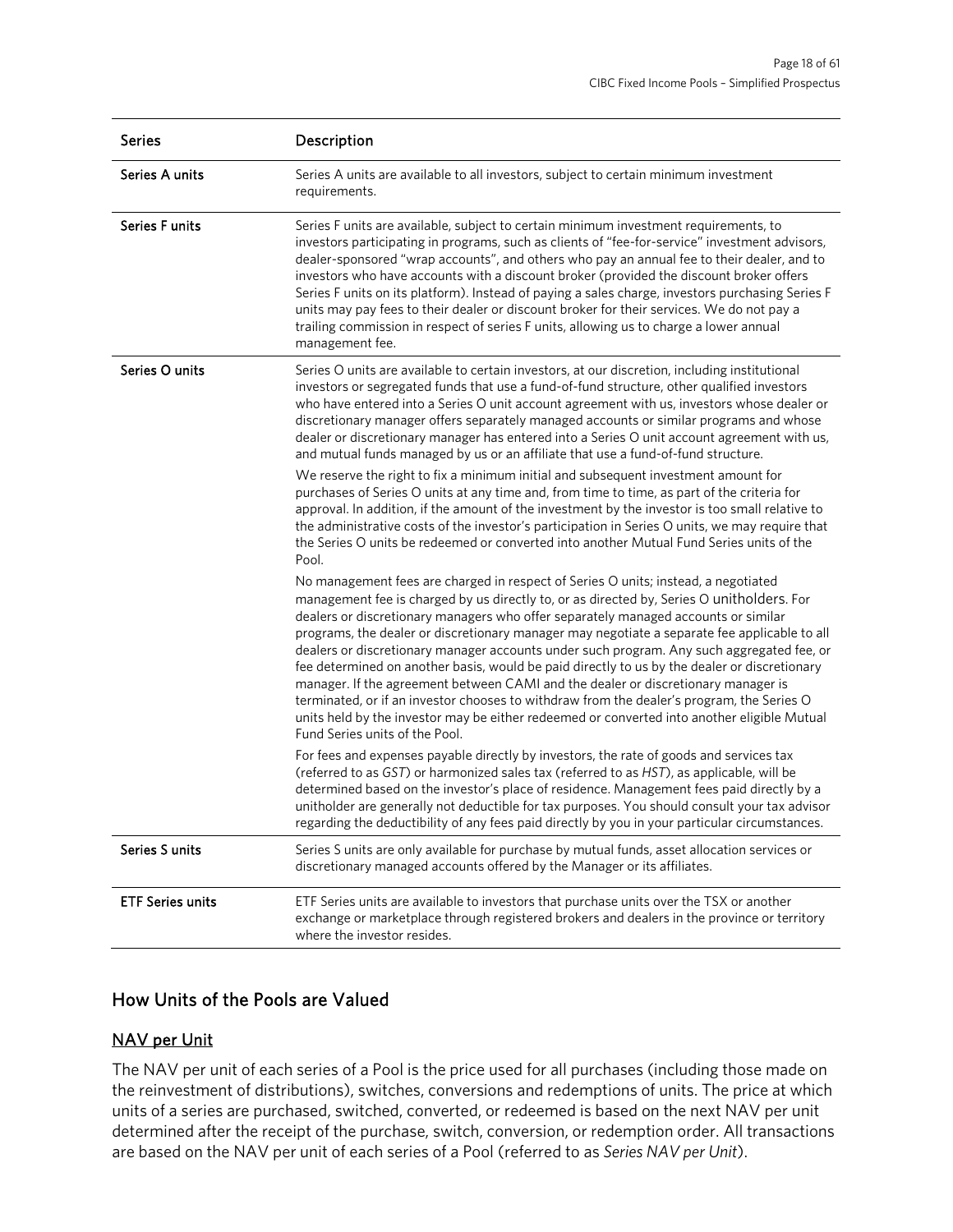| Series | Description |
|---|---|
| Series A units | Series A units are available to all investors, subject to certain minimum investment requirements. |
| Series F units | Series F units are available, subject to certain minimum investment requirements, to investors participating in programs, such as clients of "fee-for-service" investment advisors, dealer-sponsored "wrap accounts", and others who pay an annual fee to their dealer, and to investors who have accounts with a discount broker (provided the discount broker offers Series F units on its platform). Instead of paying a sales charge, investors purchasing Series F units may pay fees to their dealer or discount broker for their services. We do not pay a trailing commission in respect of series F units, allowing us to charge a lower annual management fee. |
| Series O units | Series O units are available to certain investors, at our discretion, including institutional investors or segregated funds that use a fund-of-fund structure, other qualified investors who have entered into a Series O unit account agreement with us, investors whose dealer or discretionary manager offers separately managed accounts or similar programs and whose dealer or discretionary manager has entered into a Series O unit account agreement with us, and mutual funds managed by us or an affiliate that use a fund-of-fund structure.<br><br>We reserve the right to fix a minimum initial and subsequent investment amount for purchases of Series O units at any time and, from time to time, as part of the criteria for approval. In addition, if the amount of the investment by the investor is too small relative to the administrative costs of the investor's participation in Series O units, we may require that the Series O units be redeemed or converted into another Mutual Fund Series units of the Pool.<br><br>No management fees are charged in respect of Series O units; instead, a negotiated management fee is charged by us directly to, or as directed by, Series O unitholders. For dealers or discretionary managers who offer separately managed accounts or similar programs, the dealer or discretionary manager may negotiate a separate fee applicable to all dealers or discretionary manager accounts under such program. Any such aggregated fee, or fee determined on another basis, would be paid directly to us by the dealer or discretionary manager. If the agreement between CAMI and the dealer or discretionary manager is terminated, or if an investor chooses to withdraw from the dealer's program, the Series O units held by the investor may be either redeemed or converted into another eligible Mutual Fund Series units of the Pool.<br><br>For fees and expenses payable directly by investors, the rate of goods and services tax (referred to as *GST*) or harmonized sales tax (referred to as *HST*), as applicable, will be determined based on the investor's place of residence. Management fees paid directly by a unitholder are generally not deductible for tax purposes. You should consult your tax advisor regarding the deductibility of any fees paid directly by you in your particular circumstances. |
| Series S units | Series S units are only available for purchase by mutual funds, asset allocation services or discretionary managed accounts offered by the Manager or its affiliates. |
| ETF Series units | ETF Series units are available to investors that purchase units over the TSX or another exchange or marketplace through registered brokers and dealers in the province or territory where the investor resides. |

## How Units of the Pools are Valued

### NAV per Unit

The NAV per unit of each series of a Pool is the price used for all purchases (including those made on the reinvestment of distributions), switches, conversions and redemptions of units. The price at which units of a series are purchased, switched, converted, or redeemed is based on the next NAV per unit determined after the receipt of the purchase, switch, conversion, or redemption order. All transactions are based on the NAV per unit of each series of a Pool (referred to as *Series NAV per Unit*).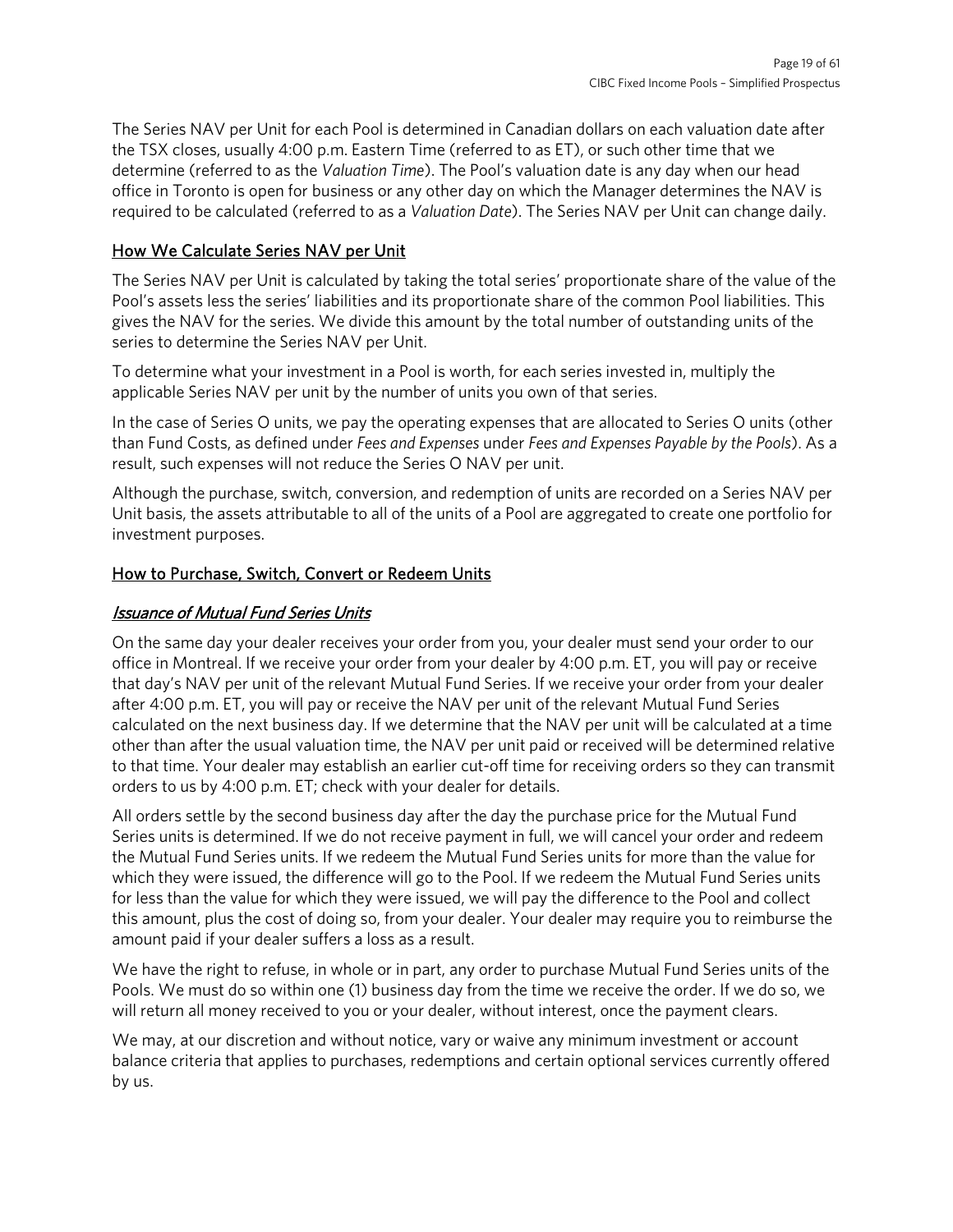The Series NAV per Unit for each Pool is determined in Canadian dollars on each valuation date after the TSX closes, usually 4:00 p.m. Eastern Time (referred to as ET), or such other time that we determine (referred to as the *Valuation Time*). The Pool's valuation date is any day when our head office in Toronto is open for business or any other day on which the Manager determines the NAV is required to be calculated (referred to as a *Valuation Date*). The Series NAV per Unit can change daily.

## How We Calculate Series NAV per Unit

The Series NAV per Unit is calculated by taking the total series' proportionate share of the value of the Pool's assets less the series' liabilities and its proportionate share of the common Pool liabilities. This gives the NAV for the series. We divide this amount by the total number of outstanding units of the series to determine the Series NAV per Unit.

To determine what your investment in a Pool is worth, for each series invested in, multiply the applicable Series NAV per unit by the number of units you own of that series.

In the case of Series O units, we pay the operating expenses that are allocated to Series O units (other than Fund Costs, as defined under *Fees and Expenses* under *Fees and Expenses Payable by the Pools*). As a result, such expenses will not reduce the Series O NAV per unit.

Although the purchase, switch, conversion, and redemption of units are recorded on a Series NAV per Unit basis, the assets attributable to all of the units of a Pool are aggregated to create one portfolio for investment purposes.

## How to Purchase, Switch, Convert or Redeem Units

### *Issuance of Mutual Fund Series Units*

On the same day your dealer receives your order from you, your dealer must send your order to our office in Montreal. If we receive your order from your dealer by 4:00 p.m. ET, you will pay or receive that day's NAV per unit of the relevant Mutual Fund Series. If we receive your order from your dealer after 4:00 p.m. ET, you will pay or receive the NAV per unit of the relevant Mutual Fund Series calculated on the next business day. If we determine that the NAV per unit will be calculated at a time other than after the usual valuation time, the NAV per unit paid or received will be determined relative to that time. Your dealer may establish an earlier cut-off time for receiving orders so they can transmit orders to us by 4:00 p.m. ET; check with your dealer for details.

All orders settle by the second business day after the day the purchase price for the Mutual Fund Series units is determined. If we do not receive payment in full, we will cancel your order and redeem the Mutual Fund Series units. If we redeem the Mutual Fund Series units for more than the value for which they were issued, the difference will go to the Pool. If we redeem the Mutual Fund Series units for less than the value for which they were issued, we will pay the difference to the Pool and collect this amount, plus the cost of doing so, from your dealer. Your dealer may require you to reimburse the amount paid if your dealer suffers a loss as a result.

We have the right to refuse, in whole or in part, any order to purchase Mutual Fund Series units of the Pools. We must do so within one (1) business day from the time we receive the order. If we do so, we will return all money received to you or your dealer, without interest, once the payment clears.

We may, at our discretion and without notice, vary or waive any minimum investment or account balance criteria that applies to purchases, redemptions and certain optional services currently offered by us.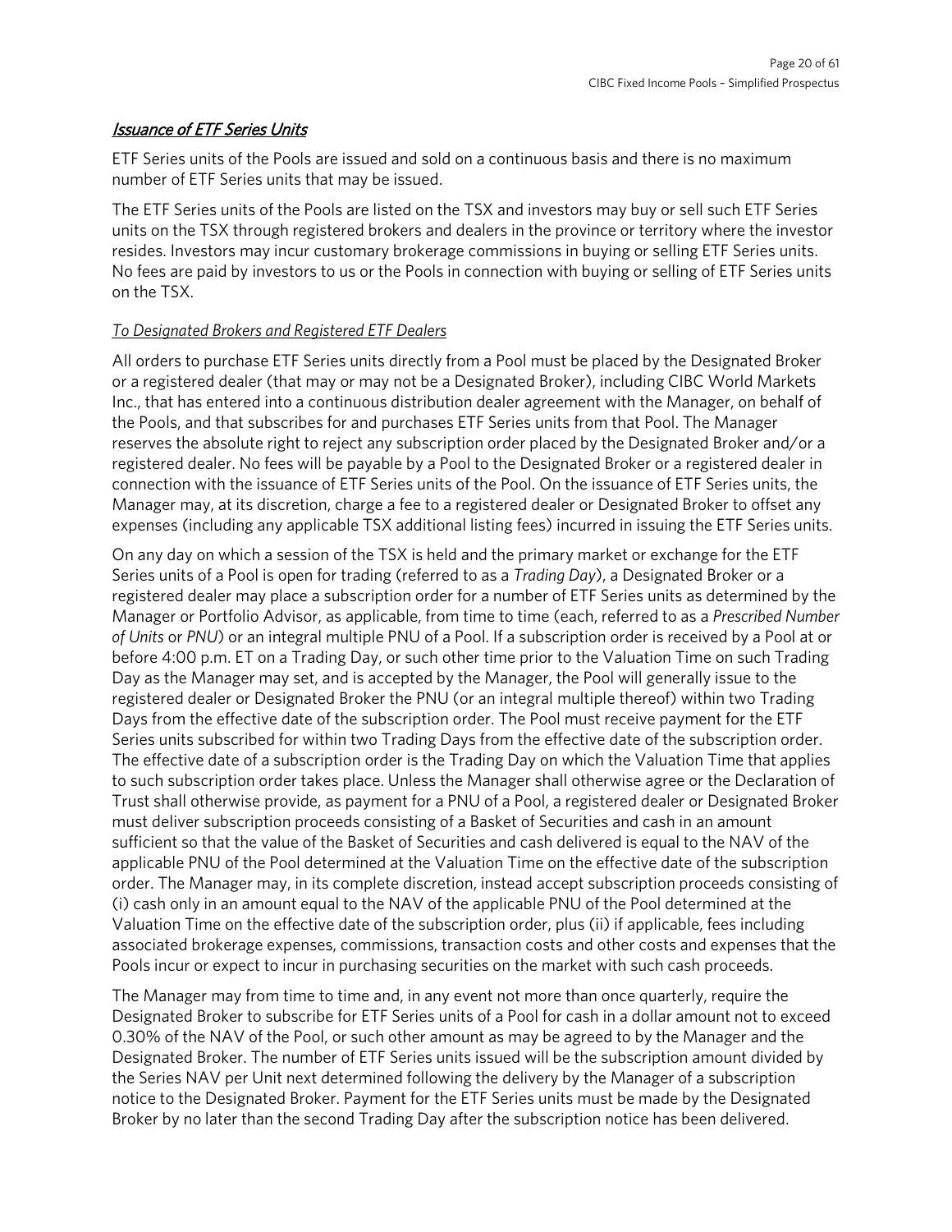### *Issuance of ETF Series Units*

ETF Series units of the Pools are issued and sold on a continuous basis and there is no maximum number of ETF Series units that may be issued.

The ETF Series units of the Pools are listed on the TSX and investors may buy or sell such ETF Series units on the TSX through registered brokers and dealers in the province or territory where the investor resides. Investors may incur customary brokerage commissions in buying or selling ETF Series units. No fees are paid by investors to us or the Pools in connection with buying or selling of ETF Series units on the TSX.

#### *To Designated Brokers and Registered ETF Dealers*

All orders to purchase ETF Series units directly from a Pool must be placed by the Designated Broker or a registered dealer (that may or may not be a Designated Broker), including CIBC World Markets Inc., that has entered into a continuous distribution dealer agreement with the Manager, on behalf of the Pools, and that subscribes for and purchases ETF Series units from that Pool. The Manager reserves the absolute right to reject any subscription order placed by the Designated Broker and/or a registered dealer. No fees will be payable by a Pool to the Designated Broker or a registered dealer in connection with the issuance of ETF Series units of the Pool. On the issuance of ETF Series units, the Manager may, at its discretion, charge a fee to a registered dealer or Designated Broker to offset any expenses (including any applicable TSX additional listing fees) incurred in issuing the ETF Series units.

On any day on which a session of the TSX is held and the primary market or exchange for the ETF Series units of a Pool is open for trading (referred to as a *Trading Day*), a Designated Broker or a registered dealer may place a subscription order for a number of ETF Series units as determined by the Manager or Portfolio Advisor, as applicable, from time to time (each, referred to as a *Prescribed Number of Units* or *PNU*) or an integral multiple PNU of a Pool. If a subscription order is received by a Pool at or before 4:00 p.m. ET on a Trading Day, or such other time prior to the Valuation Time on such Trading Day as the Manager may set, and is accepted by the Manager, the Pool will generally issue to the registered dealer or Designated Broker the PNU (or an integral multiple thereof) within two Trading Days from the effective date of the subscription order. The Pool must receive payment for the ETF Series units subscribed for within two Trading Days from the effective date of the subscription order. The effective date of a subscription order is the Trading Day on which the Valuation Time that applies to such subscription order takes place. Unless the Manager shall otherwise agree or the Declaration of Trust shall otherwise provide, as payment for a PNU of a Pool, a registered dealer or Designated Broker must deliver subscription proceeds consisting of a Basket of Securities and cash in an amount sufficient so that the value of the Basket of Securities and cash delivered is equal to the NAV of the applicable PNU of the Pool determined at the Valuation Time on the effective date of the subscription order. The Manager may, in its complete discretion, instead accept subscription proceeds consisting of (i) cash only in an amount equal to the NAV of the applicable PNU of the Pool determined at the Valuation Time on the effective date of the subscription order, plus (ii) if applicable, fees including associated brokerage expenses, commissions, transaction costs and other costs and expenses that the Pools incur or expect to incur in purchasing securities on the market with such cash proceeds.

The Manager may from time to time and, in any event not more than once quarterly, require the Designated Broker to subscribe for ETF Series units of a Pool for cash in a dollar amount not to exceed 0.30% of the NAV of the Pool, or such other amount as may be agreed to by the Manager and the Designated Broker. The number of ETF Series units issued will be the subscription amount divided by the Series NAV per Unit next determined following the delivery by the Manager of a subscription notice to the Designated Broker. Payment for the ETF Series units must be made by the Designated Broker by no later than the second Trading Day after the subscription notice has been delivered.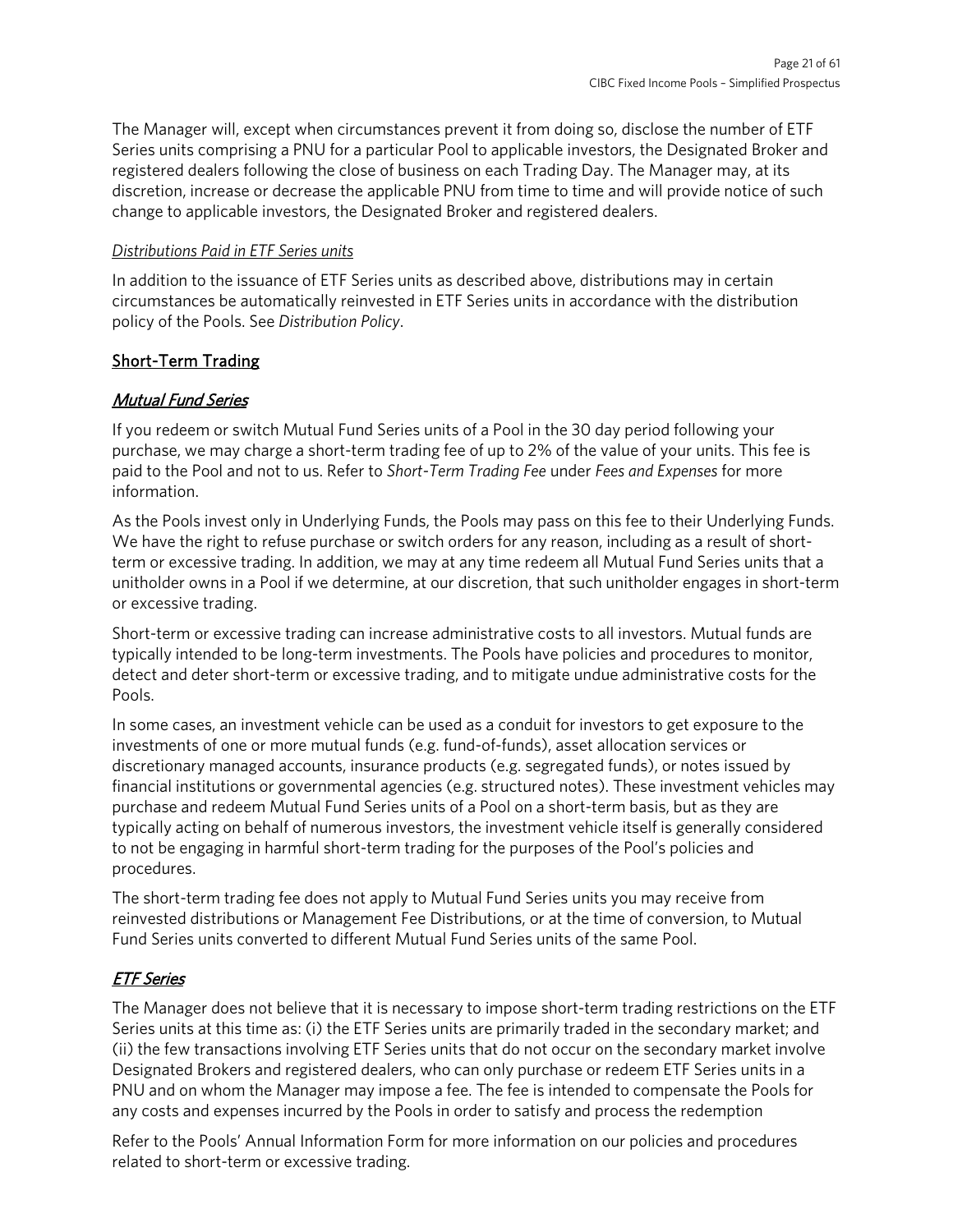The Manager will, except when circumstances prevent it from doing so, disclose the number of ETF Series units comprising a PNU for a particular Pool to applicable investors, the Designated Broker and registered dealers following the close of business on each Trading Day. The Manager may, at its discretion, increase or decrease the applicable PNU from time to time and will provide notice of such change to applicable investors, the Designated Broker and registered dealers.

#### *Distributions Paid in ETF Series units*

In addition to the issuance of ETF Series units as described above, distributions may in certain circumstances be automatically reinvested in ETF Series units in accordance with the distribution policy of the Pools. See *Distribution Policy*.

## Short-Term Trading

### *Mutual Fund Series*

If you redeem or switch Mutual Fund Series units of a Pool in the 30 day period following your purchase, we may charge a short-term trading fee of up to 2% of the value of your units. This fee is paid to the Pool and not to us. Refer to *Short-Term Trading Fee* under *Fees and Expenses* for more information.

As the Pools invest only in Underlying Funds, the Pools may pass on this fee to their Underlying Funds. We have the right to refuse purchase or switch orders for any reason, including as a result of short-term or excessive trading. In addition, we may at any time redeem all Mutual Fund Series units that a unitholder owns in a Pool if we determine, at our discretion, that such unitholder engages in short-term or excessive trading.

Short-term or excessive trading can increase administrative costs to all investors. Mutual funds are typically intended to be long-term investments. The Pools have policies and procedures to monitor, detect and deter short-term or excessive trading, and to mitigate undue administrative costs for the Pools.

In some cases, an investment vehicle can be used as a conduit for investors to get exposure to the investments of one or more mutual funds (e.g. fund-of-funds), asset allocation services or discretionary managed accounts, insurance products (e.g. segregated funds), or notes issued by financial institutions or governmental agencies (e.g. structured notes). These investment vehicles may purchase and redeem Mutual Fund Series units of a Pool on a short-term basis, but as they are typically acting on behalf of numerous investors, the investment vehicle itself is generally considered to not be engaging in harmful short-term trading for the purposes of the Pool's policies and procedures.

The short-term trading fee does not apply to Mutual Fund Series units you may receive from reinvested distributions or Management Fee Distributions, or at the time of conversion, to Mutual Fund Series units converted to different Mutual Fund Series units of the same Pool.

### *ETF Series*

The Manager does not believe that it is necessary to impose short-term trading restrictions on the ETF Series units at this time as: (i) the ETF Series units are primarily traded in the secondary market; and (ii) the few transactions involving ETF Series units that do not occur on the secondary market involve Designated Brokers and registered dealers, who can only purchase or redeem ETF Series units in a PNU and on whom the Manager may impose a fee. The fee is intended to compensate the Pools for any costs and expenses incurred by the Pools in order to satisfy and process the redemption

Refer to the Pools' Annual Information Form for more information on our policies and procedures related to short-term or excessive trading.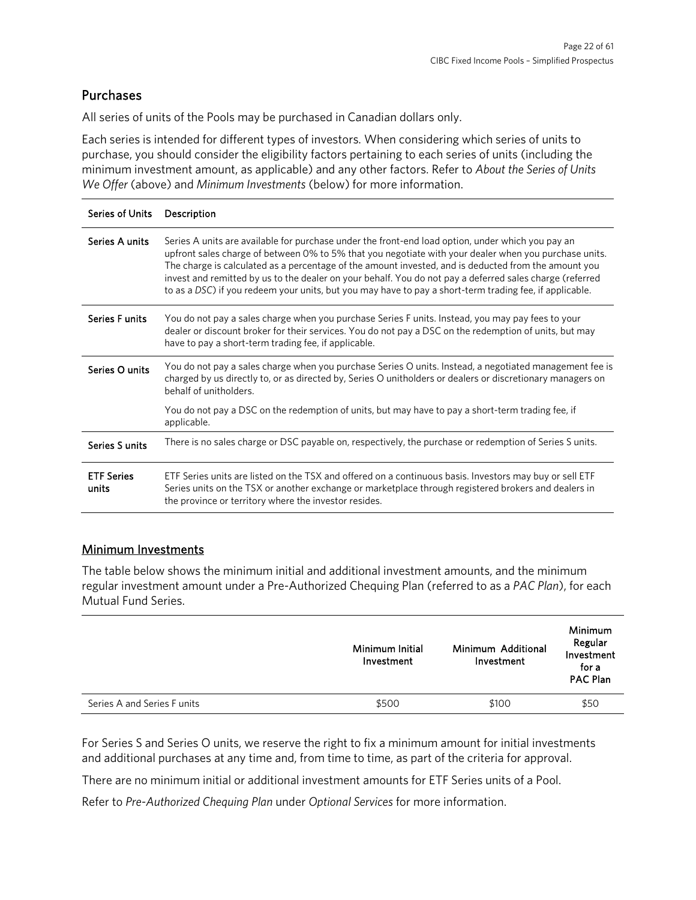## Purchases

All series of units of the Pools may be purchased in Canadian dollars only.

Each series is intended for different types of investors. When considering which series of units to purchase, you should consider the eligibility factors pertaining to each series of units (including the minimum investment amount, as applicable) and any other factors. Refer to *About the Series of Units We Offer* (above) and *Minimum Investments* (below) for more information.

| Series of Units | Description |
|---|---|
| Series A units | Series A units are available for purchase under the front-end load option, under which you pay an upfront sales charge of between 0% to 5% that you negotiate with your dealer when you purchase units. The charge is calculated as a percentage of the amount invested, and is deducted from the amount you invest and remitted by us to the dealer on your behalf. You do not pay a deferred sales charge (referred to as a *DSC*) if you redeem your units, but you may have to pay a short-term trading fee, if applicable. |
| Series F units | You do not pay a sales charge when you purchase Series F units. Instead, you may pay fees to your dealer or discount broker for their services. You do not pay a DSC on the redemption of units, but may have to pay a short-term trading fee, if applicable. |
| Series O units | You do not pay a sales charge when you purchase Series O units. Instead, a negotiated management fee is charged by us directly to, or as directed by, Series O unitholders or dealers or discretionary managers on behalf of unitholders.<br><br>You do not pay a DSC on the redemption of units, but may have to pay a short-term trading fee, if applicable. |
| Series S units | There is no sales charge or DSC payable on, respectively, the purchase or redemption of Series S units. |
| ETF Series units | ETF Series units are listed on the TSX and offered on a continuous basis. Investors may buy or sell ETF Series units on the TSX or another exchange or marketplace through registered brokers and dealers in the province or territory where the investor resides. |

### Minimum Investments

The table below shows the minimum initial and additional investment amounts, and the minimum regular investment amount under a Pre-Authorized Chequing Plan (referred to as a *PAC Plan*), for each Mutual Fund Series.

| | Minimum Initial Investment | Minimum Additional Investment | Minimum Regular Investment for a PAC Plan |
|---|---|---|---|
| Series A and Series F units | $500 | $100 | $50 |

For Series S and Series O units, we reserve the right to fix a minimum amount for initial investments and additional purchases at any time and, from time to time, as part of the criteria for approval.

There are no minimum initial or additional investment amounts for ETF Series units of a Pool.

Refer to *Pre-Authorized Chequing Plan* under *Optional Services* for more information.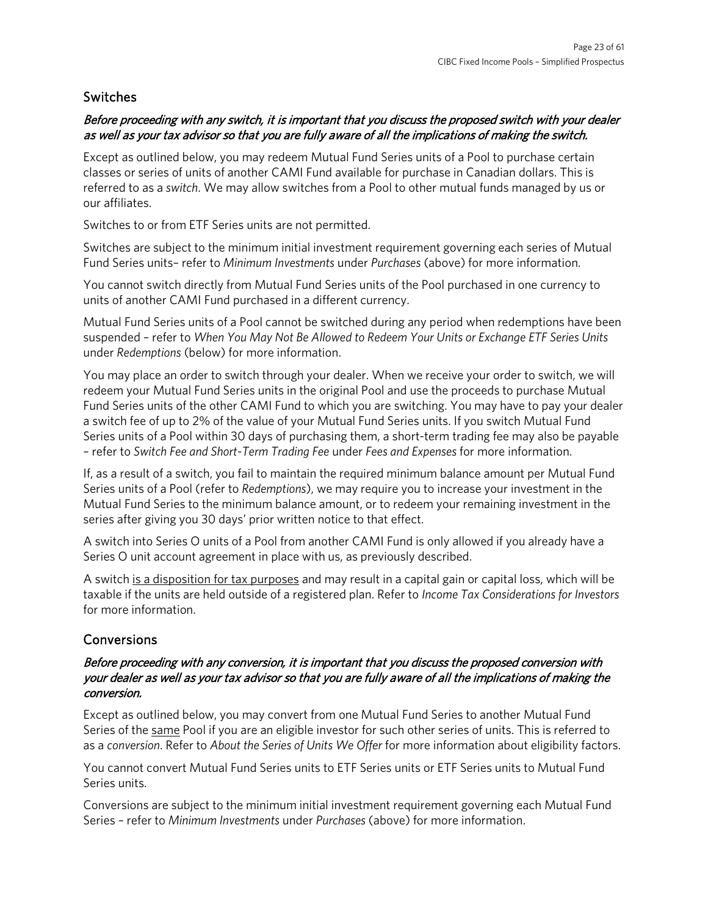## Switches

***Before proceeding with any switch, it is important that you discuss the proposed switch with your dealer as well as your tax advisor so that you are fully aware of all the implications of making the switch.***

Except as outlined below, you may redeem Mutual Fund Series units of a Pool to purchase certain classes or series of units of another CAMI Fund available for purchase in Canadian dollars. This is referred to as a *switch*. We may allow switches from a Pool to other mutual funds managed by us or our affiliates.

Switches to or from ETF Series units are not permitted.

Switches are subject to the minimum initial investment requirement governing each series of Mutual Fund Series units– refer to *Minimum Investments* under *Purchases* (above) for more information.

You cannot switch directly from Mutual Fund Series units of the Pool purchased in one currency to units of another CAMI Fund purchased in a different currency.

Mutual Fund Series units of a Pool cannot be switched during any period when redemptions have been suspended – refer to *When You May Not Be Allowed to Redeem Your Units or Exchange ETF Series Units* under *Redemptions* (below) for more information.

You may place an order to switch through your dealer. When we receive your order to switch, we will redeem your Mutual Fund Series units in the original Pool and use the proceeds to purchase Mutual Fund Series units of the other CAMI Fund to which you are switching. You may have to pay your dealer a switch fee of up to 2% of the value of your Mutual Fund Series units. If you switch Mutual Fund Series units of a Pool within 30 days of purchasing them, a short-term trading fee may also be payable – refer to *Switch Fee and Short-Term Trading Fee* under *Fees and Expenses* for more information.

If, as a result of a switch, you fail to maintain the required minimum balance amount per Mutual Fund Series units of a Pool (refer to *Redemptions*), we may require you to increase your investment in the Mutual Fund Series to the minimum balance amount, or to redeem your remaining investment in the series after giving you 30 days' prior written notice to that effect.

A switch into Series O units of a Pool from another CAMI Fund is only allowed if you already have a Series O unit account agreement in place with us, as previously described.

A switch is a disposition for tax purposes and may result in a capital gain or capital loss, which will be taxable if the units are held outside of a registered plan. Refer to *Income Tax Considerations for Investors* for more information.

## Conversions

***Before proceeding with any conversion, it is important that you discuss the proposed conversion with your dealer as well as your tax advisor so that you are fully aware of all the implications of making the conversion.***

Except as outlined below, you may convert from one Mutual Fund Series to another Mutual Fund Series of the same Pool if you are an eligible investor for such other series of units. This is referred to as a *conversion*. Refer to *About the Series of Units We Offer* for more information about eligibility factors.

You cannot convert Mutual Fund Series units to ETF Series units or ETF Series units to Mutual Fund Series units.

Conversions are subject to the minimum initial investment requirement governing each Mutual Fund Series – refer to *Minimum Investments* under *Purchases* (above) for more information.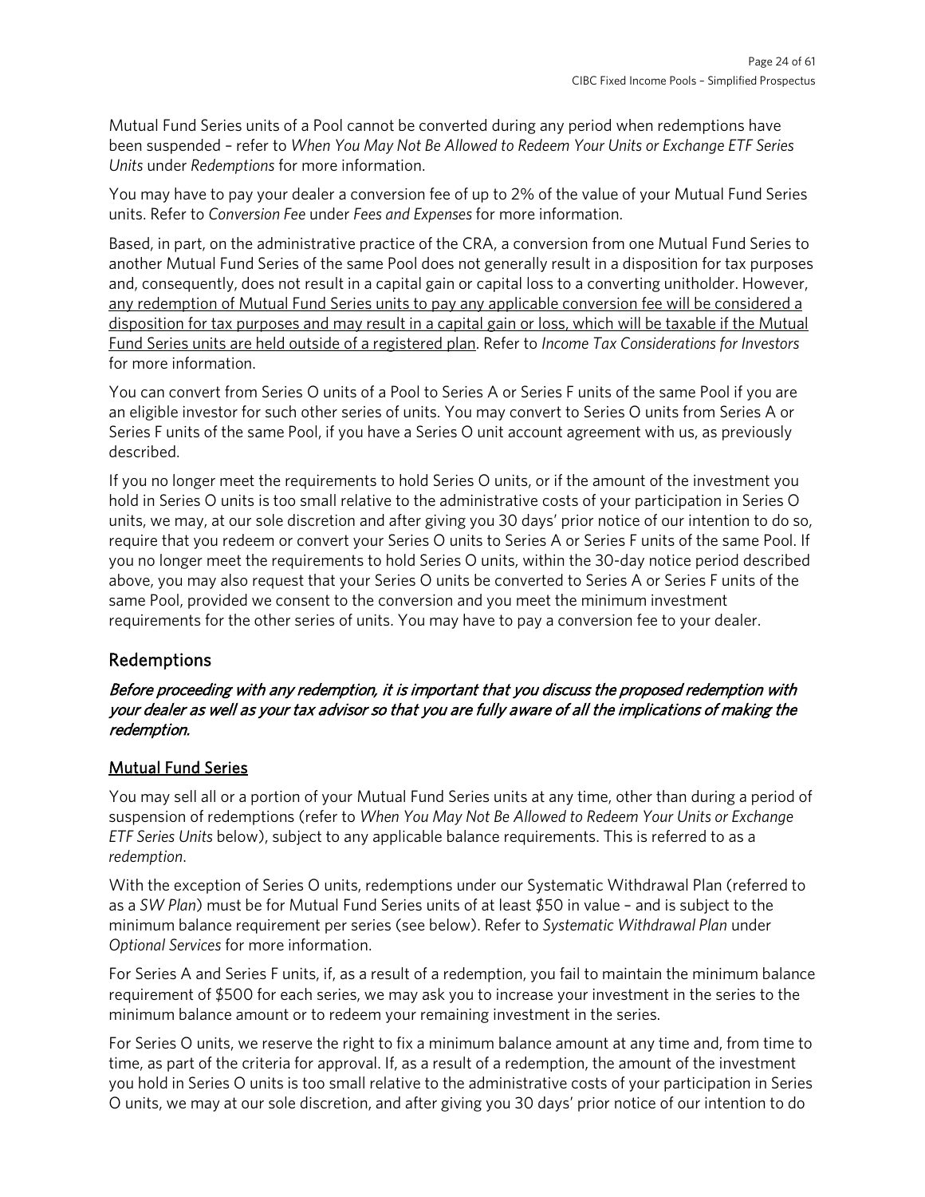Mutual Fund Series units of a Pool cannot be converted during any period when redemptions have been suspended – refer to *When You May Not Be Allowed to Redeem Your Units or Exchange ETF Series Units* under *Redemptions* for more information.

You may have to pay your dealer a conversion fee of up to 2% of the value of your Mutual Fund Series units. Refer to *Conversion Fee* under *Fees and Expenses* for more information.

Based, in part, on the administrative practice of the CRA, a conversion from one Mutual Fund Series to another Mutual Fund Series of the same Pool does not generally result in a disposition for tax purposes and, consequently, does not result in a capital gain or capital loss to a converting unitholder. However, <u>any redemption of Mutual Fund Series units to pay any applicable conversion fee will be considered a disposition for tax purposes and may result in a capital gain or loss, which will be taxable if the Mutual Fund Series units are held outside of a registered plan</u>. Refer to *Income Tax Considerations for Investors* for more information.

You can convert from Series O units of a Pool to Series A or Series F units of the same Pool if you are an eligible investor for such other series of units. You may convert to Series O units from Series A or Series F units of the same Pool, if you have a Series O unit account agreement with us, as previously described.

If you no longer meet the requirements to hold Series O units, or if the amount of the investment you hold in Series O units is too small relative to the administrative costs of your participation in Series O units, we may, at our sole discretion and after giving you 30 days' prior notice of our intention to do so, require that you redeem or convert your Series O units to Series A or Series F units of the same Pool. If you no longer meet the requirements to hold Series O units, within the 30-day notice period described above, you may also request that your Series O units be converted to Series A or Series F units of the same Pool, provided we consent to the conversion and you meet the minimum investment requirements for the other series of units. You may have to pay a conversion fee to your dealer.

## Redemptions

***Before proceeding with any redemption, it is important that you discuss the proposed redemption with your dealer as well as your tax advisor so that you are fully aware of all the implications of making the redemption.***

### <u>Mutual Fund Series</u>

You may sell all or a portion of your Mutual Fund Series units at any time, other than during a period of suspension of redemptions (refer to *When You May Not Be Allowed to Redeem Your Units or Exchange ETF Series Units* below), subject to any applicable balance requirements. This is referred to as a *redemption*.

With the exception of Series O units, redemptions under our Systematic Withdrawal Plan (referred to as a *SW Plan*) must be for Mutual Fund Series units of at least $50 in value – and is subject to the minimum balance requirement per series (see below). Refer to *Systematic Withdrawal Plan* under *Optional Services* for more information.

For Series A and Series F units, if, as a result of a redemption, you fail to maintain the minimum balance requirement of $500 for each series, we may ask you to increase your investment in the series to the minimum balance amount or to redeem your remaining investment in the series.

For Series O units, we reserve the right to fix a minimum balance amount at any time and, from time to time, as part of the criteria for approval. If, as a result of a redemption, the amount of the investment you hold in Series O units is too small relative to the administrative costs of your participation in Series O units, we may at our sole discretion, and after giving you 30 days' prior notice of our intention to do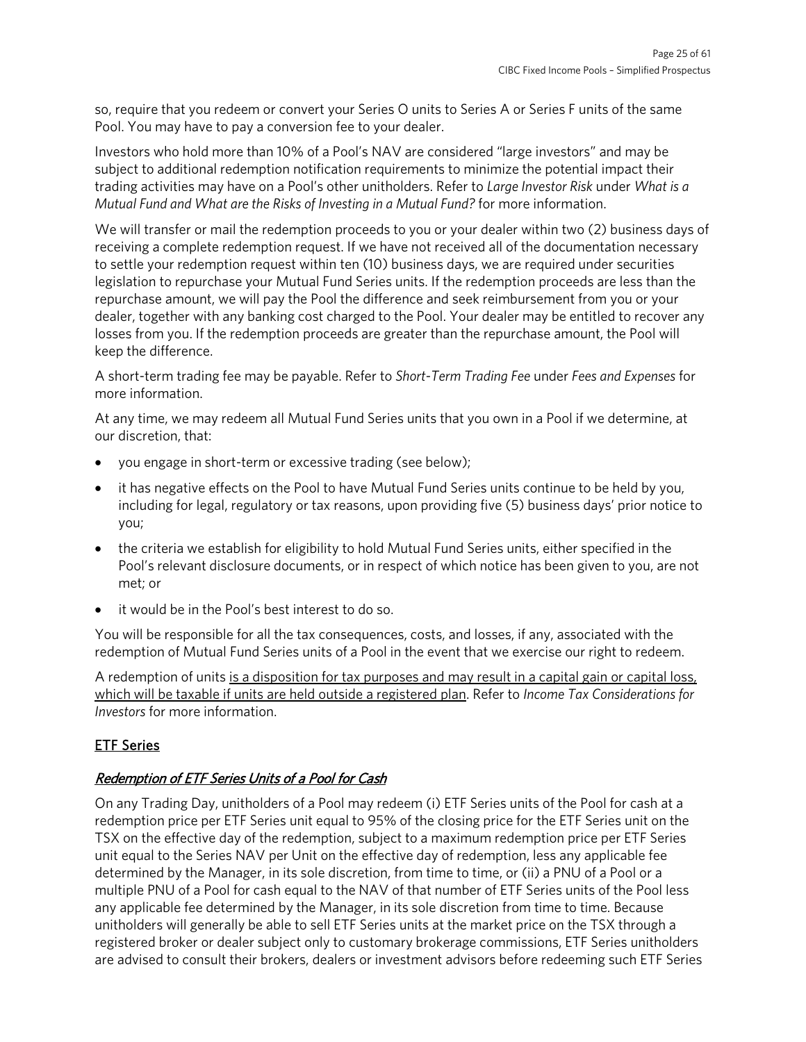so, require that you redeem or convert your Series O units to Series A or Series F units of the same Pool. You may have to pay a conversion fee to your dealer.

Investors who hold more than 10% of a Pool's NAV are considered "large investors" and may be subject to additional redemption notification requirements to minimize the potential impact their trading activities may have on a Pool's other unitholders. Refer to *Large Investor Risk* under *What is a Mutual Fund and What are the Risks of Investing in a Mutual Fund?* for more information.

We will transfer or mail the redemption proceeds to you or your dealer within two (2) business days of receiving a complete redemption request. If we have not received all of the documentation necessary to settle your redemption request within ten (10) business days, we are required under securities legislation to repurchase your Mutual Fund Series units. If the redemption proceeds are less than the repurchase amount, we will pay the Pool the difference and seek reimbursement from you or your dealer, together with any banking cost charged to the Pool. Your dealer may be entitled to recover any losses from you. If the redemption proceeds are greater than the repurchase amount, the Pool will keep the difference.

A short-term trading fee may be payable. Refer to *Short-Term Trading Fee* under *Fees and Expenses* for more information.

At any time, we may redeem all Mutual Fund Series units that you own in a Pool if we determine, at our discretion, that:

- you engage in short-term or excessive trading (see below);
- it has negative effects on the Pool to have Mutual Fund Series units continue to be held by you, including for legal, regulatory or tax reasons, upon providing five (5) business days' prior notice to you;
- the criteria we establish for eligibility to hold Mutual Fund Series units, either specified in the Pool's relevant disclosure documents, or in respect of which notice has been given to you, are not met; or
- it would be in the Pool's best interest to do so.

You will be responsible for all the tax consequences, costs, and losses, if any, associated with the redemption of Mutual Fund Series units of a Pool in the event that we exercise our right to redeem.

A redemption of units is a disposition for tax purposes and may result in a capital gain or capital loss, which will be taxable if units are held outside a registered plan. Refer to *Income Tax Considerations for Investors* for more information.

## ETF Series

### *Redemption of ETF Series Units of a Pool for Cash*

On any Trading Day, unitholders of a Pool may redeem (i) ETF Series units of the Pool for cash at a redemption price per ETF Series unit equal to 95% of the closing price for the ETF Series unit on the TSX on the effective day of the redemption, subject to a maximum redemption price per ETF Series unit equal to the Series NAV per Unit on the effective day of redemption, less any applicable fee determined by the Manager, in its sole discretion, from time to time, or (ii) a PNU of a Pool or a multiple PNU of a Pool for cash equal to the NAV of that number of ETF Series units of the Pool less any applicable fee determined by the Manager, in its sole discretion from time to time. Because unitholders will generally be able to sell ETF Series units at the market price on the TSX through a registered broker or dealer subject only to customary brokerage commissions, ETF Series unitholders are advised to consult their brokers, dealers or investment advisors before redeeming such ETF Series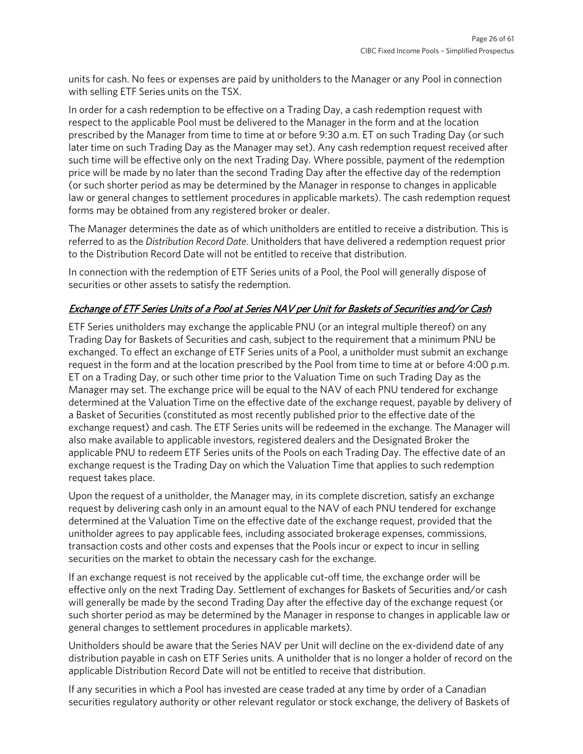units for cash. No fees or expenses are paid by unitholders to the Manager or any Pool in connection with selling ETF Series units on the TSX.

In order for a cash redemption to be effective on a Trading Day, a cash redemption request with respect to the applicable Pool must be delivered to the Manager in the form and at the location prescribed by the Manager from time to time at or before 9:30 a.m. ET on such Trading Day (or such later time on such Trading Day as the Manager may set). Any cash redemption request received after such time will be effective only on the next Trading Day. Where possible, payment of the redemption price will be made by no later than the second Trading Day after the effective day of the redemption (or such shorter period as may be determined by the Manager in response to changes in applicable law or general changes to settlement procedures in applicable markets). The cash redemption request forms may be obtained from any registered broker or dealer.

The Manager determines the date as of which unitholders are entitled to receive a distribution. This is referred to as the *Distribution Record Date*. Unitholders that have delivered a redemption request prior to the Distribution Record Date will not be entitled to receive that distribution.

In connection with the redemption of ETF Series units of a Pool, the Pool will generally dispose of securities or other assets to satisfy the redemption.

### *Exchange of ETF Series Units of a Pool at Series NAV per Unit for Baskets of Securities and/or Cash*

ETF Series unitholders may exchange the applicable PNU (or an integral multiple thereof) on any Trading Day for Baskets of Securities and cash, subject to the requirement that a minimum PNU be exchanged. To effect an exchange of ETF Series units of a Pool, a unitholder must submit an exchange request in the form and at the location prescribed by the Pool from time to time at or before 4:00 p.m. ET on a Trading Day, or such other time prior to the Valuation Time on such Trading Day as the Manager may set. The exchange price will be equal to the NAV of each PNU tendered for exchange determined at the Valuation Time on the effective date of the exchange request, payable by delivery of a Basket of Securities (constituted as most recently published prior to the effective date of the exchange request) and cash. The ETF Series units will be redeemed in the exchange. The Manager will also make available to applicable investors, registered dealers and the Designated Broker the applicable PNU to redeem ETF Series units of the Pools on each Trading Day. The effective date of an exchange request is the Trading Day on which the Valuation Time that applies to such redemption request takes place.

Upon the request of a unitholder, the Manager may, in its complete discretion, satisfy an exchange request by delivering cash only in an amount equal to the NAV of each PNU tendered for exchange determined at the Valuation Time on the effective date of the exchange request, provided that the unitholder agrees to pay applicable fees, including associated brokerage expenses, commissions, transaction costs and other costs and expenses that the Pools incur or expect to incur in selling securities on the market to obtain the necessary cash for the exchange.

If an exchange request is not received by the applicable cut-off time, the exchange order will be effective only on the next Trading Day. Settlement of exchanges for Baskets of Securities and/or cash will generally be made by the second Trading Day after the effective day of the exchange request (or such shorter period as may be determined by the Manager in response to changes in applicable law or general changes to settlement procedures in applicable markets).

Unitholders should be aware that the Series NAV per Unit will decline on the ex-dividend date of any distribution payable in cash on ETF Series units. A unitholder that is no longer a holder of record on the applicable Distribution Record Date will not be entitled to receive that distribution.

If any securities in which a Pool has invested are cease traded at any time by order of a Canadian securities regulatory authority or other relevant regulator or stock exchange, the delivery of Baskets of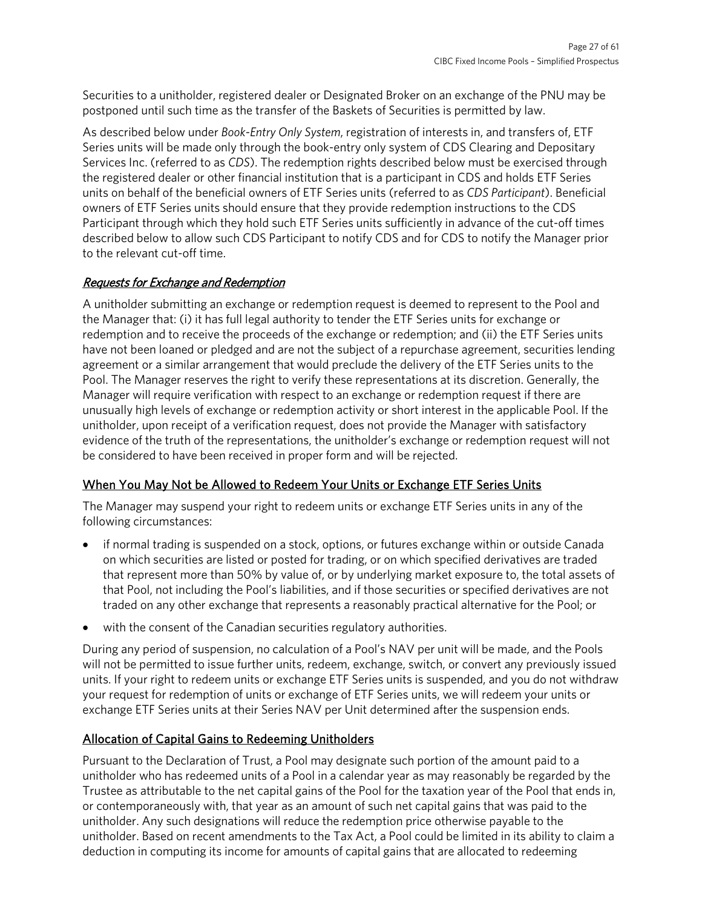Securities to a unitholder, registered dealer or Designated Broker on an exchange of the PNU may be postponed until such time as the transfer of the Baskets of Securities is permitted by law.

As described below under *Book-Entry Only System*, registration of interests in, and transfers of, ETF Series units will be made only through the book-entry only system of CDS Clearing and Depositary Services Inc. (referred to as *CDS*). The redemption rights described below must be exercised through the registered dealer or other financial institution that is a participant in CDS and holds ETF Series units on behalf of the beneficial owners of ETF Series units (referred to as *CDS Participant*). Beneficial owners of ETF Series units should ensure that they provide redemption instructions to the CDS Participant through which they hold such ETF Series units sufficiently in advance of the cut-off times described below to allow such CDS Participant to notify CDS and for CDS to notify the Manager prior to the relevant cut-off time.

#### *Requests for Exchange and Redemption*

A unitholder submitting an exchange or redemption request is deemed to represent to the Pool and the Manager that: (i) it has full legal authority to tender the ETF Series units for exchange or redemption and to receive the proceeds of the exchange or redemption; and (ii) the ETF Series units have not been loaned or pledged and are not the subject of a repurchase agreement, securities lending agreement or a similar arrangement that would preclude the delivery of the ETF Series units to the Pool. The Manager reserves the right to verify these representations at its discretion. Generally, the Manager will require verification with respect to an exchange or redemption request if there are unusually high levels of exchange or redemption activity or short interest in the applicable Pool. If the unitholder, upon receipt of a verification request, does not provide the Manager with satisfactory evidence of the truth of the representations, the unitholder's exchange or redemption request will not be considered to have been received in proper form and will be rejected.

### When You May Not be Allowed to Redeem Your Units or Exchange ETF Series Units

The Manager may suspend your right to redeem units or exchange ETF Series units in any of the following circumstances:

- if normal trading is suspended on a stock, options, or futures exchange within or outside Canada on which securities are listed or posted for trading, or on which specified derivatives are traded that represent more than 50% by value of, or by underlying market exposure to, the total assets of that Pool, not including the Pool's liabilities, and if those securities or specified derivatives are not traded on any other exchange that represents a reasonably practical alternative for the Pool; or
- with the consent of the Canadian securities regulatory authorities.

During any period of suspension, no calculation of a Pool's NAV per unit will be made, and the Pools will not be permitted to issue further units, redeem, exchange, switch, or convert any previously issued units. If your right to redeem units or exchange ETF Series units is suspended, and you do not withdraw your request for redemption of units or exchange of ETF Series units, we will redeem your units or exchange ETF Series units at their Series NAV per Unit determined after the suspension ends.

### Allocation of Capital Gains to Redeeming Unitholders

Pursuant to the Declaration of Trust, a Pool may designate such portion of the amount paid to a unitholder who has redeemed units of a Pool in a calendar year as may reasonably be regarded by the Trustee as attributable to the net capital gains of the Pool for the taxation year of the Pool that ends in, or contemporaneously with, that year as an amount of such net capital gains that was paid to the unitholder. Any such designations will reduce the redemption price otherwise payable to the unitholder. Based on recent amendments to the Tax Act, a Pool could be limited in its ability to claim a deduction in computing its income for amounts of capital gains that are allocated to redeeming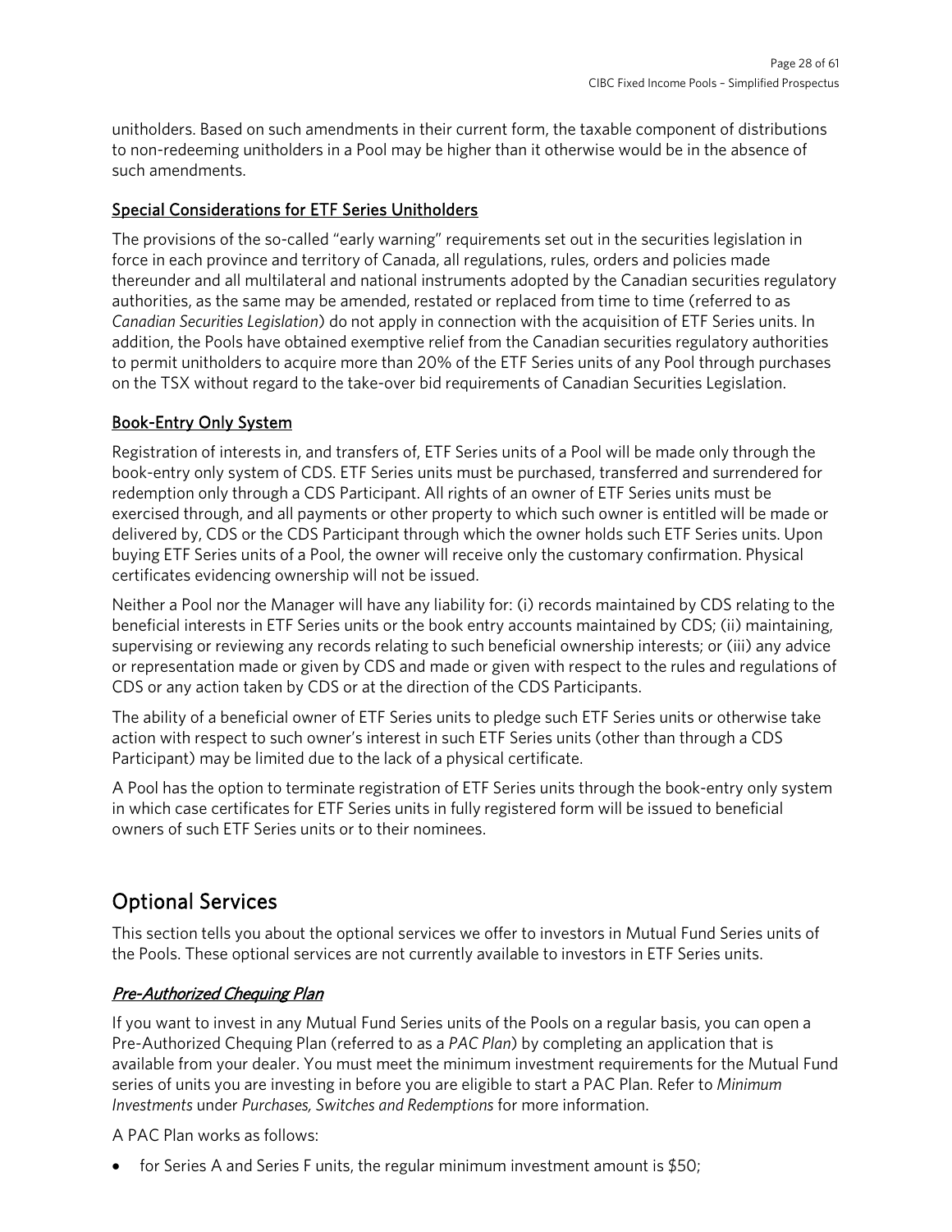unitholders. Based on such amendments in their current form, the taxable component of distributions to non-redeeming unitholders in a Pool may be higher than it otherwise would be in the absence of such amendments.

### Special Considerations for ETF Series Unitholders

The provisions of the so-called "early warning" requirements set out in the securities legislation in force in each province and territory of Canada, all regulations, rules, orders and policies made thereunder and all multilateral and national instruments adopted by the Canadian securities regulatory authorities, as the same may be amended, restated or replaced from time to time (referred to as *Canadian Securities Legislation*) do not apply in connection with the acquisition of ETF Series units. In addition, the Pools have obtained exemptive relief from the Canadian securities regulatory authorities to permit unitholders to acquire more than 20% of the ETF Series units of any Pool through purchases on the TSX without regard to the take-over bid requirements of Canadian Securities Legislation.

### Book-Entry Only System

Registration of interests in, and transfers of, ETF Series units of a Pool will be made only through the book-entry only system of CDS. ETF Series units must be purchased, transferred and surrendered for redemption only through a CDS Participant. All rights of an owner of ETF Series units must be exercised through, and all payments or other property to which such owner is entitled will be made or delivered by, CDS or the CDS Participant through which the owner holds such ETF Series units. Upon buying ETF Series units of a Pool, the owner will receive only the customary confirmation. Physical certificates evidencing ownership will not be issued.

Neither a Pool nor the Manager will have any liability for: (i) records maintained by CDS relating to the beneficial interests in ETF Series units or the book entry accounts maintained by CDS; (ii) maintaining, supervising or reviewing any records relating to such beneficial ownership interests; or (iii) any advice or representation made or given by CDS and made or given with respect to the rules and regulations of CDS or any action taken by CDS or at the direction of the CDS Participants.

The ability of a beneficial owner of ETF Series units to pledge such ETF Series units or otherwise take action with respect to such owner's interest in such ETF Series units (other than through a CDS Participant) may be limited due to the lack of a physical certificate.

A Pool has the option to terminate registration of ETF Series units through the book-entry only system in which case certificates for ETF Series units in fully registered form will be issued to beneficial owners of such ETF Series units or to their nominees.

## Optional Services

This section tells you about the optional services we offer to investors in Mutual Fund Series units of the Pools. These optional services are not currently available to investors in ETF Series units.

### *Pre-Authorized Chequing Plan*

If you want to invest in any Mutual Fund Series units of the Pools on a regular basis, you can open a Pre-Authorized Chequing Plan (referred to as a *PAC Plan*) by completing an application that is available from your dealer. You must meet the minimum investment requirements for the Mutual Fund series of units you are investing in before you are eligible to start a PAC Plan. Refer to *Minimum Investments* under *Purchases, Switches and Redemptions* for more information.

A PAC Plan works as follows:

- for Series A and Series F units, the regular minimum investment amount is $50;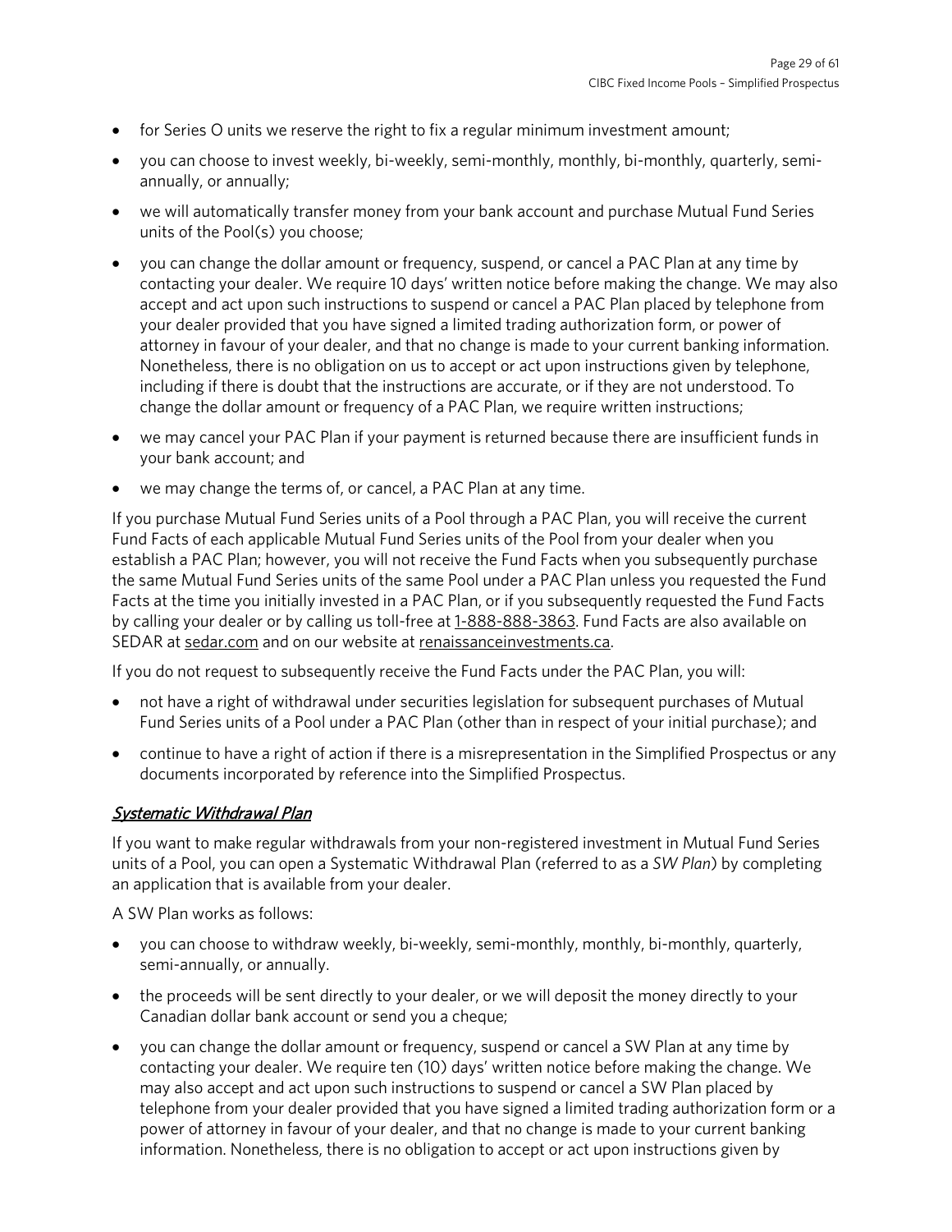- for Series O units we reserve the right to fix a regular minimum investment amount;
- you can choose to invest weekly, bi-weekly, semi-monthly, monthly, bi-monthly, quarterly, semi-annually, or annually;
- we will automatically transfer money from your bank account and purchase Mutual Fund Series units of the Pool(s) you choose;
- you can change the dollar amount or frequency, suspend, or cancel a PAC Plan at any time by contacting your dealer. We require 10 days' written notice before making the change. We may also accept and act upon such instructions to suspend or cancel a PAC Plan placed by telephone from your dealer provided that you have signed a limited trading authorization form, or power of attorney in favour of your dealer, and that no change is made to your current banking information. Nonetheless, there is no obligation on us to accept or act upon instructions given by telephone, including if there is doubt that the instructions are accurate, or if they are not understood. To change the dollar amount or frequency of a PAC Plan, we require written instructions;
- we may cancel your PAC Plan if your payment is returned because there are insufficient funds in your bank account; and
- we may change the terms of, or cancel, a PAC Plan at any time.

If you purchase Mutual Fund Series units of a Pool through a PAC Plan, you will receive the current Fund Facts of each applicable Mutual Fund Series units of the Pool from your dealer when you establish a PAC Plan; however, you will not receive the Fund Facts when you subsequently purchase the same Mutual Fund Series units of the same Pool under a PAC Plan unless you requested the Fund Facts at the time you initially invested in a PAC Plan, or if you subsequently requested the Fund Facts by calling your dealer or by calling us toll-free at 1-888-888-3863. Fund Facts are also available on SEDAR at sedar.com and on our website at renaissanceinvestments.ca.

If you do not request to subsequently receive the Fund Facts under the PAC Plan, you will:

- not have a right of withdrawal under securities legislation for subsequent purchases of Mutual Fund Series units of a Pool under a PAC Plan (other than in respect of your initial purchase); and
- continue to have a right of action if there is a misrepresentation in the Simplified Prospectus or any documents incorporated by reference into the Simplified Prospectus.

### *Systematic Withdrawal Plan*

If you want to make regular withdrawals from your non-registered investment in Mutual Fund Series units of a Pool, you can open a Systematic Withdrawal Plan (referred to as a *SW Plan*) by completing an application that is available from your dealer.

A SW Plan works as follows:

- you can choose to withdraw weekly, bi-weekly, semi-monthly, monthly, bi-monthly, quarterly, semi-annually, or annually.
- the proceeds will be sent directly to your dealer, or we will deposit the money directly to your Canadian dollar bank account or send you a cheque;
- you can change the dollar amount or frequency, suspend or cancel a SW Plan at any time by contacting your dealer. We require ten (10) days' written notice before making the change. We may also accept and act upon such instructions to suspend or cancel a SW Plan placed by telephone from your dealer provided that you have signed a limited trading authorization form or a power of attorney in favour of your dealer, and that no change is made to your current banking information. Nonetheless, there is no obligation to accept or act upon instructions given by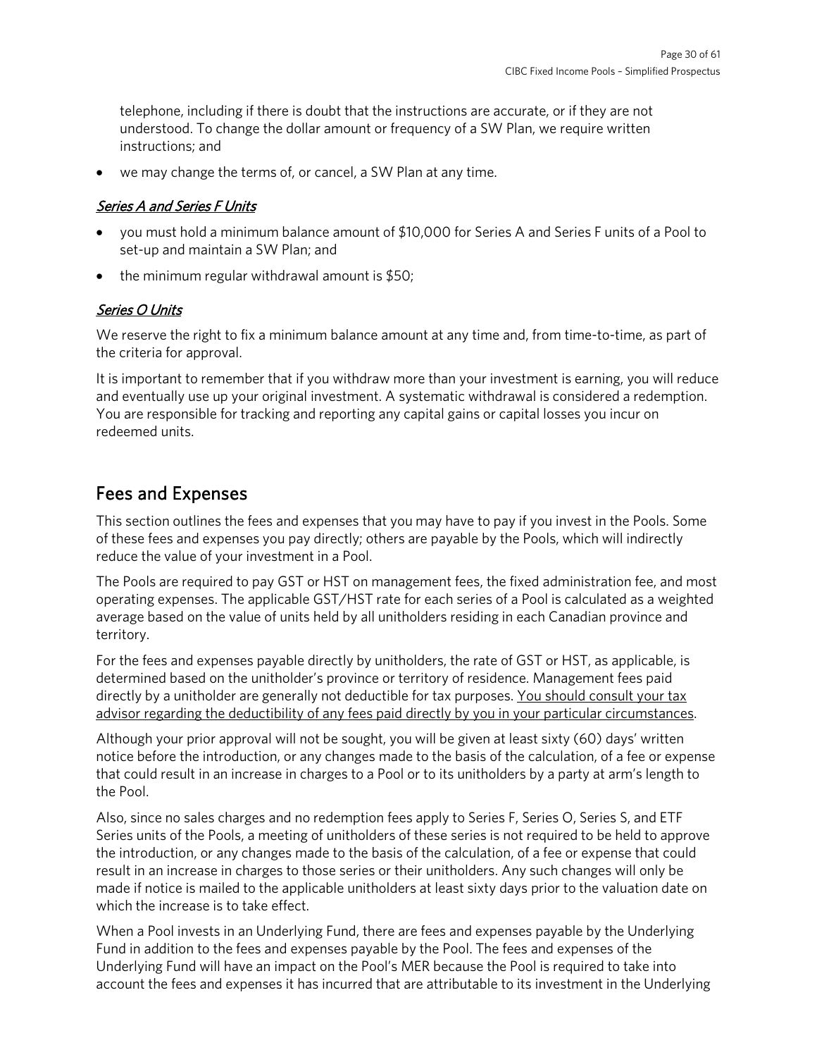telephone, including if there is doubt that the instructions are accurate, or if they are not understood. To change the dollar amount or frequency of a SW Plan, we require written instructions; and

- we may change the terms of, or cancel, a SW Plan at any time.

### *Series A and Series F Units*

- you must hold a minimum balance amount of $10,000 for Series A and Series F units of a Pool to set-up and maintain a SW Plan; and
- the minimum regular withdrawal amount is $50;

### *Series O Units*

We reserve the right to fix a minimum balance amount at any time and, from time-to-time, as part of the criteria for approval.

It is important to remember that if you withdraw more than your investment is earning, you will reduce and eventually use up your original investment. A systematic withdrawal is considered a redemption. You are responsible for tracking and reporting any capital gains or capital losses you incur on redeemed units.

## Fees and Expenses

This section outlines the fees and expenses that you may have to pay if you invest in the Pools. Some of these fees and expenses you pay directly; others are payable by the Pools, which will indirectly reduce the value of your investment in a Pool.

The Pools are required to pay GST or HST on management fees, the fixed administration fee, and most operating expenses. The applicable GST/HST rate for each series of a Pool is calculated as a weighted average based on the value of units held by all unitholders residing in each Canadian province and territory.

For the fees and expenses payable directly by unitholders, the rate of GST or HST, as applicable, is determined based on the unitholder's province or territory of residence. Management fees paid directly by a unitholder are generally not deductible for tax purposes. You should consult your tax advisor regarding the deductibility of any fees paid directly by you in your particular circumstances.

Although your prior approval will not be sought, you will be given at least sixty (60) days' written notice before the introduction, or any changes made to the basis of the calculation, of a fee or expense that could result in an increase in charges to a Pool or to its unitholders by a party at arm's length to the Pool.

Also, since no sales charges and no redemption fees apply to Series F, Series O, Series S, and ETF Series units of the Pools, a meeting of unitholders of these series is not required to be held to approve the introduction, or any changes made to the basis of the calculation, of a fee or expense that could result in an increase in charges to those series or their unitholders. Any such changes will only be made if notice is mailed to the applicable unitholders at least sixty days prior to the valuation date on which the increase is to take effect.

When a Pool invests in an Underlying Fund, there are fees and expenses payable by the Underlying Fund in addition to the fees and expenses payable by the Pool. The fees and expenses of the Underlying Fund will have an impact on the Pool's MER because the Pool is required to take into account the fees and expenses it has incurred that are attributable to its investment in the Underlying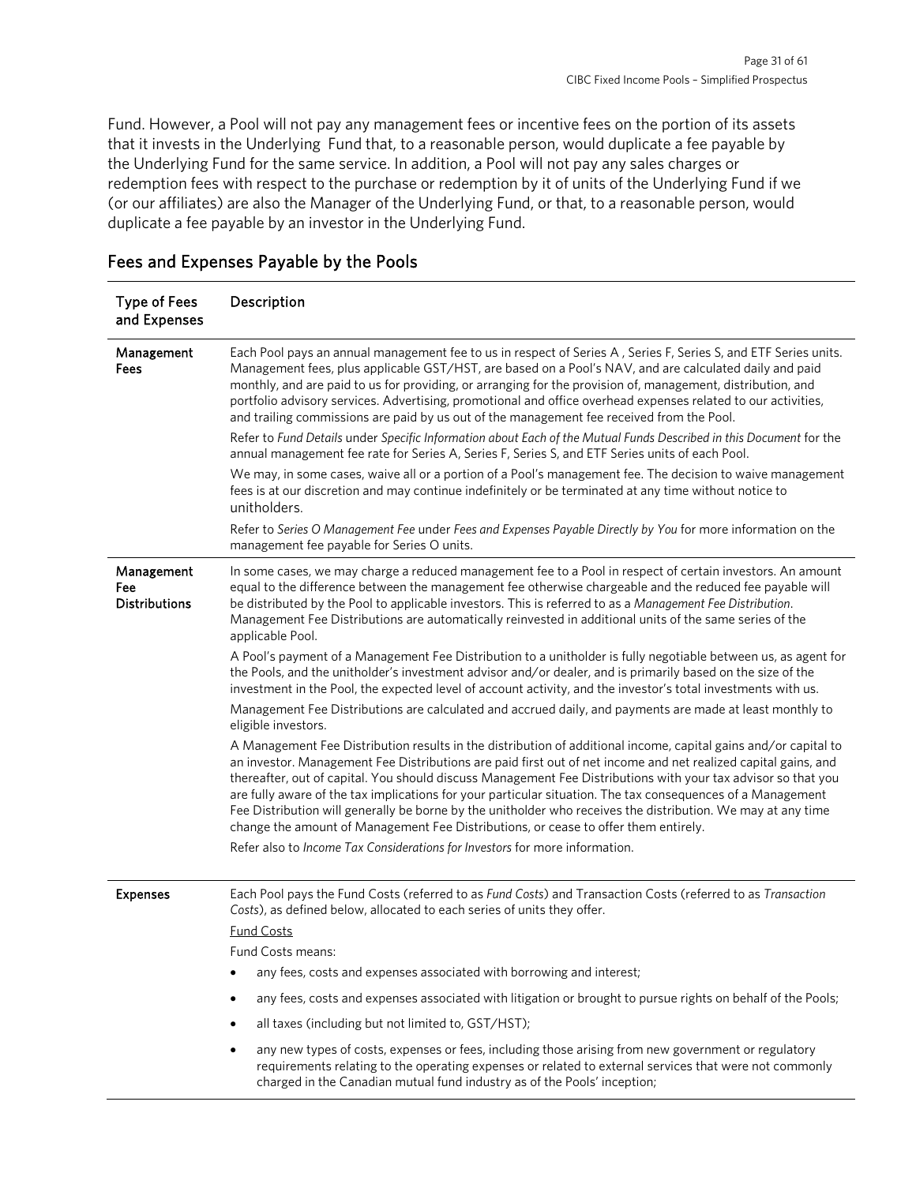Fund. However, a Pool will not pay any management fees or incentive fees on the portion of its assets that it invests in the Underlying Fund that, to a reasonable person, would duplicate a fee payable by the Underlying Fund for the same service. In addition, a Pool will not pay any sales charges or redemption fees with respect to the purchase or redemption by it of units of the Underlying Fund if we (or our affiliates) are also the Manager of the Underlying Fund, or that, to a reasonable person, would duplicate a fee payable by an investor in the Underlying Fund.

## Fees and Expenses Payable by the Pools

| Type of Fees and Expenses | Description |
|---|---|
| **Management Fees** | Each Pool pays an annual management fee to us in respect of Series A , Series F, Series S, and ETF Series units. Management fees, plus applicable GST/HST, are based on a Pool's NAV, and are calculated daily and paid monthly, and are paid to us for providing, or arranging for the provision of, management, distribution, and portfolio advisory services. Advertising, promotional and office overhead expenses related to our activities, and trailing commissions are paid by us out of the management fee received from the Pool.<br><br>Refer to *Fund Details* under *Specific Information about Each of the Mutual Funds Described in this Document* for the annual management fee rate for Series A, Series F, Series S, and ETF Series units of each Pool.<br><br>We may, in some cases, waive all or a portion of a Pool's management fee. The decision to waive management fees is at our discretion and may continue indefinitely or be terminated at any time without notice to unitholders.<br><br>Refer to *Series O Management Fee* under *Fees and Expenses Payable Directly by You* for more information on the management fee payable for Series O units. |
| **Management Fee Distributions** | In some cases, we may charge a reduced management fee to a Pool in respect of certain investors. An amount equal to the difference between the management fee otherwise chargeable and the reduced fee payable will be distributed by the Pool to applicable investors. This is referred to as a *Management Fee Distribution*. Management Fee Distributions are automatically reinvested in additional units of the same series of the applicable Pool.<br><br>A Pool's payment of a Management Fee Distribution to a unitholder is fully negotiable between us, as agent for the Pools, and the unitholder's investment advisor and/or dealer, and is primarily based on the size of the investment in the Pool, the expected level of account activity, and the investor's total investments with us.<br><br>Management Fee Distributions are calculated and accrued daily, and payments are made at least monthly to eligible investors.<br><br>A Management Fee Distribution results in the distribution of additional income, capital gains and/or capital to an investor. Management Fee Distributions are paid first out of net income and net realized capital gains, and thereafter, out of capital. You should discuss Management Fee Distributions with your tax advisor so that you are fully aware of the tax implications for your particular situation. The tax consequences of a Management Fee Distribution will generally be borne by the unitholder who receives the distribution. We may at any time change the amount of Management Fee Distributions, or cease to offer them entirely.<br><br>Refer also to *Income Tax Considerations for Investors* for more information. |
| **Expenses** | Each Pool pays the Fund Costs (referred to as *Fund Costs*) and Transaction Costs (referred to as *Transaction Costs*), as defined below, allocated to each series of units they offer.<br><br><u>Fund Costs</u><br><br>Fund Costs means:<br><br>• any fees, costs and expenses associated with borrowing and interest;<br><br>• any fees, costs and expenses associated with litigation or brought to pursue rights on behalf of the Pools;<br><br>• all taxes (including but not limited to, GST/HST);<br><br>• any new types of costs, expenses or fees, including those arising from new government or regulatory requirements relating to the operating expenses or related to external services that were not commonly charged in the Canadian mutual fund industry as of the Pools' inception; |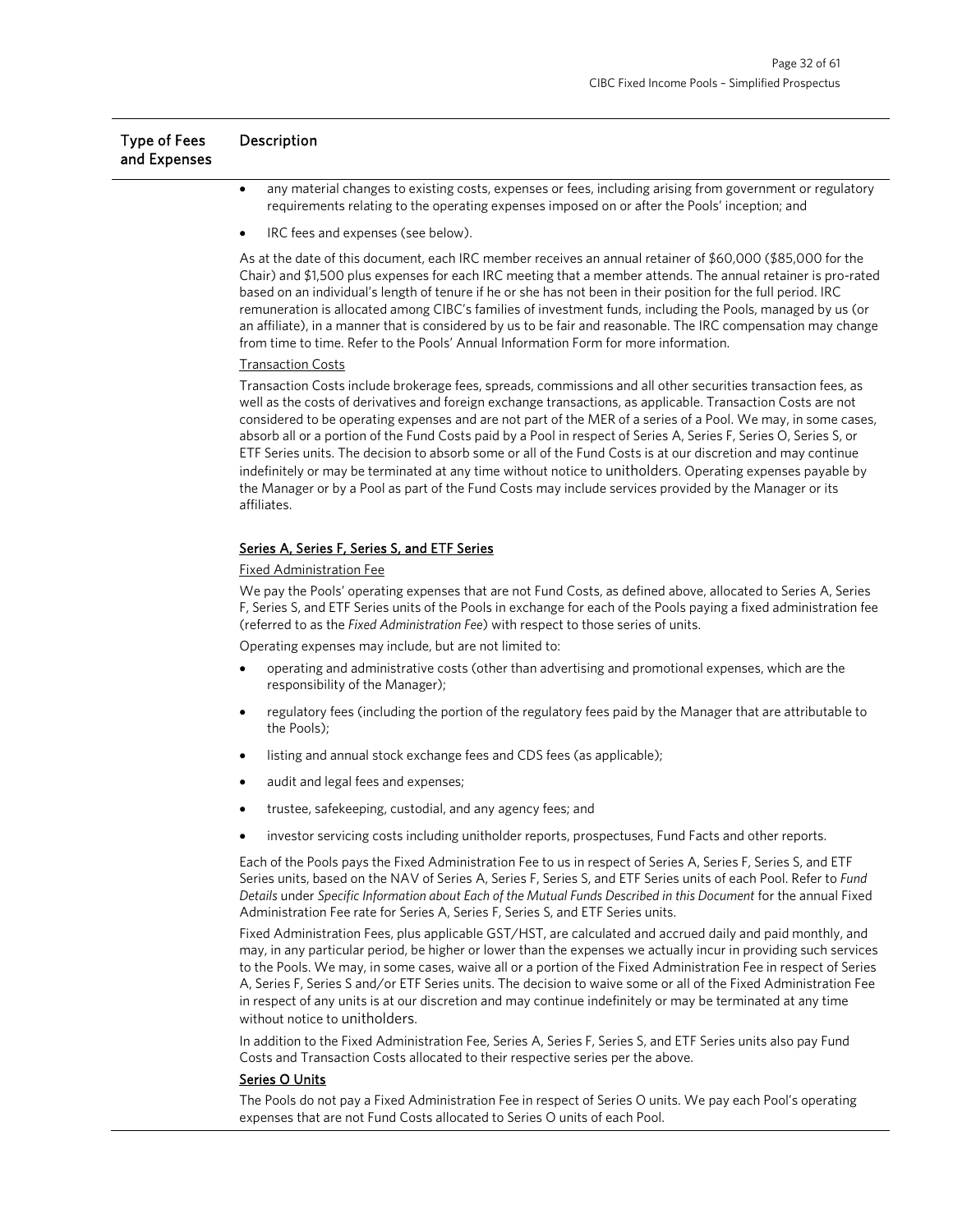| Type of Fees and Expenses | Description |
|---|---|
| | • any material changes to existing costs, expenses or fees, including arising from government or regulatory requirements relating to the operating expenses imposed on or after the Pools' inception; and<br><br>• IRC fees and expenses (see below).<br><br>As at the date of this document, each IRC member receives an annual retainer of $60,000 ($85,000 for the Chair) and $1,500 plus expenses for each IRC meeting that a member attends. The annual retainer is pro-rated based on an individual's length of tenure if he or she has not been in their position for the full period. IRC remuneration is allocated among CIBC's families of investment funds, including the Pools, managed by us (or an affiliate), in a manner that is considered by us to be fair and reasonable. The IRC compensation may change from time to time. Refer to the Pools' Annual Information Form for more information.<br><br><u>Transaction Costs</u><br><br>Transaction Costs include brokerage fees, spreads, commissions and all other securities transaction fees, as well as the costs of derivatives and foreign exchange transactions, as applicable. Transaction Costs are not considered to be operating expenses and are not part of the MER of a series of a Pool. We may, in some cases, absorb all or a portion of the Fund Costs paid by a Pool in respect of Series A, Series F, Series O, Series S, or ETF Series units. The decision to absorb some or all of the Fund Costs is at our discretion and may continue indefinitely or may be terminated at any time without notice to unitholders. Operating expenses payable by the Manager or by a Pool as part of the Fund Costs may include services provided by the Manager or its affiliates.<br><br>**<u>Series A, Series F, Series S, and ETF Series</u>**<br><br><u>Fixed Administration Fee</u><br><br>We pay the Pools' operating expenses that are not Fund Costs, as defined above, allocated to Series A, Series F, Series S, and ETF Series units of the Pools in exchange for each of the Pools paying a fixed administration fee (referred to as the *Fixed Administration Fee*) with respect to those series of units.<br><br>Operating expenses may include, but are not limited to:<br><br>• operating and administrative costs (other than advertising and promotional expenses, which are the responsibility of the Manager);<br><br>• regulatory fees (including the portion of the regulatory fees paid by the Manager that are attributable to the Pools);<br><br>• listing and annual stock exchange fees and CDS fees (as applicable);<br><br>• audit and legal fees and expenses;<br><br>• trustee, safekeeping, custodial, and any agency fees; and<br><br>• investor servicing costs including unitholder reports, prospectuses, Fund Facts and other reports.<br><br>Each of the Pools pays the Fixed Administration Fee to us in respect of Series A, Series F, Series S, and ETF Series units, based on the NAV of Series A, Series F, Series S, and ETF Series units of each Pool. Refer to *Fund Details* under *Specific Information about Each of the Mutual Funds Described in this Document* for the annual Fixed Administration Fee rate for Series A, Series F, Series S, and ETF Series units.<br><br>Fixed Administration Fees, plus applicable GST/HST, are calculated and accrued daily and paid monthly, and may, in any particular period, be higher or lower than the expenses we actually incur in providing such services to the Pools. We may, in some cases, waive all or a portion of the Fixed Administration Fee in respect of Series A, Series F, Series S and/or ETF Series units. The decision to waive some or all of the Fixed Administration Fee in respect of any units is at our discretion and may continue indefinitely or may be terminated at any time without notice to unitholders.<br><br>In addition to the Fixed Administration Fee, Series A, Series F, Series S, and ETF Series units also pay Fund Costs and Transaction Costs allocated to their respective series per the above.<br><br>**<u>Series O Units</u>**<br><br>The Pools do not pay a Fixed Administration Fee in respect of Series O units. We pay each Pool's operating expenses that are not Fund Costs allocated to Series O units of each Pool. |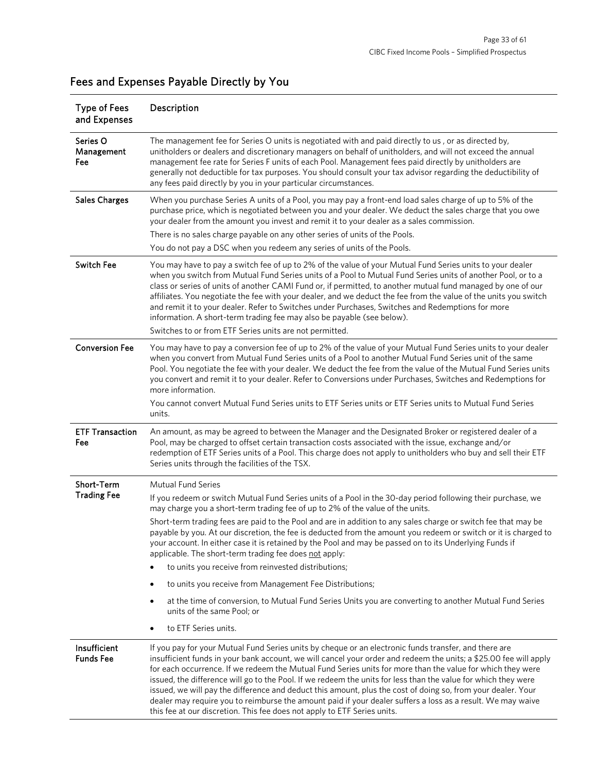## Fees and Expenses Payable Directly by You

| Type of Fees and Expenses | Description |
|---|---|
| **Series O Management Fee** | The management fee for Series O units is negotiated with and paid directly to us , or as directed by, unitholders or dealers and discretionary managers on behalf of unitholders, and will not exceed the annual management fee rate for Series F units of each Pool. Management fees paid directly by unitholders are generally not deductible for tax purposes. You should consult your tax advisor regarding the deductibility of any fees paid directly by you in your particular circumstances. |
| **Sales Charges** | When you purchase Series A units of a Pool, you may pay a front-end load sales charge of up to 5% of the purchase price, which is negotiated between you and your dealer. We deduct the sales charge that you owe your dealer from the amount you invest and remit it to your dealer as a sales commission.<br>There is no sales charge payable on any other series of units of the Pools.<br>You do not pay a DSC when you redeem any series of units of the Pools. |
| **Switch Fee** | You may have to pay a switch fee of up to 2% of the value of your Mutual Fund Series units to your dealer when you switch from Mutual Fund Series units of a Pool to Mutual Fund Series units of another Pool, or to a class or series of units of another CAMI Fund or, if permitted, to another mutual fund managed by one of our affiliates. You negotiate the fee with your dealer, and we deduct the fee from the value of the units you switch and remit it to your dealer. Refer to Switches under Purchases, Switches and Redemptions for more information. A short-term trading fee may also be payable (see below).<br>Switches to or from ETF Series units are not permitted. |
| **Conversion Fee** | You may have to pay a conversion fee of up to 2% of the value of your Mutual Fund Series units to your dealer when you convert from Mutual Fund Series units of a Pool to another Mutual Fund Series unit of the same Pool. You negotiate the fee with your dealer. We deduct the fee from the value of the Mutual Fund Series units you convert and remit it to your dealer. Refer to Conversions under Purchases, Switches and Redemptions for more information.<br>You cannot convert Mutual Fund Series units to ETF Series units or ETF Series units to Mutual Fund Series units. |
| **ETF Transaction Fee** | An amount, as may be agreed to between the Manager and the Designated Broker or registered dealer of a Pool, may be charged to offset certain transaction costs associated with the issue, exchange and/or redemption of ETF Series units of a Pool. This charge does not apply to unitholders who buy and sell their ETF Series units through the facilities of the TSX. |
| **Short-Term Trading Fee** | Mutual Fund Series<br>If you redeem or switch Mutual Fund Series units of a Pool in the 30-day period following their purchase, we may charge you a short-term trading fee of up to 2% of the value of the units.<br>Short-term trading fees are paid to the Pool and are in addition to any sales charge or switch fee that may be payable by you. At our discretion, the fee is deducted from the amount you redeem or switch or it is charged to your account. In either case it is retained by the Pool and may be passed on to its Underlying Funds if applicable. The short-term trading fee does not apply:<br>• to units you receive from reinvested distributions;<br>• to units you receive from Management Fee Distributions;<br>• at the time of conversion, to Mutual Fund Series Units you are converting to another Mutual Fund Series units of the same Pool; or<br>• to ETF Series units. |
| **Insufficient Funds Fee** | If you pay for your Mutual Fund Series units by cheque or an electronic funds transfer, and there are insufficient funds in your bank account, we will cancel your order and redeem the units; a $25.00 fee will apply for each occurrence. If we redeem the Mutual Fund Series units for more than the value for which they were issued, the difference will go to the Pool. If we redeem the units for less than the value for which they were issued, we will pay the difference and deduct this amount, plus the cost of doing so, from your dealer. Your dealer may require you to reimburse the amount paid if your dealer suffers a loss as a result. We may waive this fee at our discretion. This fee does not apply to ETF Series units. |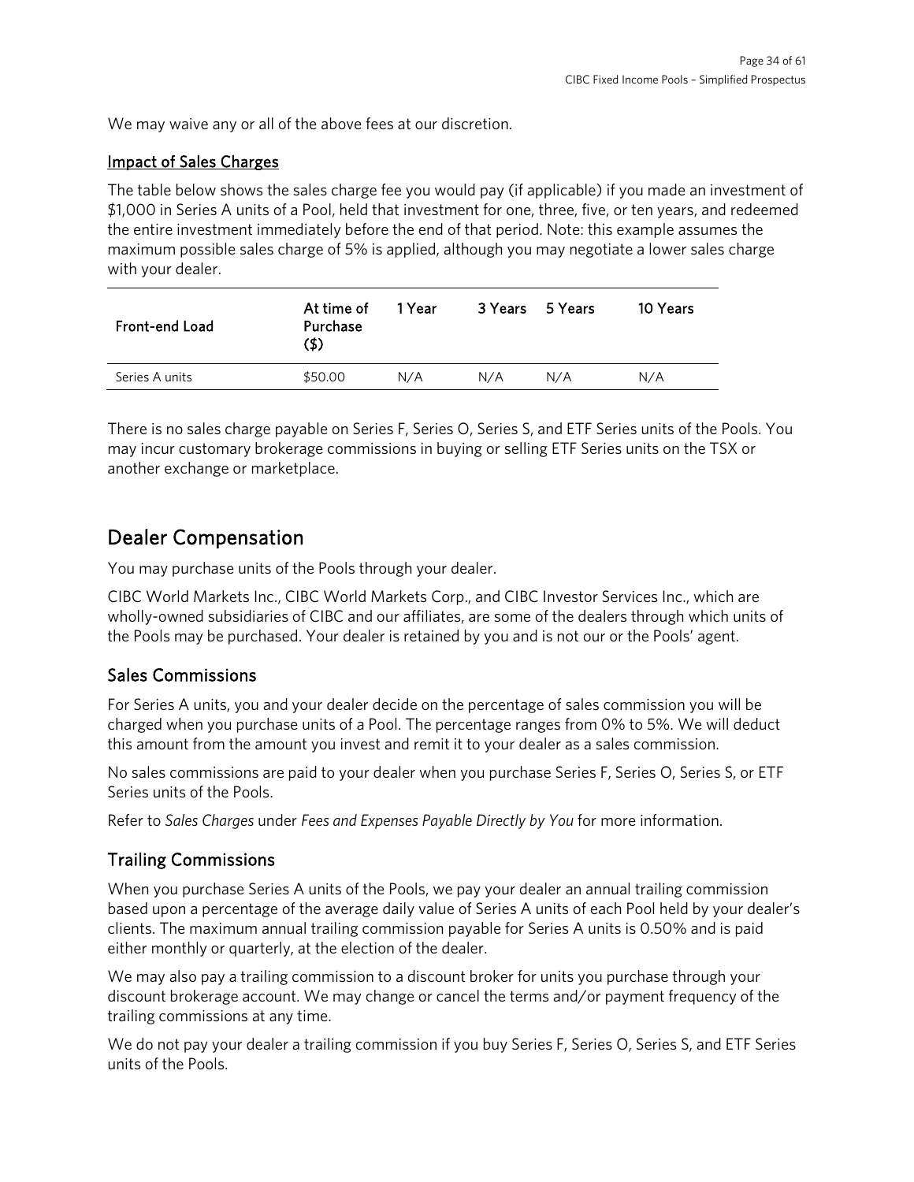We may waive any or all of the above fees at our discretion.

### Impact of Sales Charges

The table below shows the sales charge fee you would pay (if applicable) if you made an investment of $1,000 in Series A units of a Pool, held that investment for one, three, five, or ten years, and redeemed the entire investment immediately before the end of that period. Note: this example assumes the maximum possible sales charge of 5% is applied, although you may negotiate a lower sales charge with your dealer.

| Front-end Load | At time of Purchase ($) | 1 Year | 3 Years | 5 Years | 10 Years |
|---|---|---|---|---|---|
| Series A units | $50.00 | N/A | N/A | N/A | N/A |

There is no sales charge payable on Series F, Series O, Series S, and ETF Series units of the Pools. You may incur customary brokerage commissions in buying or selling ETF Series units on the TSX or another exchange or marketplace.

# Dealer Compensation

You may purchase units of the Pools through your dealer.

CIBC World Markets Inc., CIBC World Markets Corp., and CIBC Investor Services Inc., which are wholly-owned subsidiaries of CIBC and our affiliates, are some of the dealers through which units of the Pools may be purchased. Your dealer is retained by you and is not our or the Pools' agent.

## Sales Commissions

For Series A units, you and your dealer decide on the percentage of sales commission you will be charged when you purchase units of a Pool. The percentage ranges from 0% to 5%. We will deduct this amount from the amount you invest and remit it to your dealer as a sales commission.

No sales commissions are paid to your dealer when you purchase Series F, Series O, Series S, or ETF Series units of the Pools.

Refer to *Sales Charges* under *Fees and Expenses Payable Directly by You* for more information.

## Trailing Commissions

When you purchase Series A units of the Pools, we pay your dealer an annual trailing commission based upon a percentage of the average daily value of Series A units of each Pool held by your dealer's clients. The maximum annual trailing commission payable for Series A units is 0.50% and is paid either monthly or quarterly, at the election of the dealer.

We may also pay a trailing commission to a discount broker for units you purchase through your discount brokerage account. We may change or cancel the terms and/or payment frequency of the trailing commissions at any time.

We do not pay your dealer a trailing commission if you buy Series F, Series O, Series S, and ETF Series units of the Pools.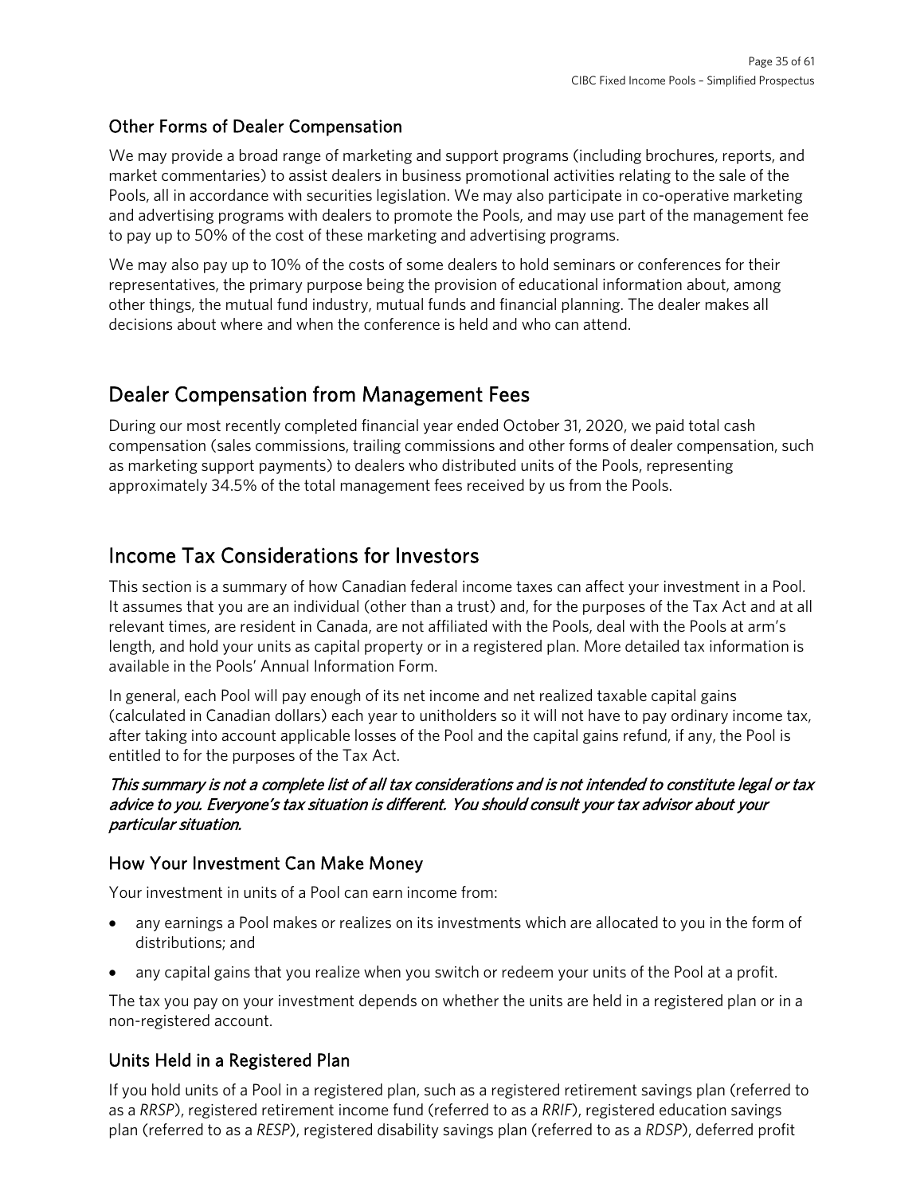### Other Forms of Dealer Compensation

We may provide a broad range of marketing and support programs (including brochures, reports, and market commentaries) to assist dealers in business promotional activities relating to the sale of the Pools, all in accordance with securities legislation. We may also participate in co-operative marketing and advertising programs with dealers to promote the Pools, and may use part of the management fee to pay up to 50% of the cost of these marketing and advertising programs.

We may also pay up to 10% of the costs of some dealers to hold seminars or conferences for their representatives, the primary purpose being the provision of educational information about, among other things, the mutual fund industry, mutual funds and financial planning. The dealer makes all decisions about where and when the conference is held and who can attend.

## Dealer Compensation from Management Fees

During our most recently completed financial year ended October 31, 2020, we paid total cash compensation (sales commissions, trailing commissions and other forms of dealer compensation, such as marketing support payments) to dealers who distributed units of the Pools, representing approximately 34.5% of the total management fees received by us from the Pools.

## Income Tax Considerations for Investors

This section is a summary of how Canadian federal income taxes can affect your investment in a Pool. It assumes that you are an individual (other than a trust) and, for the purposes of the Tax Act and at all relevant times, are resident in Canada, are not affiliated with the Pools, deal with the Pools at arm's length, and hold your units as capital property or in a registered plan. More detailed tax information is available in the Pools' Annual Information Form.

In general, each Pool will pay enough of its net income and net realized taxable capital gains (calculated in Canadian dollars) each year to unitholders so it will not have to pay ordinary income tax, after taking into account applicable losses of the Pool and the capital gains refund, if any, the Pool is entitled to for the purposes of the Tax Act.

***This summary is not a complete list of all tax considerations and is not intended to constitute legal or tax advice to you. Everyone's tax situation is different. You should consult your tax advisor about your particular situation.***

### How Your Investment Can Make Money

Your investment in units of a Pool can earn income from:

- any earnings a Pool makes or realizes on its investments which are allocated to you in the form of distributions; and
- any capital gains that you realize when you switch or redeem your units of the Pool at a profit.

The tax you pay on your investment depends on whether the units are held in a registered plan or in a non-registered account.

### Units Held in a Registered Plan

If you hold units of a Pool in a registered plan, such as a registered retirement savings plan (referred to as a *RRSP*), registered retirement income fund (referred to as a *RRIF*), registered education savings plan (referred to as a *RESP*), registered disability savings plan (referred to as a *RDSP*), deferred profit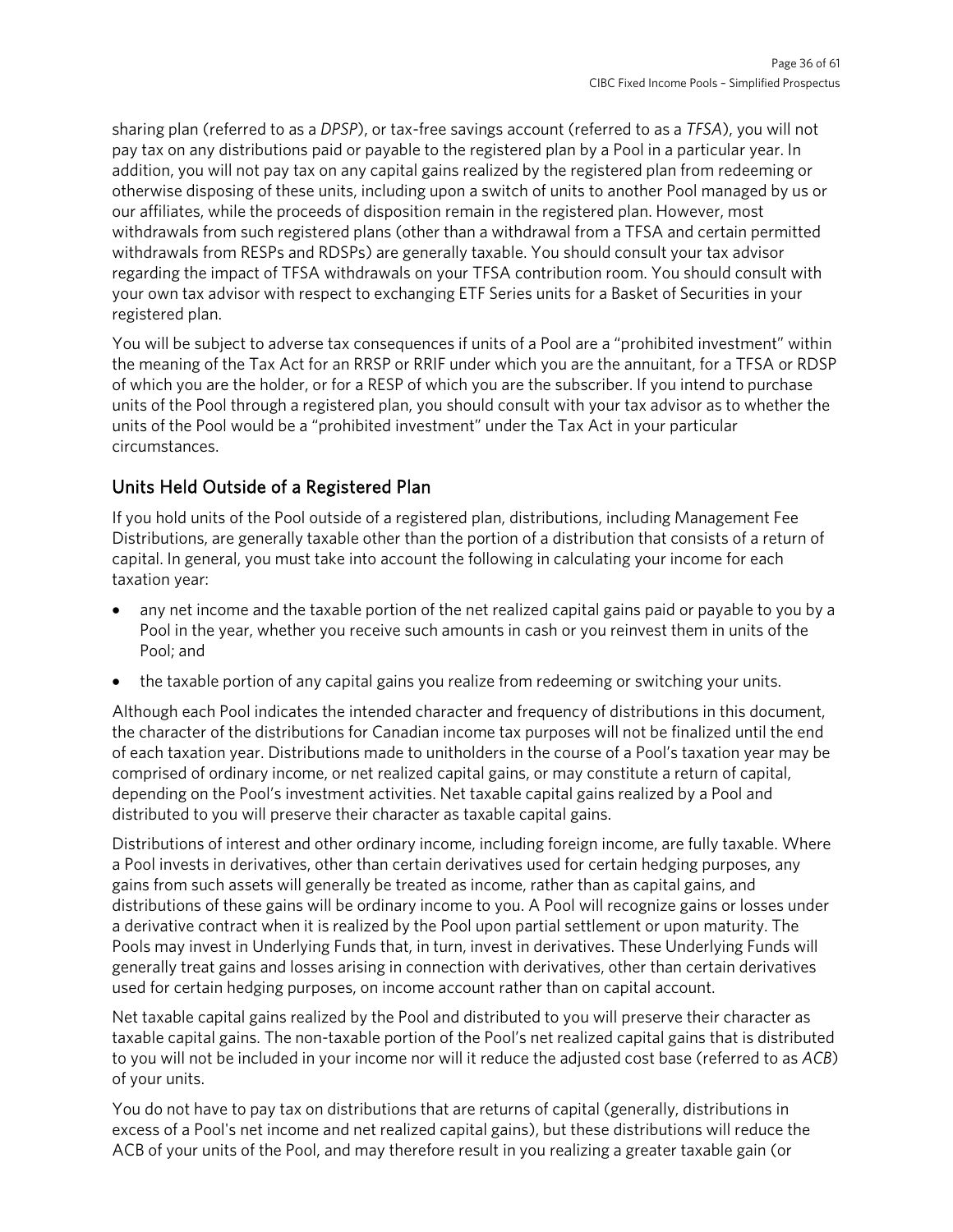sharing plan (referred to as a *DPSP*), or tax-free savings account (referred to as a *TFSA*), you will not pay tax on any distributions paid or payable to the registered plan by a Pool in a particular year. In addition, you will not pay tax on any capital gains realized by the registered plan from redeeming or otherwise disposing of these units, including upon a switch of units to another Pool managed by us or our affiliates, while the proceeds of disposition remain in the registered plan. However, most withdrawals from such registered plans (other than a withdrawal from a TFSA and certain permitted withdrawals from RESPs and RDSPs) are generally taxable. You should consult your tax advisor regarding the impact of TFSA withdrawals on your TFSA contribution room. You should consult with your own tax advisor with respect to exchanging ETF Series units for a Basket of Securities in your registered plan.

You will be subject to adverse tax consequences if units of a Pool are a "prohibited investment" within the meaning of the Tax Act for an RRSP or RRIF under which you are the annuitant, for a TFSA or RDSP of which you are the holder, or for a RESP of which you are the subscriber. If you intend to purchase units of the Pool through a registered plan, you should consult with your tax advisor as to whether the units of the Pool would be a "prohibited investment" under the Tax Act in your particular circumstances.

## Units Held Outside of a Registered Plan

If you hold units of the Pool outside of a registered plan, distributions, including Management Fee Distributions, are generally taxable other than the portion of a distribution that consists of a return of capital. In general, you must take into account the following in calculating your income for each taxation year:

- any net income and the taxable portion of the net realized capital gains paid or payable to you by a Pool in the year, whether you receive such amounts in cash or you reinvest them in units of the Pool; and
- the taxable portion of any capital gains you realize from redeeming or switching your units.

Although each Pool indicates the intended character and frequency of distributions in this document, the character of the distributions for Canadian income tax purposes will not be finalized until the end of each taxation year. Distributions made to unitholders in the course of a Pool's taxation year may be comprised of ordinary income, or net realized capital gains, or may constitute a return of capital, depending on the Pool's investment activities. Net taxable capital gains realized by a Pool and distributed to you will preserve their character as taxable capital gains.

Distributions of interest and other ordinary income, including foreign income, are fully taxable. Where a Pool invests in derivatives, other than certain derivatives used for certain hedging purposes, any gains from such assets will generally be treated as income, rather than as capital gains, and distributions of these gains will be ordinary income to you. A Pool will recognize gains or losses under a derivative contract when it is realized by the Pool upon partial settlement or upon maturity. The Pools may invest in Underlying Funds that, in turn, invest in derivatives. These Underlying Funds will generally treat gains and losses arising in connection with derivatives, other than certain derivatives used for certain hedging purposes, on income account rather than on capital account.

Net taxable capital gains realized by the Pool and distributed to you will preserve their character as taxable capital gains. The non-taxable portion of the Pool's net realized capital gains that is distributed to you will not be included in your income nor will it reduce the adjusted cost base (referred to as *ACB*) of your units.

You do not have to pay tax on distributions that are returns of capital (generally, distributions in excess of a Pool's net income and net realized capital gains), but these distributions will reduce the ACB of your units of the Pool, and may therefore result in you realizing a greater taxable gain (or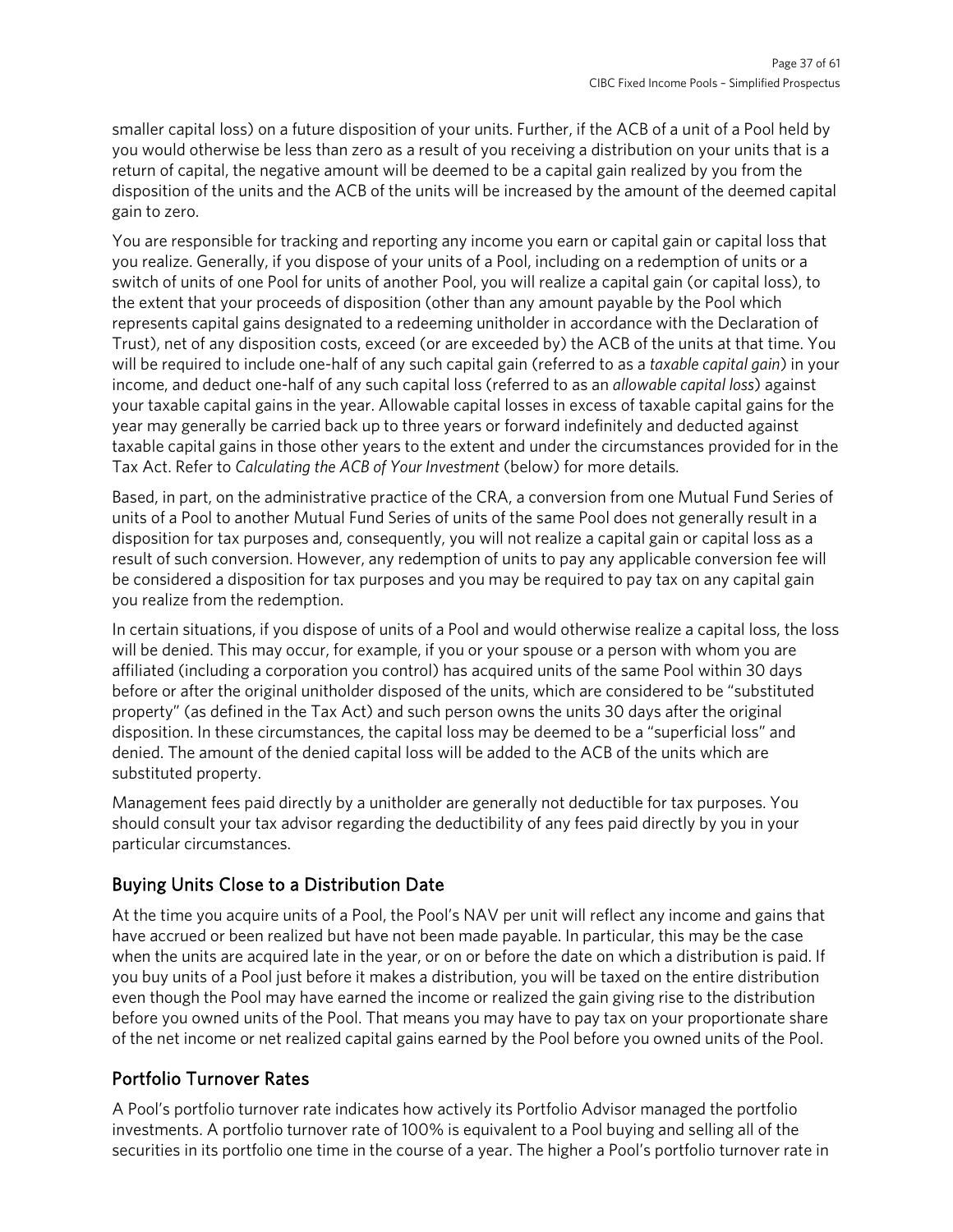smaller capital loss) on a future disposition of your units. Further, if the ACB of a unit of a Pool held by you would otherwise be less than zero as a result of you receiving a distribution on your units that is a return of capital, the negative amount will be deemed to be a capital gain realized by you from the disposition of the units and the ACB of the units will be increased by the amount of the deemed capital gain to zero.

You are responsible for tracking and reporting any income you earn or capital gain or capital loss that you realize. Generally, if you dispose of your units of a Pool, including on a redemption of units or a switch of units of one Pool for units of another Pool, you will realize a capital gain (or capital loss), to the extent that your proceeds of disposition (other than any amount payable by the Pool which represents capital gains designated to a redeeming unitholder in accordance with the Declaration of Trust), net of any disposition costs, exceed (or are exceeded by) the ACB of the units at that time. You will be required to include one-half of any such capital gain (referred to as a *taxable capital gain*) in your income, and deduct one-half of any such capital loss (referred to as an *allowable capital loss*) against your taxable capital gains in the year. Allowable capital losses in excess of taxable capital gains for the year may generally be carried back up to three years or forward indefinitely and deducted against taxable capital gains in those other years to the extent and under the circumstances provided for in the Tax Act. Refer to *Calculating the ACB of Your Investment* (below) for more details.

Based, in part, on the administrative practice of the CRA, a conversion from one Mutual Fund Series of units of a Pool to another Mutual Fund Series of units of the same Pool does not generally result in a disposition for tax purposes and, consequently, you will not realize a capital gain or capital loss as a result of such conversion. However, any redemption of units to pay any applicable conversion fee will be considered a disposition for tax purposes and you may be required to pay tax on any capital gain you realize from the redemption.

In certain situations, if you dispose of units of a Pool and would otherwise realize a capital loss, the loss will be denied. This may occur, for example, if you or your spouse or a person with whom you are affiliated (including a corporation you control) has acquired units of the same Pool within 30 days before or after the original unitholder disposed of the units, which are considered to be "substituted property" (as defined in the Tax Act) and such person owns the units 30 days after the original disposition. In these circumstances, the capital loss may be deemed to be a "superficial loss" and denied. The amount of the denied capital loss will be added to the ACB of the units which are substituted property.

Management fees paid directly by a unitholder are generally not deductible for tax purposes. You should consult your tax advisor regarding the deductibility of any fees paid directly by you in your particular circumstances.

## Buying Units Close to a Distribution Date

At the time you acquire units of a Pool, the Pool's NAV per unit will reflect any income and gains that have accrued or been realized but have not been made payable. In particular, this may be the case when the units are acquired late in the year, or on or before the date on which a distribution is paid. If you buy units of a Pool just before it makes a distribution, you will be taxed on the entire distribution even though the Pool may have earned the income or realized the gain giving rise to the distribution before you owned units of the Pool. That means you may have to pay tax on your proportionate share of the net income or net realized capital gains earned by the Pool before you owned units of the Pool.

## Portfolio Turnover Rates

A Pool's portfolio turnover rate indicates how actively its Portfolio Advisor managed the portfolio investments. A portfolio turnover rate of 100% is equivalent to a Pool buying and selling all of the securities in its portfolio one time in the course of a year. The higher a Pool's portfolio turnover rate in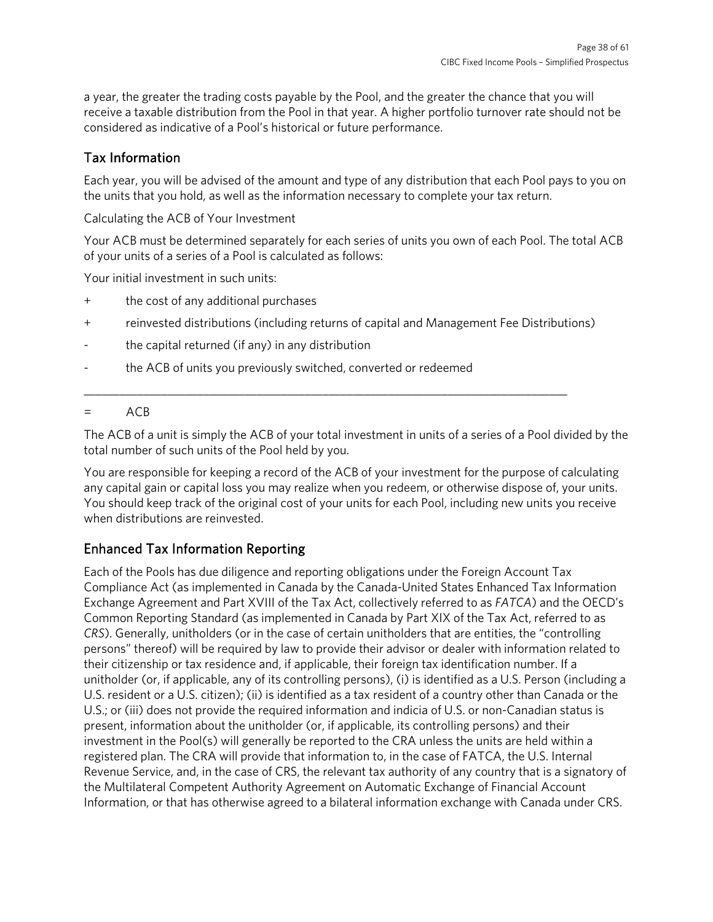a year, the greater the trading costs payable by the Pool, and the greater the chance that you will receive a taxable distribution from the Pool in that year. A higher portfolio turnover rate should not be considered as indicative of a Pool's historical or future performance.

## Tax Information

Each year, you will be advised of the amount and type of any distribution that each Pool pays to you on the units that you hold, as well as the information necessary to complete your tax return.

Calculating the ACB of Your Investment

Your ACB must be determined separately for each series of units you own of each Pool. The total ACB of your units of a series of a Pool is calculated as follows:

Your initial investment in such units:

+ the cost of any additional purchases

+ reinvested distributions (including returns of capital and Management Fee Distributions)

- the capital returned (if any) in any distribution

- the ACB of units you previously switched, converted or redeemed

---

= ACB

The ACB of a unit is simply the ACB of your total investment in units of a series of a Pool divided by the total number of such units of the Pool held by you.

You are responsible for keeping a record of the ACB of your investment for the purpose of calculating any capital gain or capital loss you may realize when you redeem, or otherwise dispose of, your units. You should keep track of the original cost of your units for each Pool, including new units you receive when distributions are reinvested.

## Enhanced Tax Information Reporting

Each of the Pools has due diligence and reporting obligations under the Foreign Account Tax Compliance Act (as implemented in Canada by the Canada-United States Enhanced Tax Information Exchange Agreement and Part XVIII of the Tax Act, collectively referred to as *FATCA*) and the OECD's Common Reporting Standard (as implemented in Canada by Part XIX of the Tax Act, referred to as *CRS*). Generally, unitholders (or in the case of certain unitholders that are entities, the "controlling persons" thereof) will be required by law to provide their advisor or dealer with information related to their citizenship or tax residence and, if applicable, their foreign tax identification number. If a unitholder (or, if applicable, any of its controlling persons), (i) is identified as a U.S. Person (including a U.S. resident or a U.S. citizen); (ii) is identified as a tax resident of a country other than Canada or the U.S.; or (iii) does not provide the required information and indicia of U.S. or non-Canadian status is present, information about the unitholder (or, if applicable, its controlling persons) and their investment in the Pool(s) will generally be reported to the CRA unless the units are held within a registered plan. The CRA will provide that information to, in the case of FATCA, the U.S. Internal Revenue Service, and, in the case of CRS, the relevant tax authority of any country that is a signatory of the Multilateral Competent Authority Agreement on Automatic Exchange of Financial Account Information, or that has otherwise agreed to a bilateral information exchange with Canada under CRS.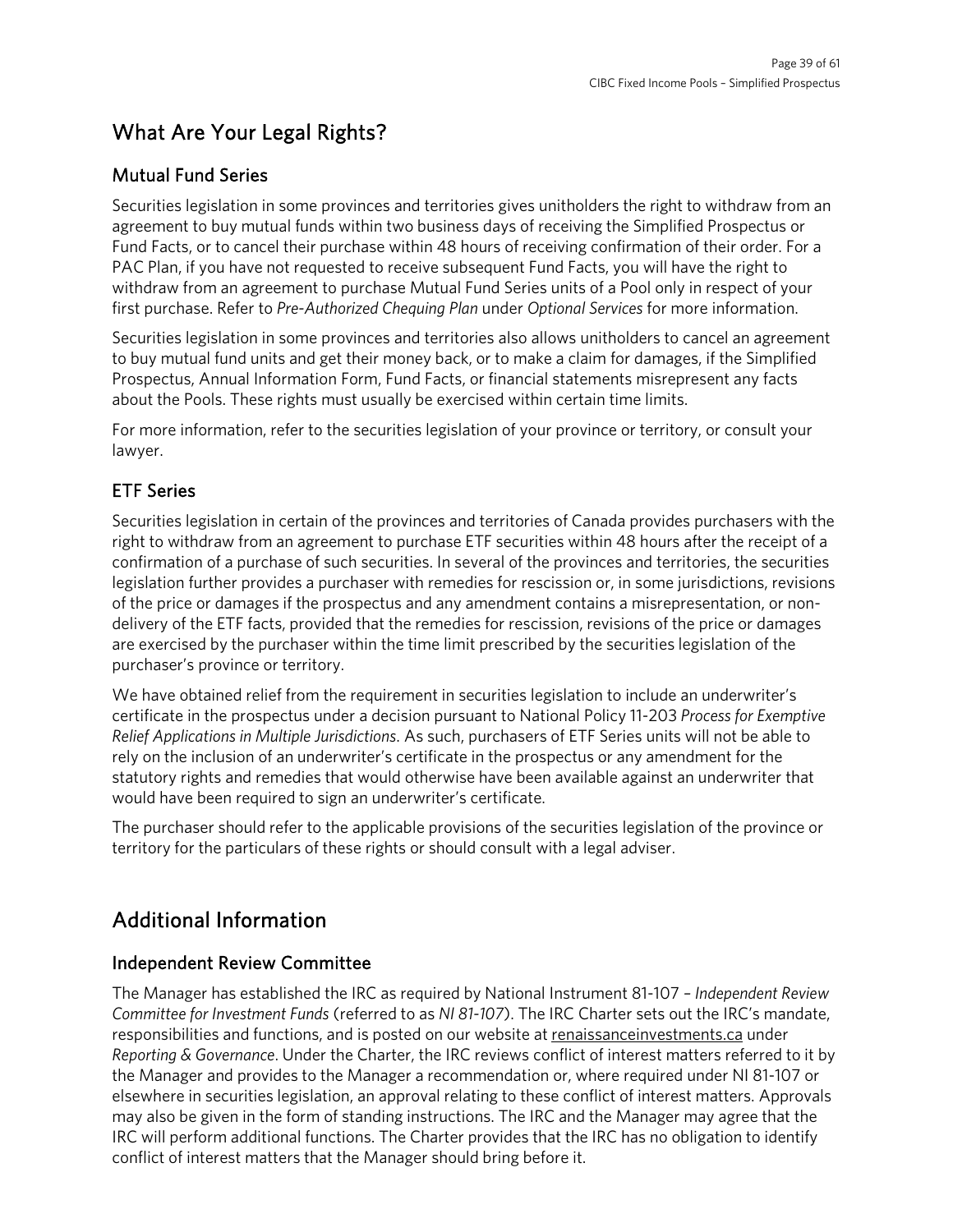# What Are Your Legal Rights?

## Mutual Fund Series

Securities legislation in some provinces and territories gives unitholders the right to withdraw from an agreement to buy mutual funds within two business days of receiving the Simplified Prospectus or Fund Facts, or to cancel their purchase within 48 hours of receiving confirmation of their order. For a PAC Plan, if you have not requested to receive subsequent Fund Facts, you will have the right to withdraw from an agreement to purchase Mutual Fund Series units of a Pool only in respect of your first purchase. Refer to *Pre-Authorized Chequing Plan* under *Optional Services* for more information.

Securities legislation in some provinces and territories also allows unitholders to cancel an agreement to buy mutual fund units and get their money back, or to make a claim for damages, if the Simplified Prospectus, Annual Information Form, Fund Facts, or financial statements misrepresent any facts about the Pools. These rights must usually be exercised within certain time limits.

For more information, refer to the securities legislation of your province or territory, or consult your lawyer.

## ETF Series

Securities legislation in certain of the provinces and territories of Canada provides purchasers with the right to withdraw from an agreement to purchase ETF securities within 48 hours after the receipt of a confirmation of a purchase of such securities. In several of the provinces and territories, the securities legislation further provides a purchaser with remedies for rescission or, in some jurisdictions, revisions of the price or damages if the prospectus and any amendment contains a misrepresentation, or non-delivery of the ETF facts, provided that the remedies for rescission, revisions of the price or damages are exercised by the purchaser within the time limit prescribed by the securities legislation of the purchaser's province or territory.

We have obtained relief from the requirement in securities legislation to include an underwriter's certificate in the prospectus under a decision pursuant to National Policy 11-203 *Process for Exemptive Relief Applications in Multiple Jurisdictions*. As such, purchasers of ETF Series units will not be able to rely on the inclusion of an underwriter's certificate in the prospectus or any amendment for the statutory rights and remedies that would otherwise have been available against an underwriter that would have been required to sign an underwriter's certificate.

The purchaser should refer to the applicable provisions of the securities legislation of the province or territory for the particulars of these rights or should consult with a legal adviser.

# Additional Information

## Independent Review Committee

The Manager has established the IRC as required by National Instrument 81-107 – *Independent Review Committee for Investment Funds* (referred to as *NI 81-107*). The IRC Charter sets out the IRC's mandate, responsibilities and functions, and is posted on our website at renaissanceinvestments.ca under *Reporting & Governance*. Under the Charter, the IRC reviews conflict of interest matters referred to it by the Manager and provides to the Manager a recommendation or, where required under NI 81-107 or elsewhere in securities legislation, an approval relating to these conflict of interest matters. Approvals may also be given in the form of standing instructions. The IRC and the Manager may agree that the IRC will perform additional functions. The Charter provides that the IRC has no obligation to identify conflict of interest matters that the Manager should bring before it.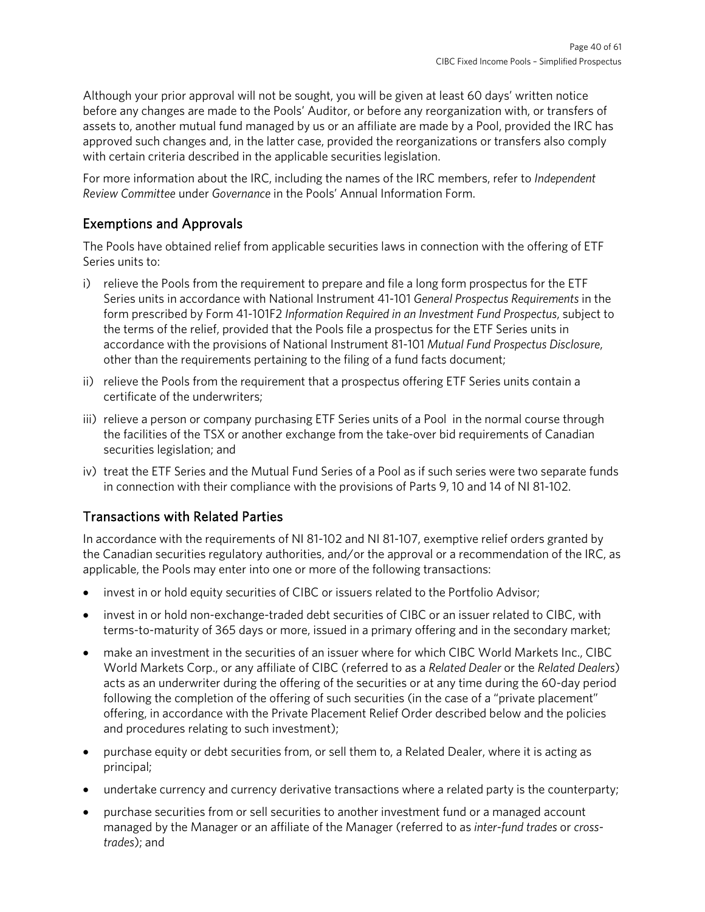Although your prior approval will not be sought, you will be given at least 60 days' written notice before any changes are made to the Pools' Auditor, or before any reorganization with, or transfers of assets to, another mutual fund managed by us or an affiliate are made by a Pool, provided the IRC has approved such changes and, in the latter case, provided the reorganizations or transfers also comply with certain criteria described in the applicable securities legislation.

For more information about the IRC, including the names of the IRC members, refer to *Independent Review Committee* under *Governance* in the Pools' Annual Information Form.

## Exemptions and Approvals

The Pools have obtained relief from applicable securities laws in connection with the offering of ETF Series units to:

i) relieve the Pools from the requirement to prepare and file a long form prospectus for the ETF Series units in accordance with National Instrument 41-101 *General Prospectus Requirements* in the form prescribed by Form 41-101F2 *Information Required in an Investment Fund Prospectus*, subject to the terms of the relief, provided that the Pools file a prospectus for the ETF Series units in accordance with the provisions of National Instrument 81-101 *Mutual Fund Prospectus Disclosure*, other than the requirements pertaining to the filing of a fund facts document;

ii) relieve the Pools from the requirement that a prospectus offering ETF Series units contain a certificate of the underwriters;

iii) relieve a person or company purchasing ETF Series units of a Pool in the normal course through the facilities of the TSX or another exchange from the take-over bid requirements of Canadian securities legislation; and

iv) treat the ETF Series and the Mutual Fund Series of a Pool as if such series were two separate funds in connection with their compliance with the provisions of Parts 9, 10 and 14 of NI 81-102.

## Transactions with Related Parties

In accordance with the requirements of NI 81-102 and NI 81-107, exemptive relief orders granted by the Canadian securities regulatory authorities, and/or the approval or a recommendation of the IRC, as applicable, the Pools may enter into one or more of the following transactions:

- invest in or hold equity securities of CIBC or issuers related to the Portfolio Advisor;
- invest in or hold non-exchange-traded debt securities of CIBC or an issuer related to CIBC, with terms-to-maturity of 365 days or more, issued in a primary offering and in the secondary market;
- make an investment in the securities of an issuer where for which CIBC World Markets Inc., CIBC World Markets Corp., or any affiliate of CIBC (referred to as a *Related Dealer* or the *Related Dealers*) acts as an underwriter during the offering of the securities or at any time during the 60-day period following the completion of the offering of such securities (in the case of a "private placement" offering, in accordance with the Private Placement Relief Order described below and the policies and procedures relating to such investment);
- purchase equity or debt securities from, or sell them to, a Related Dealer, where it is acting as principal;
- undertake currency and currency derivative transactions where a related party is the counterparty;
- purchase securities from or sell securities to another investment fund or a managed account managed by the Manager or an affiliate of the Manager (referred to as *inter-fund trades* or *cross-trades*); and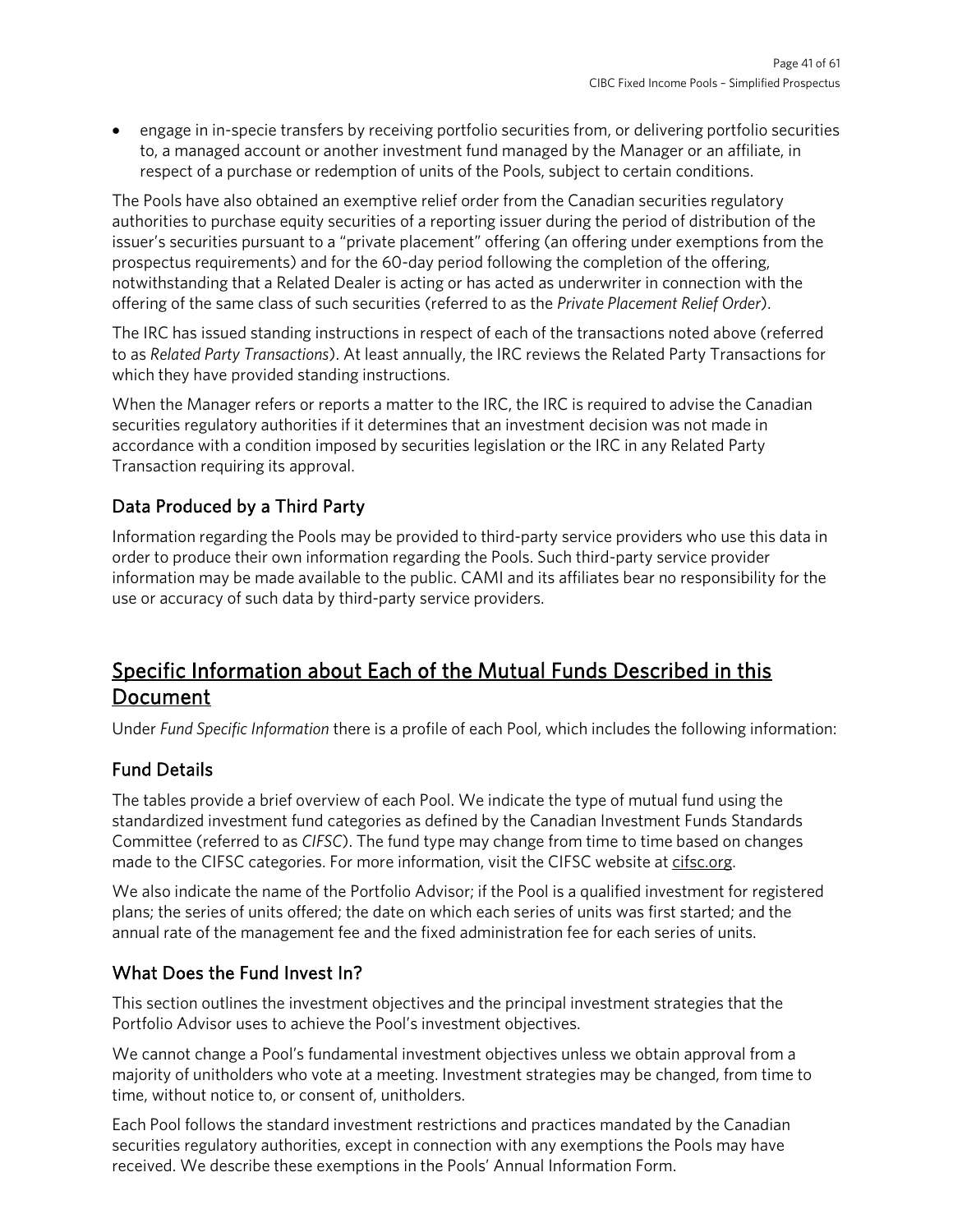- engage in in-specie transfers by receiving portfolio securities from, or delivering portfolio securities to, a managed account or another investment fund managed by the Manager or an affiliate, in respect of a purchase or redemption of units of the Pools, subject to certain conditions.

The Pools have also obtained an exemptive relief order from the Canadian securities regulatory authorities to purchase equity securities of a reporting issuer during the period of distribution of the issuer's securities pursuant to a "private placement" offering (an offering under exemptions from the prospectus requirements) and for the 60-day period following the completion of the offering, notwithstanding that a Related Dealer is acting or has acted as underwriter in connection with the offering of the same class of such securities (referred to as the *Private Placement Relief Order*).

The IRC has issued standing instructions in respect of each of the transactions noted above (referred to as *Related Party Transactions*). At least annually, the IRC reviews the Related Party Transactions for which they have provided standing instructions.

When the Manager refers or reports a matter to the IRC, the IRC is required to advise the Canadian securities regulatory authorities if it determines that an investment decision was not made in accordance with a condition imposed by securities legislation or the IRC in any Related Party Transaction requiring its approval.

## Data Produced by a Third Party

Information regarding the Pools may be provided to third-party service providers who use this data in order to produce their own information regarding the Pools. Such third-party service provider information may be made available to the public. CAMI and its affiliates bear no responsibility for the use or accuracy of such data by third-party service providers.

# Specific Information about Each of the Mutual Funds Described in this Document

Under *Fund Specific Information* there is a profile of each Pool, which includes the following information:

## Fund Details

The tables provide a brief overview of each Pool. We indicate the type of mutual fund using the standardized investment fund categories as defined by the Canadian Investment Funds Standards Committee (referred to as *CIFSC*). The fund type may change from time to time based on changes made to the CIFSC categories. For more information, visit the CIFSC website at cifsc.org.

We also indicate the name of the Portfolio Advisor; if the Pool is a qualified investment for registered plans; the series of units offered; the date on which each series of units was first started; and the annual rate of the management fee and the fixed administration fee for each series of units.

## What Does the Fund Invest In?

This section outlines the investment objectives and the principal investment strategies that the Portfolio Advisor uses to achieve the Pool's investment objectives.

We cannot change a Pool's fundamental investment objectives unless we obtain approval from a majority of unitholders who vote at a meeting. Investment strategies may be changed, from time to time, without notice to, or consent of, unitholders.

Each Pool follows the standard investment restrictions and practices mandated by the Canadian securities regulatory authorities, except in connection with any exemptions the Pools may have received. We describe these exemptions in the Pools' Annual Information Form.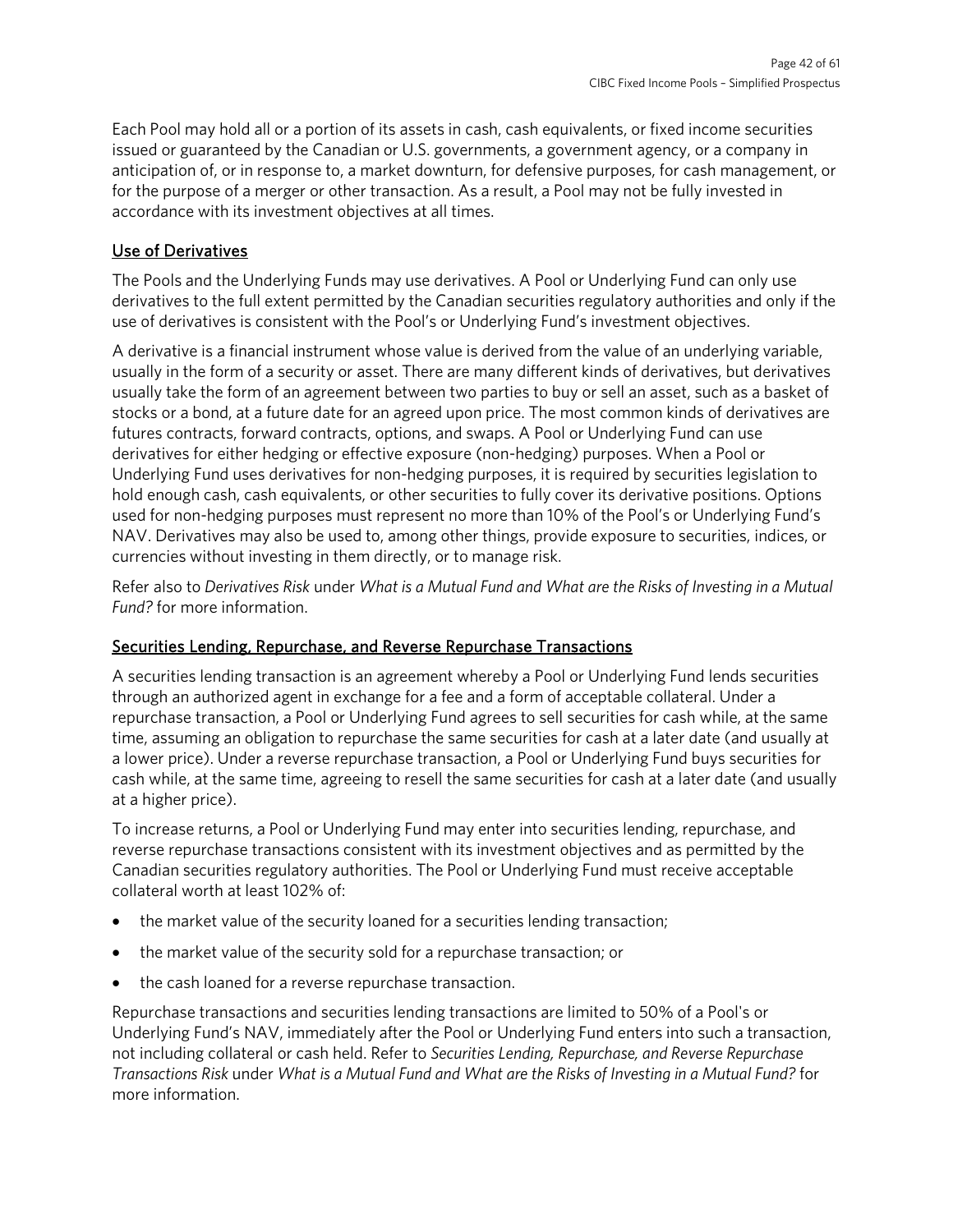Each Pool may hold all or a portion of its assets in cash, cash equivalents, or fixed income securities issued or guaranteed by the Canadian or U.S. governments, a government agency, or a company in anticipation of, or in response to, a market downturn, for defensive purposes, for cash management, or for the purpose of a merger or other transaction. As a result, a Pool may not be fully invested in accordance with its investment objectives at all times.

## Use of Derivatives

The Pools and the Underlying Funds may use derivatives. A Pool or Underlying Fund can only use derivatives to the full extent permitted by the Canadian securities regulatory authorities and only if the use of derivatives is consistent with the Pool's or Underlying Fund's investment objectives.

A derivative is a financial instrument whose value is derived from the value of an underlying variable, usually in the form of a security or asset. There are many different kinds of derivatives, but derivatives usually take the form of an agreement between two parties to buy or sell an asset, such as a basket of stocks or a bond, at a future date for an agreed upon price. The most common kinds of derivatives are futures contracts, forward contracts, options, and swaps. A Pool or Underlying Fund can use derivatives for either hedging or effective exposure (non-hedging) purposes. When a Pool or Underlying Fund uses derivatives for non-hedging purposes, it is required by securities legislation to hold enough cash, cash equivalents, or other securities to fully cover its derivative positions. Options used for non-hedging purposes must represent no more than 10% of the Pool's or Underlying Fund's NAV. Derivatives may also be used to, among other things, provide exposure to securities, indices, or currencies without investing in them directly, or to manage risk.

Refer also to *Derivatives Risk* under *What is a Mutual Fund and What are the Risks of Investing in a Mutual Fund?* for more information.

## Securities Lending, Repurchase, and Reverse Repurchase Transactions

A securities lending transaction is an agreement whereby a Pool or Underlying Fund lends securities through an authorized agent in exchange for a fee and a form of acceptable collateral. Under a repurchase transaction, a Pool or Underlying Fund agrees to sell securities for cash while, at the same time, assuming an obligation to repurchase the same securities for cash at a later date (and usually at a lower price). Under a reverse repurchase transaction, a Pool or Underlying Fund buys securities for cash while, at the same time, agreeing to resell the same securities for cash at a later date (and usually at a higher price).

To increase returns, a Pool or Underlying Fund may enter into securities lending, repurchase, and reverse repurchase transactions consistent with its investment objectives and as permitted by the Canadian securities regulatory authorities. The Pool or Underlying Fund must receive acceptable collateral worth at least 102% of:

- the market value of the security loaned for a securities lending transaction;
- the market value of the security sold for a repurchase transaction; or
- the cash loaned for a reverse repurchase transaction.

Repurchase transactions and securities lending transactions are limited to 50% of a Pool's or Underlying Fund's NAV, immediately after the Pool or Underlying Fund enters into such a transaction, not including collateral or cash held. Refer to *Securities Lending, Repurchase, and Reverse Repurchase Transactions Risk* under *What is a Mutual Fund and What are the Risks of Investing in a Mutual Fund?* for more information.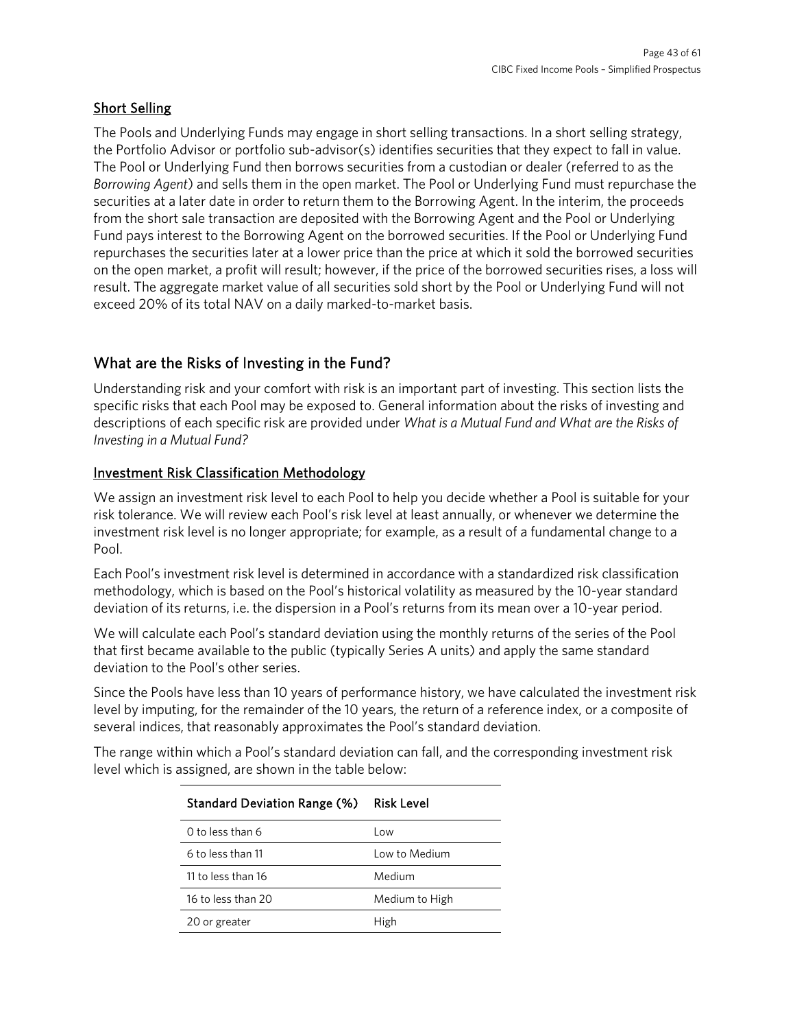### Short Selling

The Pools and Underlying Funds may engage in short selling transactions. In a short selling strategy, the Portfolio Advisor or portfolio sub-advisor(s) identifies securities that they expect to fall in value. The Pool or Underlying Fund then borrows securities from a custodian or dealer (referred to as the *Borrowing Agent*) and sells them in the open market. The Pool or Underlying Fund must repurchase the securities at a later date in order to return them to the Borrowing Agent. In the interim, the proceeds from the short sale transaction are deposited with the Borrowing Agent and the Pool or Underlying Fund pays interest to the Borrowing Agent on the borrowed securities. If the Pool or Underlying Fund repurchases the securities later at a lower price than the price at which it sold the borrowed securities on the open market, a profit will result; however, if the price of the borrowed securities rises, a loss will result. The aggregate market value of all securities sold short by the Pool or Underlying Fund will not exceed 20% of its total NAV on a daily marked-to-market basis.

## What are the Risks of Investing in the Fund?

Understanding risk and your comfort with risk is an important part of investing. This section lists the specific risks that each Pool may be exposed to. General information about the risks of investing and descriptions of each specific risk are provided under *What is a Mutual Fund and What are the Risks of Investing in a Mutual Fund?*

### Investment Risk Classification Methodology

We assign an investment risk level to each Pool to help you decide whether a Pool is suitable for your risk tolerance. We will review each Pool's risk level at least annually, or whenever we determine the investment risk level is no longer appropriate; for example, as a result of a fundamental change to a Pool.

Each Pool's investment risk level is determined in accordance with a standardized risk classification methodology, which is based on the Pool's historical volatility as measured by the 10-year standard deviation of its returns, i.e. the dispersion in a Pool's returns from its mean over a 10-year period.

We will calculate each Pool's standard deviation using the monthly returns of the series of the Pool that first became available to the public (typically Series A units) and apply the same standard deviation to the Pool's other series.

Since the Pools have less than 10 years of performance history, we have calculated the investment risk level by imputing, for the remainder of the 10 years, the return of a reference index, or a composite of several indices, that reasonably approximates the Pool's standard deviation.

The range within which a Pool's standard deviation can fall, and the corresponding investment risk level which is assigned, are shown in the table below:

| Standard Deviation Range (%) | Risk Level |
|---|---|
| 0 to less than 6 | Low |
| 6 to less than 11 | Low to Medium |
| 11 to less than 16 | Medium |
| 16 to less than 20 | Medium to High |
| 20 or greater | High |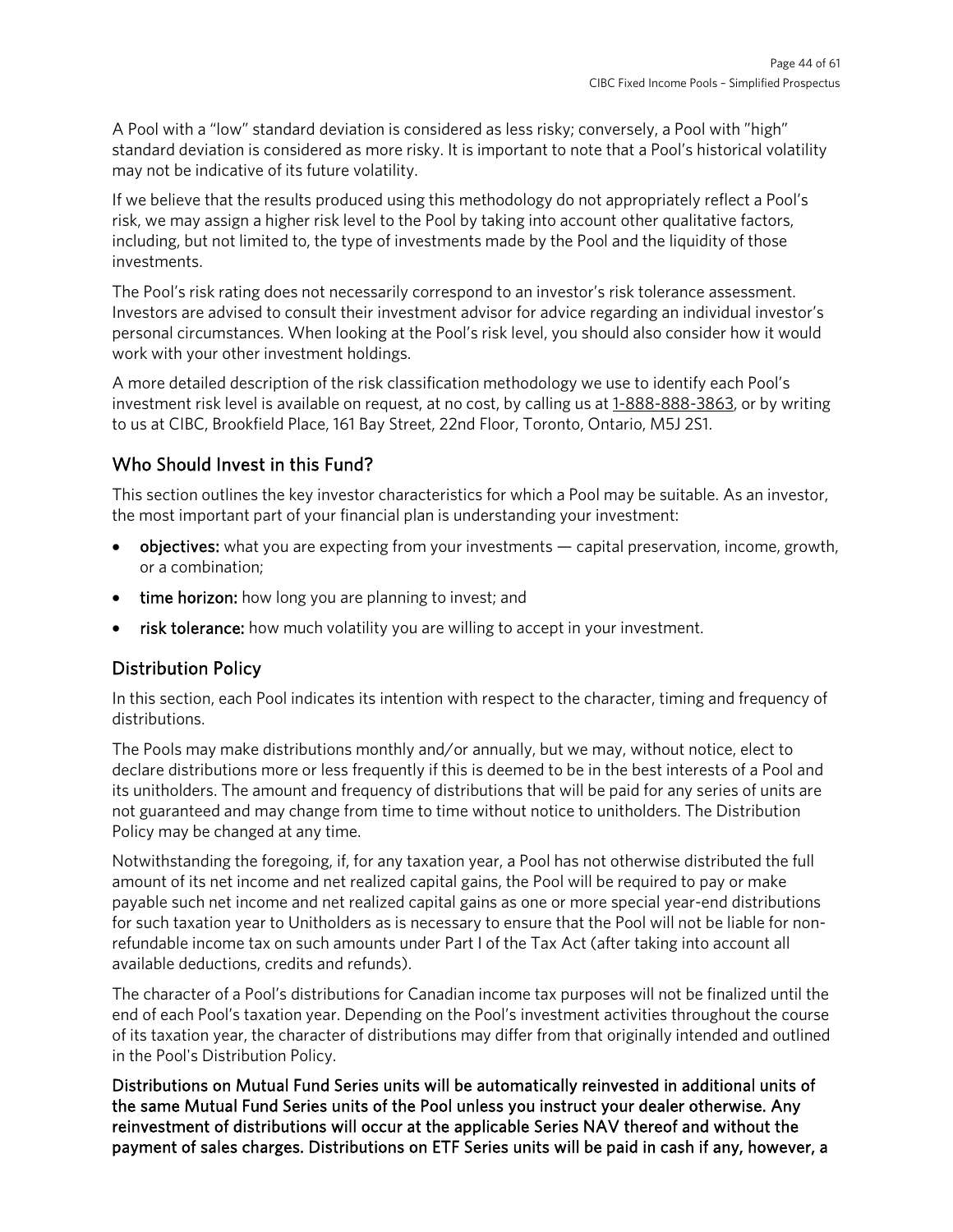A Pool with a "low" standard deviation is considered as less risky; conversely, a Pool with "high" standard deviation is considered as more risky. It is important to note that a Pool's historical volatility may not be indicative of its future volatility.

If we believe that the results produced using this methodology do not appropriately reflect a Pool's risk, we may assign a higher risk level to the Pool by taking into account other qualitative factors, including, but not limited to, the type of investments made by the Pool and the liquidity of those investments.

The Pool's risk rating does not necessarily correspond to an investor's risk tolerance assessment. Investors are advised to consult their investment advisor for advice regarding an individual investor's personal circumstances. When looking at the Pool's risk level, you should also consider how it would work with your other investment holdings.

A more detailed description of the risk classification methodology we use to identify each Pool's investment risk level is available on request, at no cost, by calling us at 1-888-888-3863, or by writing to us at CIBC, Brookfield Place, 161 Bay Street, 22nd Floor, Toronto, Ontario, M5J 2S1.

## Who Should Invest in this Fund?

This section outlines the key investor characteristics for which a Pool may be suitable. As an investor, the most important part of your financial plan is understanding your investment:

- **objectives:** what you are expecting from your investments — capital preservation, income, growth, or a combination;
- **time horizon:** how long you are planning to invest; and
- **risk tolerance:** how much volatility you are willing to accept in your investment.

## Distribution Policy

In this section, each Pool indicates its intention with respect to the character, timing and frequency of distributions.

The Pools may make distributions monthly and/or annually, but we may, without notice, elect to declare distributions more or less frequently if this is deemed to be in the best interests of a Pool and its unitholders. The amount and frequency of distributions that will be paid for any series of units are not guaranteed and may change from time to time without notice to unitholders. The Distribution Policy may be changed at any time.

Notwithstanding the foregoing, if, for any taxation year, a Pool has not otherwise distributed the full amount of its net income and net realized capital gains, the Pool will be required to pay or make payable such net income and net realized capital gains as one or more special year-end distributions for such taxation year to Unitholders as is necessary to ensure that the Pool will not be liable for non-refundable income tax on such amounts under Part I of the Tax Act (after taking into account all available deductions, credits and refunds).

The character of a Pool's distributions for Canadian income tax purposes will not be finalized until the end of each Pool's taxation year. Depending on the Pool's investment activities throughout the course of its taxation year, the character of distributions may differ from that originally intended and outlined in the Pool's Distribution Policy.

**Distributions on Mutual Fund Series units will be automatically reinvested in additional units of the same Mutual Fund Series units of the Pool unless you instruct your dealer otherwise. Any reinvestment of distributions will occur at the applicable Series NAV thereof and without the payment of sales charges. Distributions on ETF Series units will be paid in cash if any, however, a**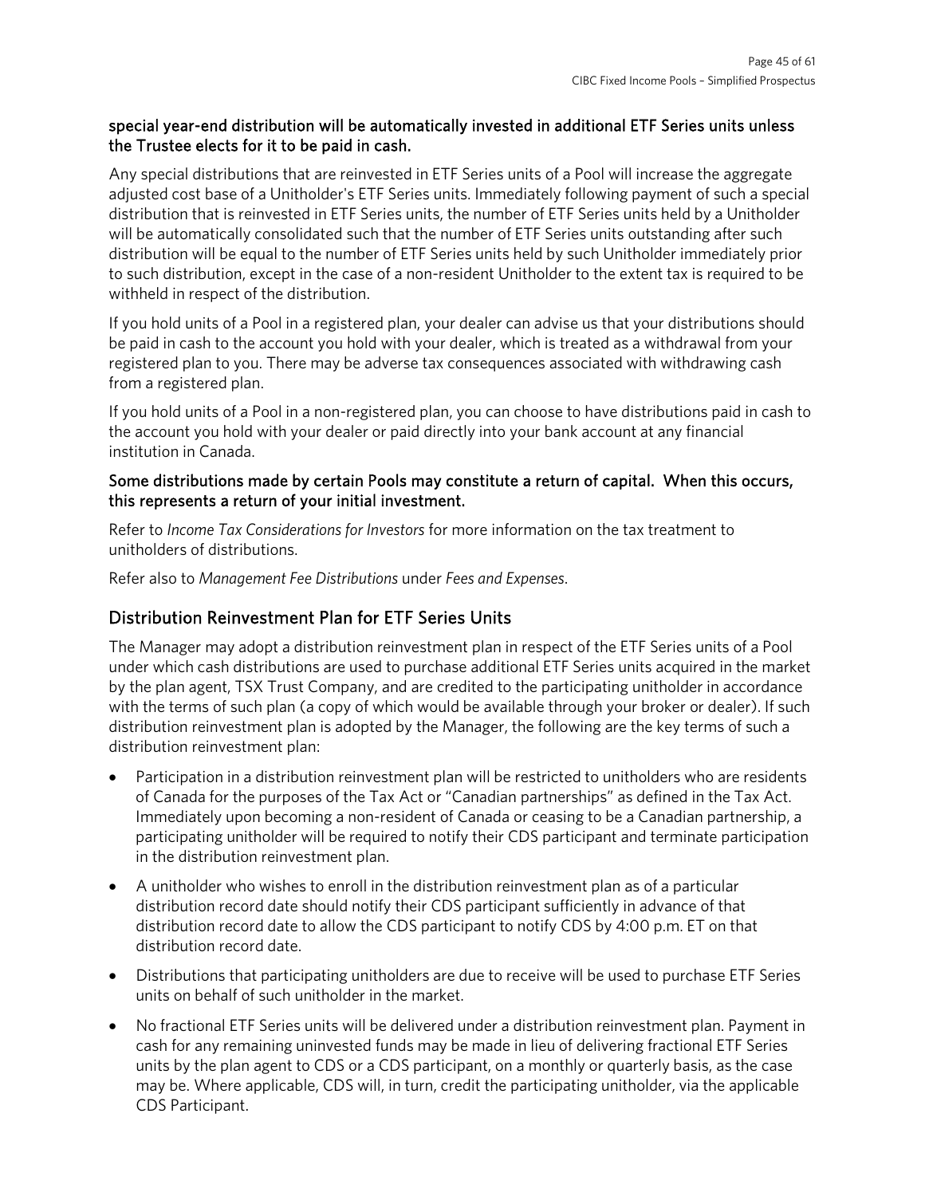**special year-end distribution will be automatically invested in additional ETF Series units unless the Trustee elects for it to be paid in cash.**

Any special distributions that are reinvested in ETF Series units of a Pool will increase the aggregate adjusted cost base of a Unitholder's ETF Series units. Immediately following payment of such a special distribution that is reinvested in ETF Series units, the number of ETF Series units held by a Unitholder will be automatically consolidated such that the number of ETF Series units outstanding after such distribution will be equal to the number of ETF Series units held by such Unitholder immediately prior to such distribution, except in the case of a non-resident Unitholder to the extent tax is required to be withheld in respect of the distribution.

If you hold units of a Pool in a registered plan, your dealer can advise us that your distributions should be paid in cash to the account you hold with your dealer, which is treated as a withdrawal from your registered plan to you. There may be adverse tax consequences associated with withdrawing cash from a registered plan.

If you hold units of a Pool in a non-registered plan, you can choose to have distributions paid in cash to the account you hold with your dealer or paid directly into your bank account at any financial institution in Canada.

**Some distributions made by certain Pools may constitute a return of capital. When this occurs, this represents a return of your initial investment.**

Refer to *Income Tax Considerations for Investors* for more information on the tax treatment to unitholders of distributions.

Refer also to *Management Fee Distributions* under *Fees and Expenses*.

## Distribution Reinvestment Plan for ETF Series Units

The Manager may adopt a distribution reinvestment plan in respect of the ETF Series units of a Pool under which cash distributions are used to purchase additional ETF Series units acquired in the market by the plan agent, TSX Trust Company, and are credited to the participating unitholder in accordance with the terms of such plan (a copy of which would be available through your broker or dealer). If such distribution reinvestment plan is adopted by the Manager, the following are the key terms of such a distribution reinvestment plan:

- Participation in a distribution reinvestment plan will be restricted to unitholders who are residents of Canada for the purposes of the Tax Act or "Canadian partnerships" as defined in the Tax Act. Immediately upon becoming a non-resident of Canada or ceasing to be a Canadian partnership, a participating unitholder will be required to notify their CDS participant and terminate participation in the distribution reinvestment plan.
- A unitholder who wishes to enroll in the distribution reinvestment plan as of a particular distribution record date should notify their CDS participant sufficiently in advance of that distribution record date to allow the CDS participant to notify CDS by 4:00 p.m. ET on that distribution record date.
- Distributions that participating unitholders are due to receive will be used to purchase ETF Series units on behalf of such unitholder in the market.
- No fractional ETF Series units will be delivered under a distribution reinvestment plan. Payment in cash for any remaining uninvested funds may be made in lieu of delivering fractional ETF Series units by the plan agent to CDS or a CDS participant, on a monthly or quarterly basis, as the case may be. Where applicable, CDS will, in turn, credit the participating unitholder, via the applicable CDS Participant.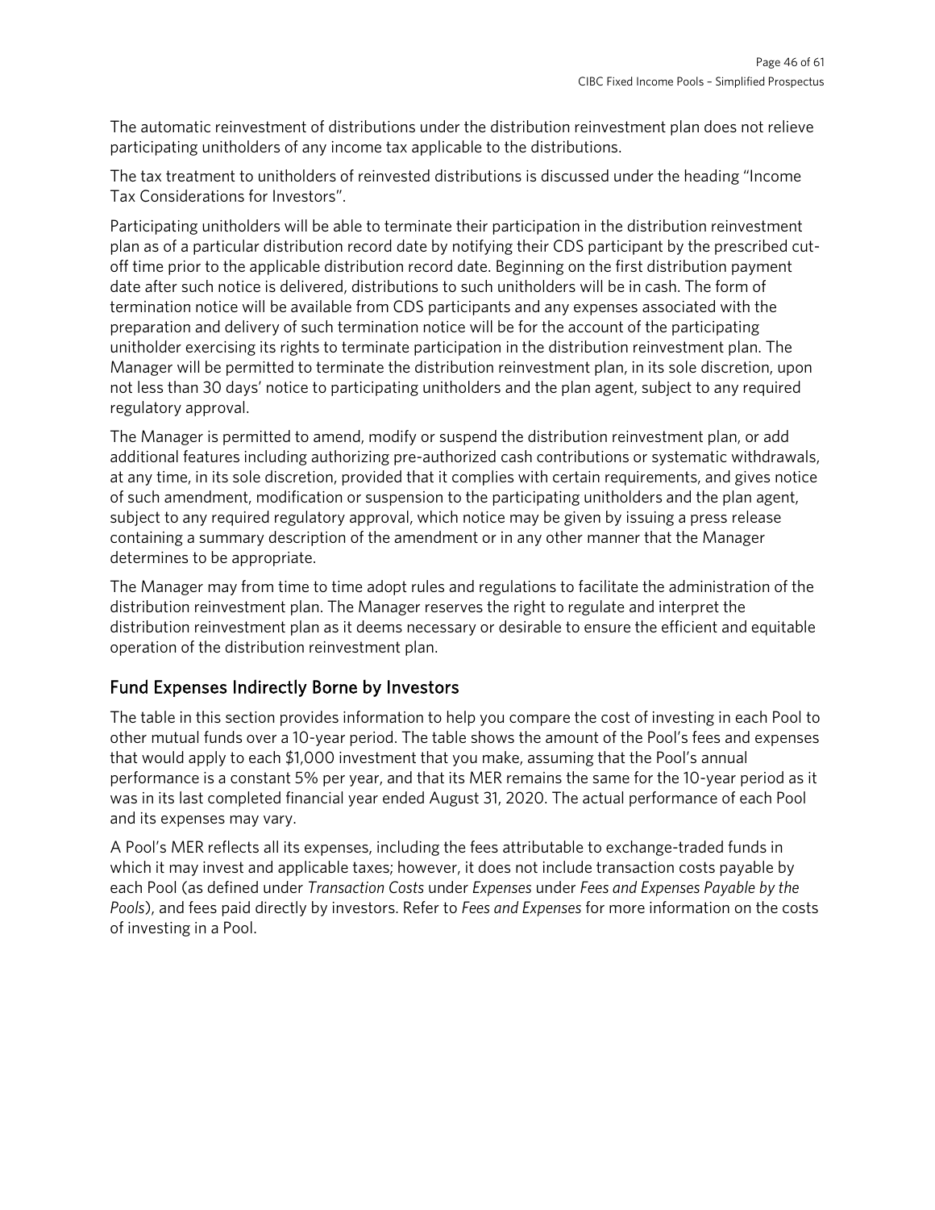The automatic reinvestment of distributions under the distribution reinvestment plan does not relieve participating unitholders of any income tax applicable to the distributions.

The tax treatment to unitholders of reinvested distributions is discussed under the heading "Income Tax Considerations for Investors".

Participating unitholders will be able to terminate their participation in the distribution reinvestment plan as of a particular distribution record date by notifying their CDS participant by the prescribed cut-off time prior to the applicable distribution record date. Beginning on the first distribution payment date after such notice is delivered, distributions to such unitholders will be in cash. The form of termination notice will be available from CDS participants and any expenses associated with the preparation and delivery of such termination notice will be for the account of the participating unitholder exercising its rights to terminate participation in the distribution reinvestment plan. The Manager will be permitted to terminate the distribution reinvestment plan, in its sole discretion, upon not less than 30 days' notice to participating unitholders and the plan agent, subject to any required regulatory approval.

The Manager is permitted to amend, modify or suspend the distribution reinvestment plan, or add additional features including authorizing pre-authorized cash contributions or systematic withdrawals, at any time, in its sole discretion, provided that it complies with certain requirements, and gives notice of such amendment, modification or suspension to the participating unitholders and the plan agent, subject to any required regulatory approval, which notice may be given by issuing a press release containing a summary description of the amendment or in any other manner that the Manager determines to be appropriate.

The Manager may from time to time adopt rules and regulations to facilitate the administration of the distribution reinvestment plan. The Manager reserves the right to regulate and interpret the distribution reinvestment plan as it deems necessary or desirable to ensure the efficient and equitable operation of the distribution reinvestment plan.

## Fund Expenses Indirectly Borne by Investors

The table in this section provides information to help you compare the cost of investing in each Pool to other mutual funds over a 10-year period. The table shows the amount of the Pool's fees and expenses that would apply to each $1,000 investment that you make, assuming that the Pool's annual performance is a constant 5% per year, and that its MER remains the same for the 10-year period as it was in its last completed financial year ended August 31, 2020. The actual performance of each Pool and its expenses may vary.

A Pool's MER reflects all its expenses, including the fees attributable to exchange-traded funds in which it may invest and applicable taxes; however, it does not include transaction costs payable by each Pool (as defined under *Transaction Costs* under *Expenses* under *Fees and Expenses Payable by the Pools*), and fees paid directly by investors. Refer to *Fees and Expenses* for more information on the costs of investing in a Pool.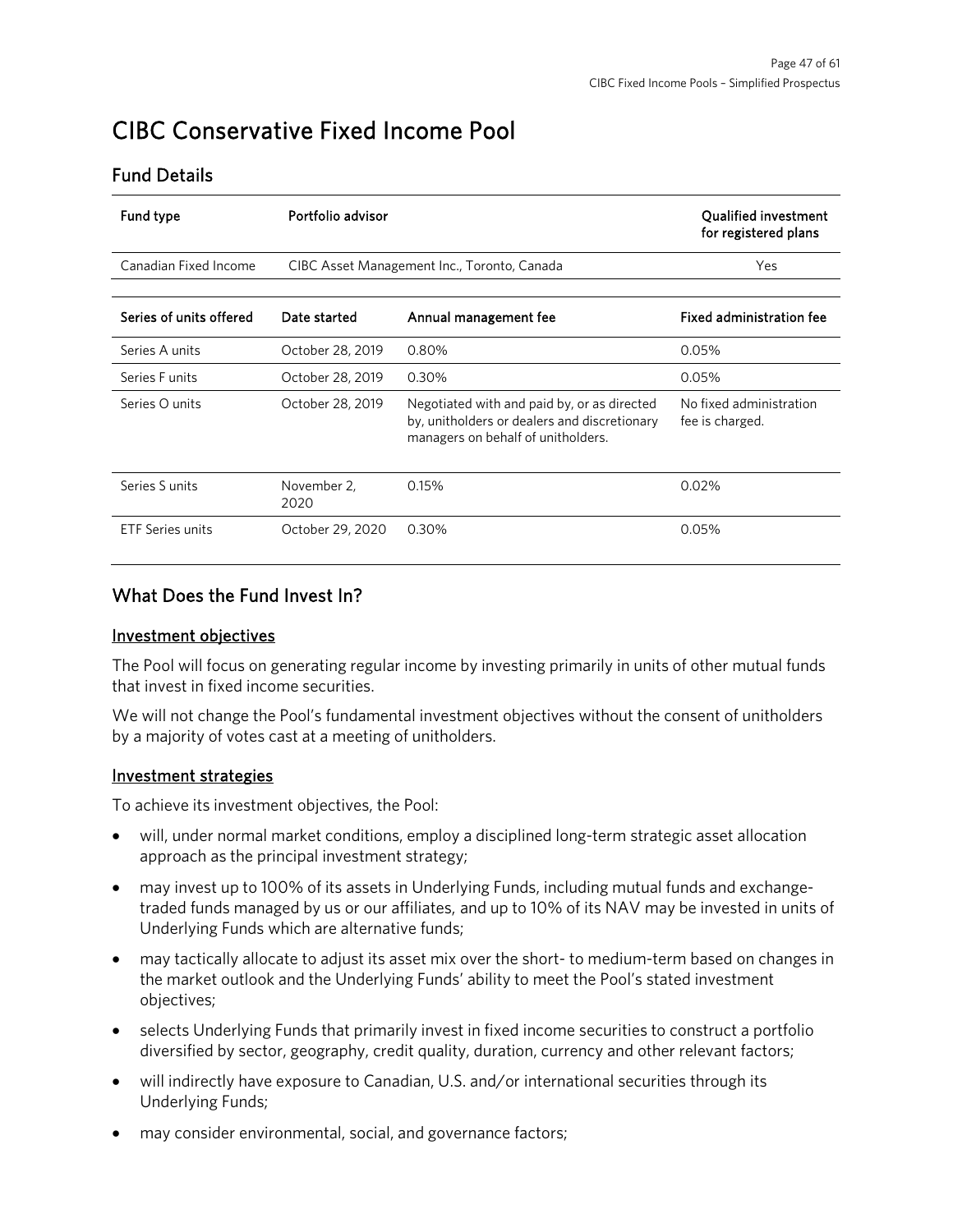# CIBC Conservative Fixed Income Pool

## Fund Details

| Fund type | Portfolio advisor | Qualified investment for registered plans |
|---|---|---|
| Canadian Fixed Income | CIBC Asset Management Inc., Toronto, Canada | Yes |

| Series of units offered | Date started | Annual management fee | Fixed administration fee |
|---|---|---|---|
| Series A units | October 28, 2019 | 0.80% | 0.05% |
| Series F units | October 28, 2019 | 0.30% | 0.05% |
| Series O units | October 28, 2019 | Negotiated with and paid by, or as directed by, unitholders or dealers and discretionary managers on behalf of unitholders. | No fixed administration fee is charged. |
| Series S units | November 2, 2020 | 0.15% | 0.02% |
| ETF Series units | October 29, 2020 | 0.30% | 0.05% |

## What Does the Fund Invest In?

### Investment objectives

The Pool will focus on generating regular income by investing primarily in units of other mutual funds that invest in fixed income securities.

We will not change the Pool's fundamental investment objectives without the consent of unitholders by a majority of votes cast at a meeting of unitholders.

### Investment strategies

To achieve its investment objectives, the Pool:

- will, under normal market conditions, employ a disciplined long-term strategic asset allocation approach as the principal investment strategy;
- may invest up to 100% of its assets in Underlying Funds, including mutual funds and exchange-traded funds managed by us or our affiliates, and up to 10% of its NAV may be invested in units of Underlying Funds which are alternative funds;
- may tactically allocate to adjust its asset mix over the short- to medium-term based on changes in the market outlook and the Underlying Funds' ability to meet the Pool's stated investment objectives;
- selects Underlying Funds that primarily invest in fixed income securities to construct a portfolio diversified by sector, geography, credit quality, duration, currency and other relevant factors;
- will indirectly have exposure to Canadian, U.S. and/or international securities through its Underlying Funds;
- may consider environmental, social, and governance factors;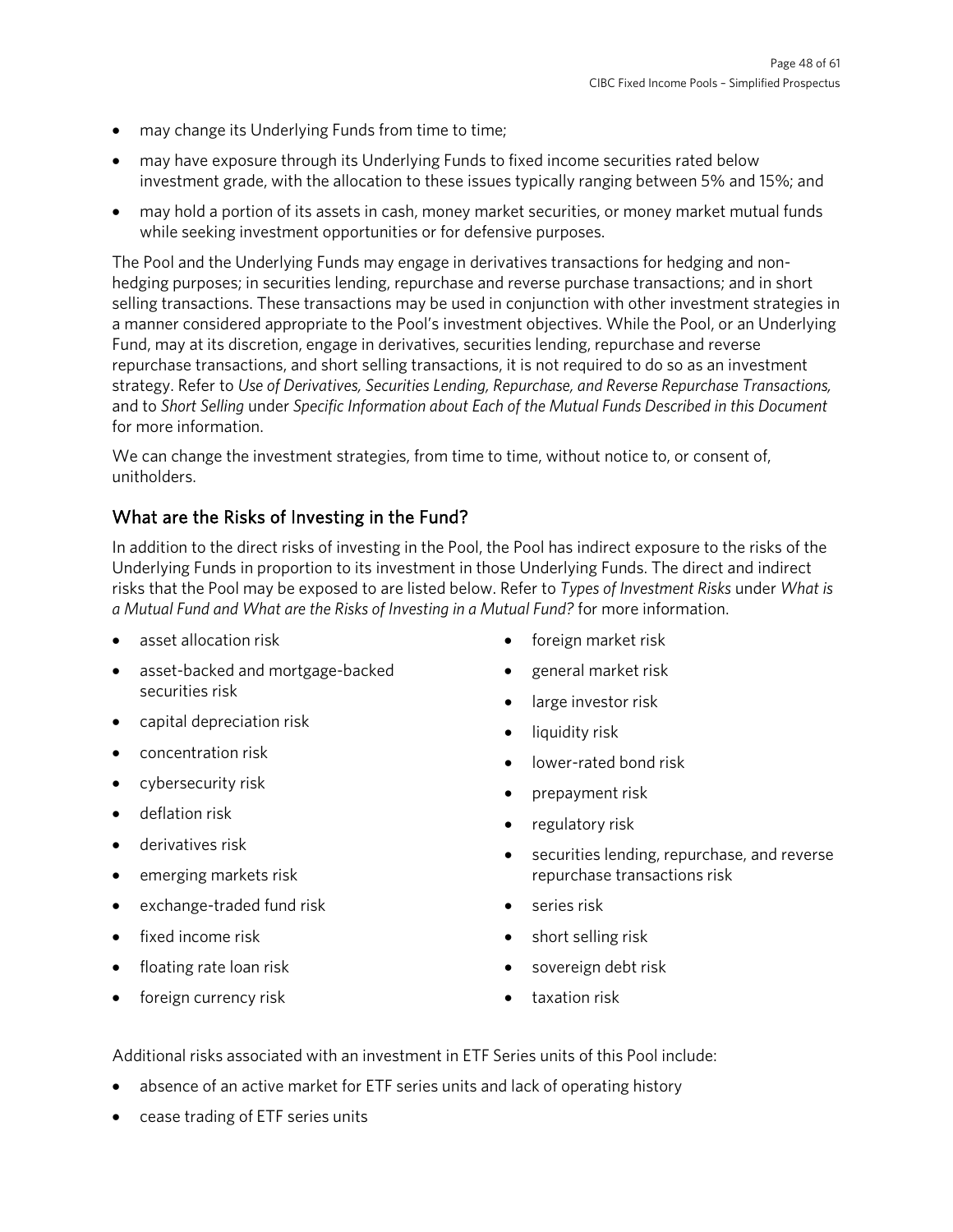- may change its Underlying Funds from time to time;
- may have exposure through its Underlying Funds to fixed income securities rated below investment grade, with the allocation to these issues typically ranging between 5% and 15%; and
- may hold a portion of its assets in cash, money market securities, or money market mutual funds while seeking investment opportunities or for defensive purposes.

The Pool and the Underlying Funds may engage in derivatives transactions for hedging and non-hedging purposes; in securities lending, repurchase and reverse purchase transactions; and in short selling transactions. These transactions may be used in conjunction with other investment strategies in a manner considered appropriate to the Pool's investment objectives. While the Pool, or an Underlying Fund, may at its discretion, engage in derivatives, securities lending, repurchase and reverse repurchase transactions, and short selling transactions, it is not required to do so as an investment strategy. Refer to *Use of Derivatives, Securities Lending, Repurchase, and Reverse Repurchase Transactions,* and to *Short Selling* under *Specific Information about Each of the Mutual Funds Described in this Document* for more information.

We can change the investment strategies, from time to time, without notice to, or consent of, unitholders.

## What are the Risks of Investing in the Fund?

In addition to the direct risks of investing in the Pool, the Pool has indirect exposure to the risks of the Underlying Funds in proportion to its investment in those Underlying Funds. The direct and indirect risks that the Pool may be exposed to are listed below. Refer to *Types of Investment Risks* under *What is a Mutual Fund and What are the Risks of Investing in a Mutual Fund?* for more information.

- asset allocation risk
- asset-backed and mortgage-backed securities risk
- capital depreciation risk
- concentration risk
- cybersecurity risk
- deflation risk
- derivatives risk
- emerging markets risk
- exchange-traded fund risk
- fixed income risk
- floating rate loan risk
- foreign currency risk
- foreign market risk
- general market risk
- large investor risk
- liquidity risk
- lower-rated bond risk
- prepayment risk
- regulatory risk
- securities lending, repurchase, and reverse repurchase transactions risk
- series risk
- short selling risk
- sovereign debt risk
- taxation risk

Additional risks associated with an investment in ETF Series units of this Pool include:

- absence of an active market for ETF series units and lack of operating history
- cease trading of ETF series units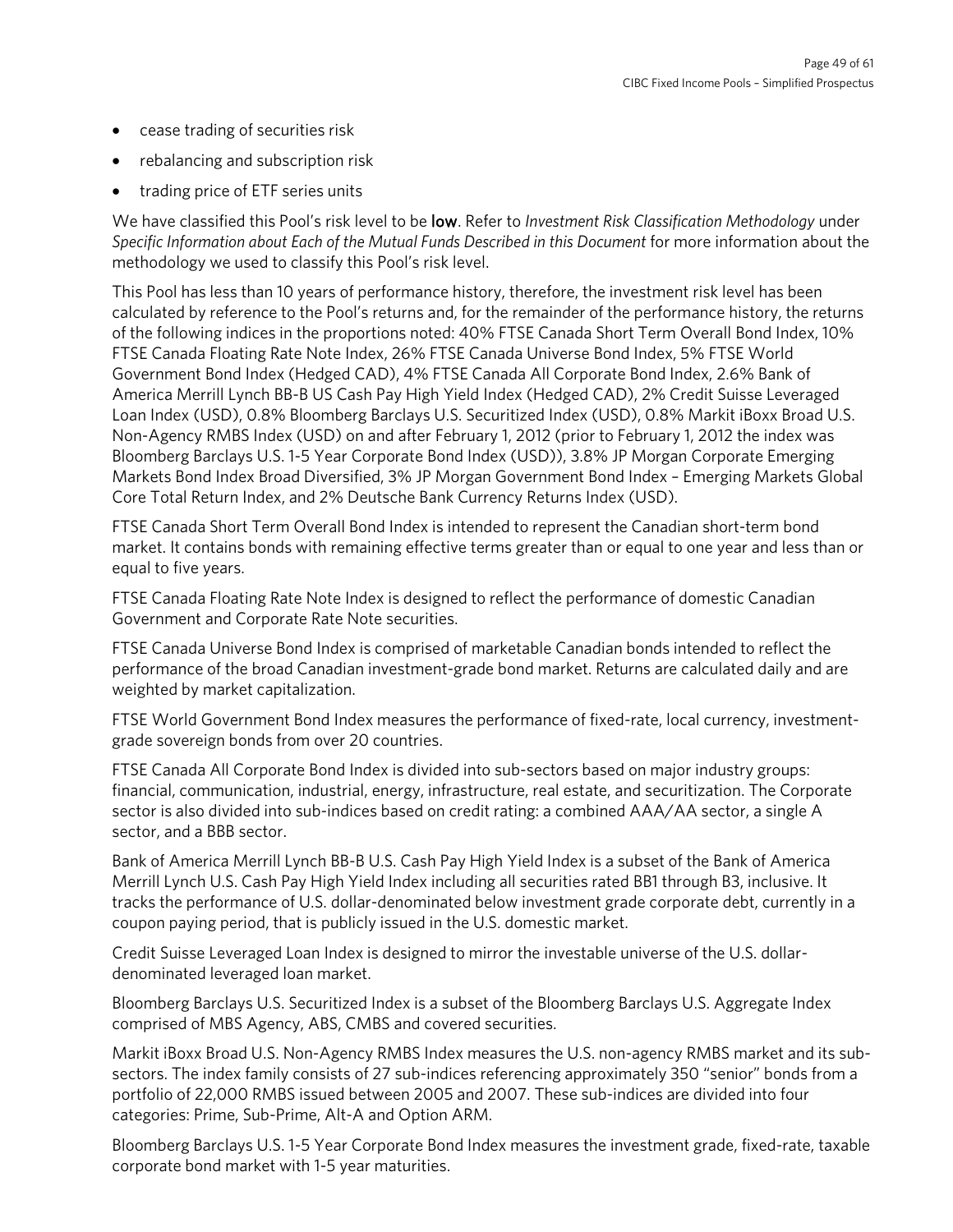- cease trading of securities risk
- rebalancing and subscription risk
- trading price of ETF series units

We have classified this Pool's risk level to be **low**. Refer to *Investment Risk Classification Methodology* under *Specific Information about Each of the Mutual Funds Described in this Document* for more information about the methodology we used to classify this Pool's risk level.

This Pool has less than 10 years of performance history, therefore, the investment risk level has been calculated by reference to the Pool's returns and, for the remainder of the performance history, the returns of the following indices in the proportions noted: 40% FTSE Canada Short Term Overall Bond Index, 10% FTSE Canada Floating Rate Note Index, 26% FTSE Canada Universe Bond Index, 5% FTSE World Government Bond Index (Hedged CAD), 4% FTSE Canada All Corporate Bond Index, 2.6% Bank of America Merrill Lynch BB-B US Cash Pay High Yield Index (Hedged CAD), 2% Credit Suisse Leveraged Loan Index (USD), 0.8% Bloomberg Barclays U.S. Securitized Index (USD), 0.8% Markit iBoxx Broad U.S. Non-Agency RMBS Index (USD) on and after February 1, 2012 (prior to February 1, 2012 the index was Bloomberg Barclays U.S. 1-5 Year Corporate Bond Index (USD)), 3.8% JP Morgan Corporate Emerging Markets Bond Index Broad Diversified, 3% JP Morgan Government Bond Index – Emerging Markets Global Core Total Return Index, and 2% Deutsche Bank Currency Returns Index (USD).

FTSE Canada Short Term Overall Bond Index is intended to represent the Canadian short-term bond market. It contains bonds with remaining effective terms greater than or equal to one year and less than or equal to five years.

FTSE Canada Floating Rate Note Index is designed to reflect the performance of domestic Canadian Government and Corporate Rate Note securities.

FTSE Canada Universe Bond Index is comprised of marketable Canadian bonds intended to reflect the performance of the broad Canadian investment-grade bond market. Returns are calculated daily and are weighted by market capitalization.

FTSE World Government Bond Index measures the performance of fixed-rate, local currency, investment-grade sovereign bonds from over 20 countries.

FTSE Canada All Corporate Bond Index is divided into sub-sectors based on major industry groups: financial, communication, industrial, energy, infrastructure, real estate, and securitization. The Corporate sector is also divided into sub-indices based on credit rating: a combined AAA/AA sector, a single A sector, and a BBB sector.

Bank of America Merrill Lynch BB-B U.S. Cash Pay High Yield Index is a subset of the Bank of America Merrill Lynch U.S. Cash Pay High Yield Index including all securities rated BB1 through B3, inclusive. It tracks the performance of U.S. dollar-denominated below investment grade corporate debt, currently in a coupon paying period, that is publicly issued in the U.S. domestic market.

Credit Suisse Leveraged Loan Index is designed to mirror the investable universe of the U.S. dollar-denominated leveraged loan market.

Bloomberg Barclays U.S. Securitized Index is a subset of the Bloomberg Barclays U.S. Aggregate Index comprised of MBS Agency, ABS, CMBS and covered securities.

Markit iBoxx Broad U.S. Non-Agency RMBS Index measures the U.S. non-agency RMBS market and its sub-sectors. The index family consists of 27 sub-indices referencing approximately 350 "senior" bonds from a portfolio of 22,000 RMBS issued between 2005 and 2007. These sub-indices are divided into four categories: Prime, Sub-Prime, Alt-A and Option ARM.

Bloomberg Barclays U.S. 1-5 Year Corporate Bond Index measures the investment grade, fixed-rate, taxable corporate bond market with 1-5 year maturities.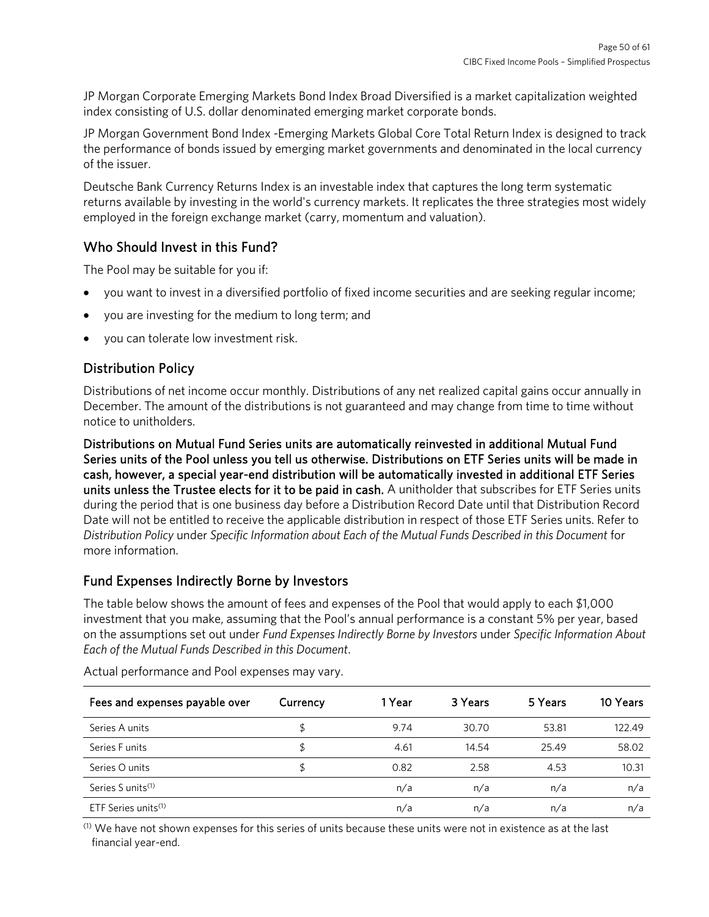JP Morgan Corporate Emerging Markets Bond Index Broad Diversified is a market capitalization weighted index consisting of U.S. dollar denominated emerging market corporate bonds.

JP Morgan Government Bond Index -Emerging Markets Global Core Total Return Index is designed to track the performance of bonds issued by emerging market governments and denominated in the local currency of the issuer.

Deutsche Bank Currency Returns Index is an investable index that captures the long term systematic returns available by investing in the world's currency markets. It replicates the three strategies most widely employed in the foreign exchange market (carry, momentum and valuation).

## Who Should Invest in this Fund?

The Pool may be suitable for you if:

- you want to invest in a diversified portfolio of fixed income securities and are seeking regular income;
- you are investing for the medium to long term; and
- you can tolerate low investment risk.

## Distribution Policy

Distributions of net income occur monthly. Distributions of any net realized capital gains occur annually in December. The amount of the distributions is not guaranteed and may change from time to time without notice to unitholders.

**Distributions on Mutual Fund Series units are automatically reinvested in additional Mutual Fund Series units of the Pool unless you tell us otherwise. Distributions on ETF Series units will be made in cash, however, a special year-end distribution will be automatically invested in additional ETF Series units unless the Trustee elects for it to be paid in cash.** A unitholder that subscribes for ETF Series units during the period that is one business day before a Distribution Record Date until that Distribution Record Date will not be entitled to receive the applicable distribution in respect of those ETF Series units. Refer to *Distribution Policy* under *Specific Information about Each of the Mutual Funds Described in this Document* for more information.

## Fund Expenses Indirectly Borne by Investors

The table below shows the amount of fees and expenses of the Pool that would apply to each $1,000 investment that you make, assuming that the Pool's annual performance is a constant 5% per year, based on the assumptions set out under *Fund Expenses Indirectly Borne by Investors* under *Specific Information About Each of the Mutual Funds Described in this Document*.

Actual performance and Pool expenses may vary.

| Fees and expenses payable over | Currency | 1 Year | 3 Years | 5 Years | 10 Years |
|---|---|---|---|---|---|
| Series A units | $ | 9.74 | 30.70 | 53.81 | 122.49 |
| Series F units | $ | 4.61 | 14.54 | 25.49 | 58.02 |
| Series O units | $ | 0.82 | 2.58 | 4.53 | 10.31 |
| Series S units(1) | | n/a | n/a | n/a | n/a |
| ETF Series units(1) | | n/a | n/a | n/a | n/a |

(1) We have not shown expenses for this series of units because these units were not in existence as at the last financial year-end.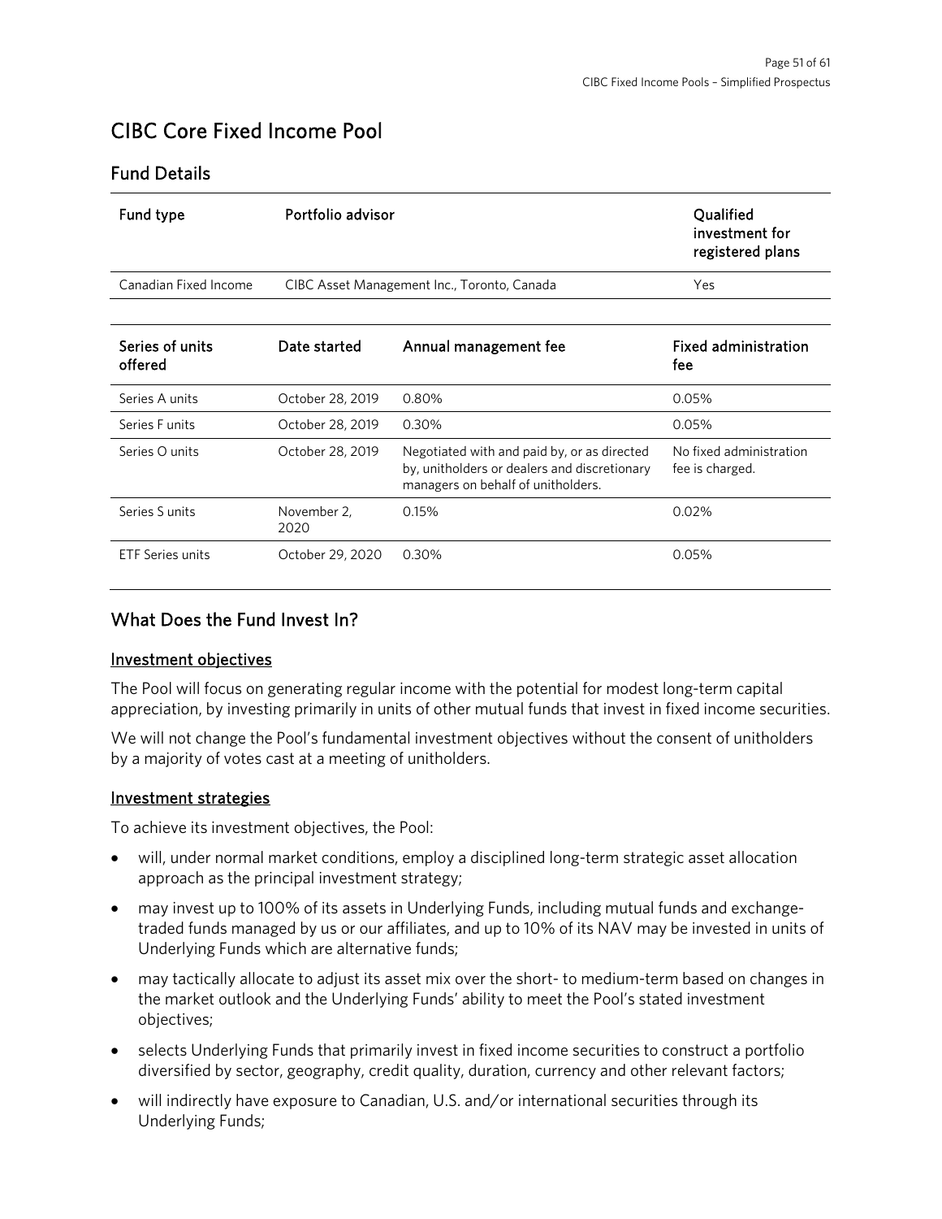# CIBC Core Fixed Income Pool

## Fund Details

| Fund type | Portfolio advisor | Qualified investment for registered plans |
|---|---|---|
| Canadian Fixed Income | CIBC Asset Management Inc., Toronto, Canada | Yes |

| Series of units offered | Date started | Annual management fee | Fixed administration fee |
|---|---|---|---|
| Series A units | October 28, 2019 | 0.80% | 0.05% |
| Series F units | October 28, 2019 | 0.30% | 0.05% |
| Series O units | October 28, 2019 | Negotiated with and paid by, or as directed by, unitholders or dealers and discretionary managers on behalf of unitholders. | No fixed administration fee is charged. |
| Series S units | November 2, 2020 | 0.15% | 0.02% |
| ETF Series units | October 29, 2020 | 0.30% | 0.05% |

## What Does the Fund Invest In?

### Investment objectives

The Pool will focus on generating regular income with the potential for modest long-term capital appreciation, by investing primarily in units of other mutual funds that invest in fixed income securities.

We will not change the Pool's fundamental investment objectives without the consent of unitholders by a majority of votes cast at a meeting of unitholders.

### Investment strategies

To achieve its investment objectives, the Pool:

- will, under normal market conditions, employ a disciplined long-term strategic asset allocation approach as the principal investment strategy;
- may invest up to 100% of its assets in Underlying Funds, including mutual funds and exchange-traded funds managed by us or our affiliates, and up to 10% of its NAV may be invested in units of Underlying Funds which are alternative funds;
- may tactically allocate to adjust its asset mix over the short- to medium-term based on changes in the market outlook and the Underlying Funds' ability to meet the Pool's stated investment objectives;
- selects Underlying Funds that primarily invest in fixed income securities to construct a portfolio diversified by sector, geography, credit quality, duration, currency and other relevant factors;
- will indirectly have exposure to Canadian, U.S. and/or international securities through its Underlying Funds;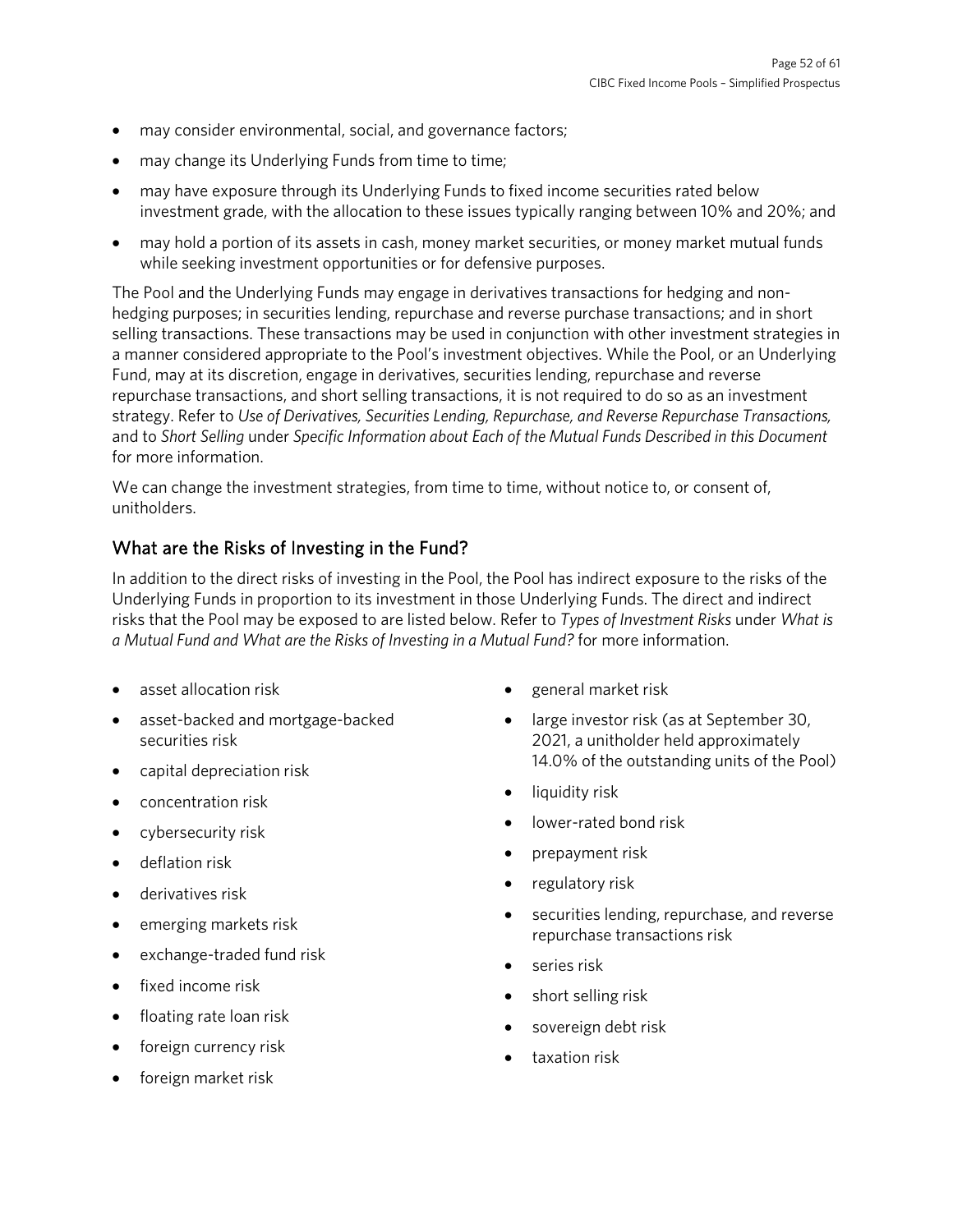- may consider environmental, social, and governance factors;
- may change its Underlying Funds from time to time;
- may have exposure through its Underlying Funds to fixed income securities rated below investment grade, with the allocation to these issues typically ranging between 10% and 20%; and
- may hold a portion of its assets in cash, money market securities, or money market mutual funds while seeking investment opportunities or for defensive purposes.

The Pool and the Underlying Funds may engage in derivatives transactions for hedging and non-hedging purposes; in securities lending, repurchase and reverse purchase transactions; and in short selling transactions. These transactions may be used in conjunction with other investment strategies in a manner considered appropriate to the Pool's investment objectives. While the Pool, or an Underlying Fund, may at its discretion, engage in derivatives, securities lending, repurchase and reverse repurchase transactions, and short selling transactions, it is not required to do so as an investment strategy. Refer to *Use of Derivatives, Securities Lending, Repurchase, and Reverse Repurchase Transactions,* and to *Short Selling* under *Specific Information about Each of the Mutual Funds Described in this Document* for more information.

We can change the investment strategies, from time to time, without notice to, or consent of, unitholders.

## What are the Risks of Investing in the Fund?

In addition to the direct risks of investing in the Pool, the Pool has indirect exposure to the risks of the Underlying Funds in proportion to its investment in those Underlying Funds. The direct and indirect risks that the Pool may be exposed to are listed below. Refer to *Types of Investment Risks* under *What is a Mutual Fund and What are the Risks of Investing in a Mutual Fund?* for more information.

- asset allocation risk
- asset-backed and mortgage-backed securities risk
- capital depreciation risk
- concentration risk
- cybersecurity risk
- deflation risk
- derivatives risk
- emerging markets risk
- exchange-traded fund risk
- fixed income risk
- floating rate loan risk
- foreign currency risk
- foreign market risk
- general market risk
- large investor risk (as at September 30, 2021, a unitholder held approximately 14.0% of the outstanding units of the Pool)
- liquidity risk
- lower-rated bond risk
- prepayment risk
- regulatory risk
- securities lending, repurchase, and reverse repurchase transactions risk
- series risk
- short selling risk
- sovereign debt risk
- taxation risk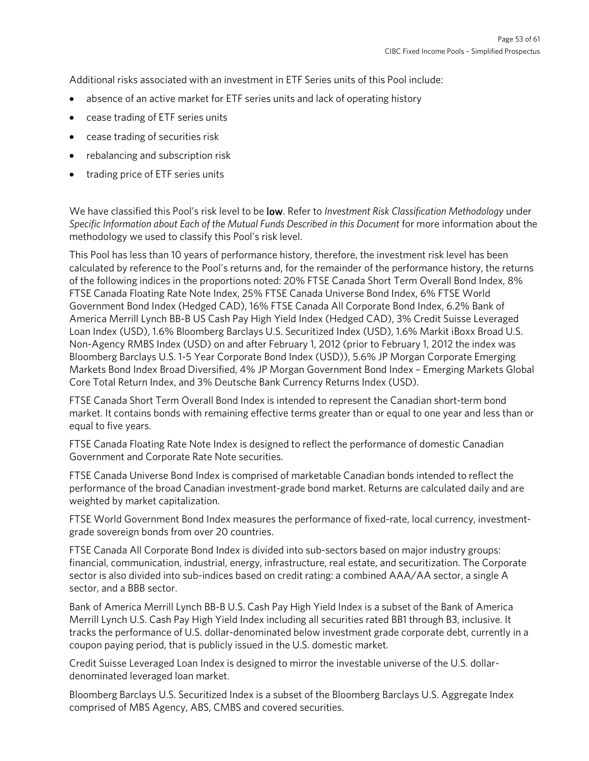Additional risks associated with an investment in ETF Series units of this Pool include:

- absence of an active market for ETF series units and lack of operating history
- cease trading of ETF series units
- cease trading of securities risk
- rebalancing and subscription risk
- trading price of ETF series units

We have classified this Pool's risk level to be **low**. Refer to *Investment Risk Classification Methodology* under *Specific Information about Each of the Mutual Funds Described in this Document* for more information about the methodology we used to classify this Pool's risk level.

This Pool has less than 10 years of performance history, therefore, the investment risk level has been calculated by reference to the Pool's returns and, for the remainder of the performance history, the returns of the following indices in the proportions noted: 20% FTSE Canada Short Term Overall Bond Index, 8% FTSE Canada Floating Rate Note Index, 25% FTSE Canada Universe Bond Index, 6% FTSE World Government Bond Index (Hedged CAD), 16% FTSE Canada All Corporate Bond Index, 6.2% Bank of America Merrill Lynch BB-B US Cash Pay High Yield Index (Hedged CAD), 3% Credit Suisse Leveraged Loan Index (USD), 1.6% Bloomberg Barclays U.S. Securitized Index (USD), 1.6% Markit iBoxx Broad U.S. Non-Agency RMBS Index (USD) on and after February 1, 2012 (prior to February 1, 2012 the index was Bloomberg Barclays U.S. 1-5 Year Corporate Bond Index (USD)), 5.6% JP Morgan Corporate Emerging Markets Bond Index Broad Diversified, 4% JP Morgan Government Bond Index – Emerging Markets Global Core Total Return Index, and 3% Deutsche Bank Currency Returns Index (USD).

FTSE Canada Short Term Overall Bond Index is intended to represent the Canadian short-term bond market. It contains bonds with remaining effective terms greater than or equal to one year and less than or equal to five years.

FTSE Canada Floating Rate Note Index is designed to reflect the performance of domestic Canadian Government and Corporate Rate Note securities.

FTSE Canada Universe Bond Index is comprised of marketable Canadian bonds intended to reflect the performance of the broad Canadian investment-grade bond market. Returns are calculated daily and are weighted by market capitalization.

FTSE World Government Bond Index measures the performance of fixed-rate, local currency, investment-grade sovereign bonds from over 20 countries.

FTSE Canada All Corporate Bond Index is divided into sub-sectors based on major industry groups: financial, communication, industrial, energy, infrastructure, real estate, and securitization. The Corporate sector is also divided into sub-indices based on credit rating: a combined AAA/AA sector, a single A sector, and a BBB sector.

Bank of America Merrill Lynch BB-B U.S. Cash Pay High Yield Index is a subset of the Bank of America Merrill Lynch U.S. Cash Pay High Yield Index including all securities rated BB1 through B3, inclusive. It tracks the performance of U.S. dollar-denominated below investment grade corporate debt, currently in a coupon paying period, that is publicly issued in the U.S. domestic market.

Credit Suisse Leveraged Loan Index is designed to mirror the investable universe of the U.S. dollar-denominated leveraged loan market.

Bloomberg Barclays U.S. Securitized Index is a subset of the Bloomberg Barclays U.S. Aggregate Index comprised of MBS Agency, ABS, CMBS and covered securities.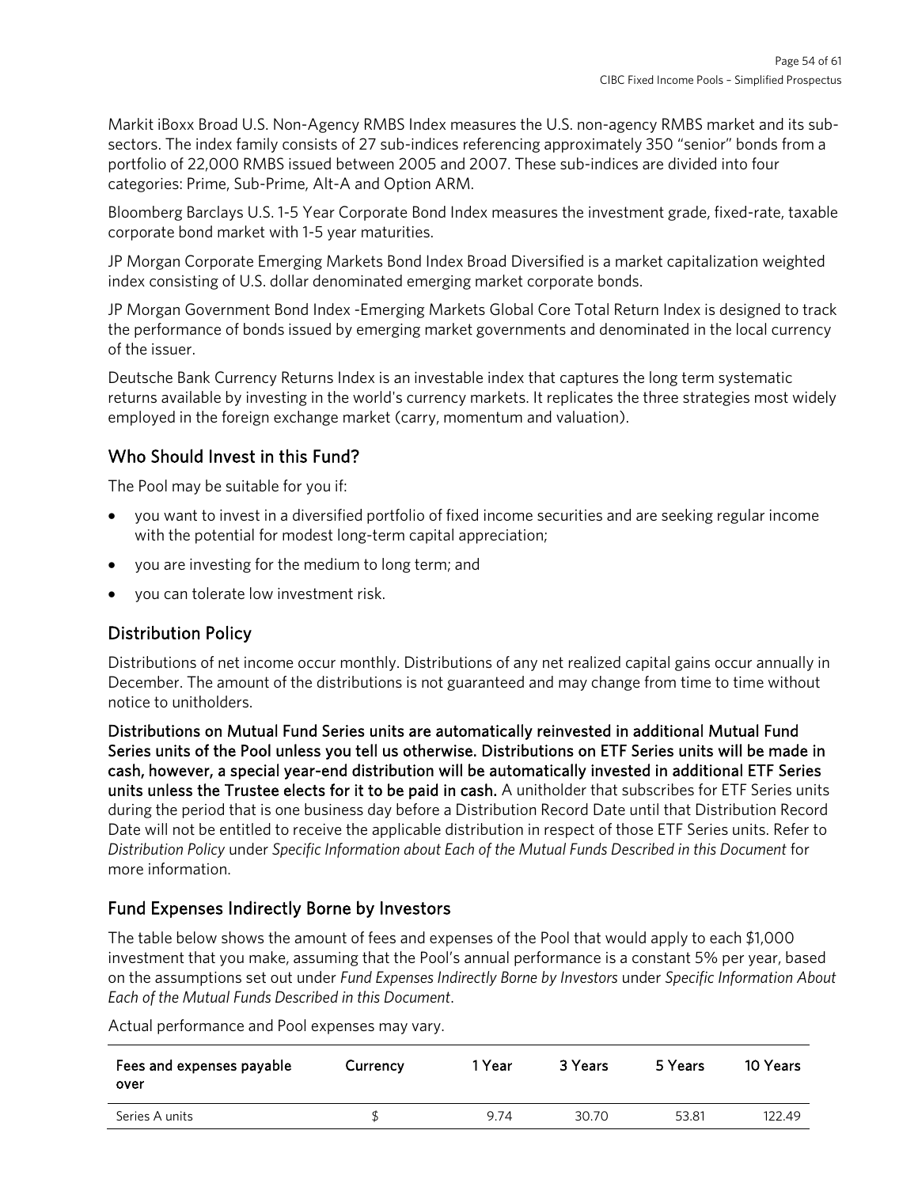Markit iBoxx Broad U.S. Non-Agency RMBS Index measures the U.S. non-agency RMBS market and its sub-sectors. The index family consists of 27 sub-indices referencing approximately 350 "senior" bonds from a portfolio of 22,000 RMBS issued between 2005 and 2007. These sub-indices are divided into four categories: Prime, Sub-Prime, Alt-A and Option ARM.

Bloomberg Barclays U.S. 1-5 Year Corporate Bond Index measures the investment grade, fixed-rate, taxable corporate bond market with 1-5 year maturities.

JP Morgan Corporate Emerging Markets Bond Index Broad Diversified is a market capitalization weighted index consisting of U.S. dollar denominated emerging market corporate bonds.

JP Morgan Government Bond Index -Emerging Markets Global Core Total Return Index is designed to track the performance of bonds issued by emerging market governments and denominated in the local currency of the issuer.

Deutsche Bank Currency Returns Index is an investable index that captures the long term systematic returns available by investing in the world's currency markets. It replicates the three strategies most widely employed in the foreign exchange market (carry, momentum and valuation).

## Who Should Invest in this Fund?

The Pool may be suitable for you if:

- you want to invest in a diversified portfolio of fixed income securities and are seeking regular income with the potential for modest long-term capital appreciation;
- you are investing for the medium to long term; and
- you can tolerate low investment risk.

## Distribution Policy

Distributions of net income occur monthly. Distributions of any net realized capital gains occur annually in December. The amount of the distributions is not guaranteed and may change from time to time without notice to unitholders.

**Distributions on Mutual Fund Series units are automatically reinvested in additional Mutual Fund Series units of the Pool unless you tell us otherwise. Distributions on ETF Series units will be made in cash, however, a special year-end distribution will be automatically invested in additional ETF Series units unless the Trustee elects for it to be paid in cash.** A unitholder that subscribes for ETF Series units during the period that is one business day before a Distribution Record Date until that Distribution Record Date will not be entitled to receive the applicable distribution in respect of those ETF Series units. Refer to *Distribution Policy* under *Specific Information about Each of the Mutual Funds Described in this Document* for more information.

## Fund Expenses Indirectly Borne by Investors

The table below shows the amount of fees and expenses of the Pool that would apply to each $1,000 investment that you make, assuming that the Pool's annual performance is a constant 5% per year, based on the assumptions set out under *Fund Expenses Indirectly Borne by Investors* under *Specific Information About Each of the Mutual Funds Described in this Document*.

Actual performance and Pool expenses may vary.

| Fees and expenses payable over | Currency | 1 Year | 3 Years | 5 Years | 10 Years |
|---|---|---|---|---|---|
| Series A units | $ | 9.74 | 30.70 | 53.81 | 122.49 |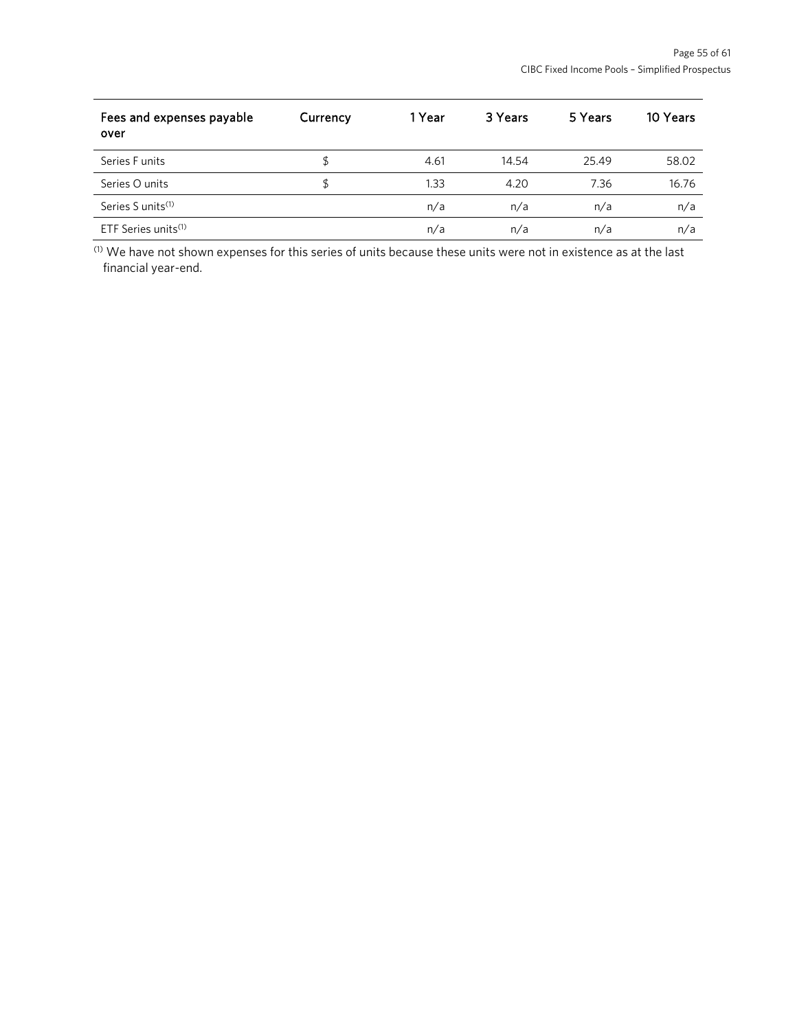| Fees and expenses payable over | Currency | 1 Year | 3 Years | 5 Years | 10 Years |
|---|---|---|---|---|---|
| Series F units | $ | 4.61 | 14.54 | 25.49 | 58.02 |
| Series O units | $ | 1.33 | 4.20 | 7.36 | 16.76 |
| Series S units(1) | | n/a | n/a | n/a | n/a |
| ETF Series units(1) | | n/a | n/a | n/a | n/a |

(1) We have not shown expenses for this series of units because these units were not in existence as at the last financial year-end.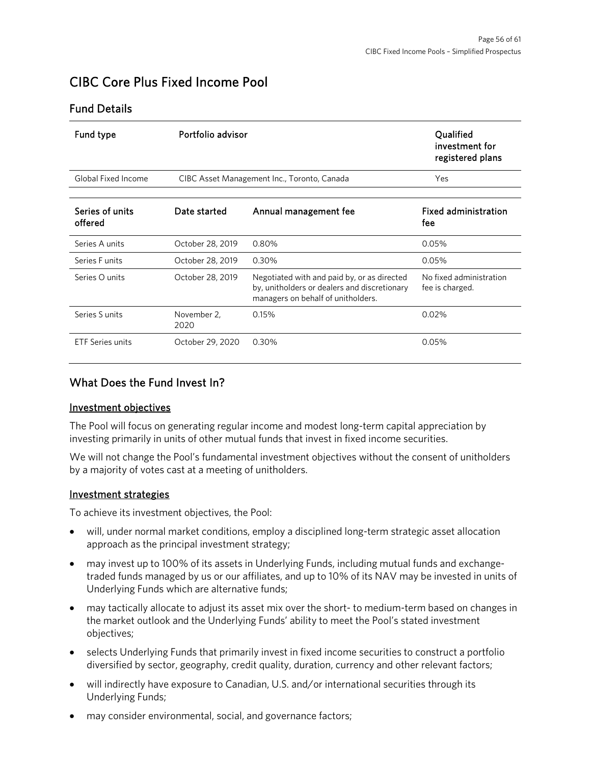# CIBC Core Plus Fixed Income Pool

## Fund Details

| Fund type | Portfolio advisor | Qualified investment for registered plans |
|---|---|---|
| Global Fixed Income | CIBC Asset Management Inc., Toronto, Canada | Yes |

| Series of units offered | Date started | Annual management fee | Fixed administration fee |
|---|---|---|---|
| Series A units | October 28, 2019 | 0.80% | 0.05% |
| Series F units | October 28, 2019 | 0.30% | 0.05% |
| Series O units | October 28, 2019 | Negotiated with and paid by, or as directed by, unitholders or dealers and discretionary managers on behalf of unitholders. | No fixed administration fee is charged. |
| Series S units | November 2, 2020 | 0.15% | 0.02% |
| ETF Series units | October 29, 2020 | 0.30% | 0.05% |

## What Does the Fund Invest In?

### Investment objectives

The Pool will focus on generating regular income and modest long-term capital appreciation by investing primarily in units of other mutual funds that invest in fixed income securities.

We will not change the Pool's fundamental investment objectives without the consent of unitholders by a majority of votes cast at a meeting of unitholders.

### Investment strategies

To achieve its investment objectives, the Pool:

- will, under normal market conditions, employ a disciplined long-term strategic asset allocation approach as the principal investment strategy;
- may invest up to 100% of its assets in Underlying Funds, including mutual funds and exchange-traded funds managed by us or our affiliates, and up to 10% of its NAV may be invested in units of Underlying Funds which are alternative funds;
- may tactically allocate to adjust its asset mix over the short- to medium-term based on changes in the market outlook and the Underlying Funds' ability to meet the Pool's stated investment objectives;
- selects Underlying Funds that primarily invest in fixed income securities to construct a portfolio diversified by sector, geography, credit quality, duration, currency and other relevant factors;
- will indirectly have exposure to Canadian, U.S. and/or international securities through its Underlying Funds;
- may consider environmental, social, and governance factors;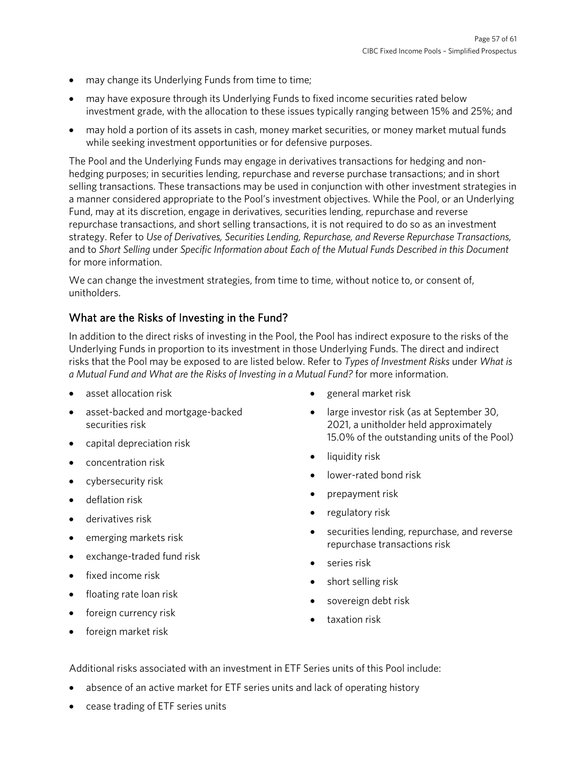- may change its Underlying Funds from time to time;
- may have exposure through its Underlying Funds to fixed income securities rated below investment grade, with the allocation to these issues typically ranging between 15% and 25%; and
- may hold a portion of its assets in cash, money market securities, or money market mutual funds while seeking investment opportunities or for defensive purposes.

The Pool and the Underlying Funds may engage in derivatives transactions for hedging and non-hedging purposes; in securities lending, repurchase and reverse purchase transactions; and in short selling transactions. These transactions may be used in conjunction with other investment strategies in a manner considered appropriate to the Pool's investment objectives. While the Pool, or an Underlying Fund, may at its discretion, engage in derivatives, securities lending, repurchase and reverse repurchase transactions, and short selling transactions, it is not required to do so as an investment strategy. Refer to *Use of Derivatives, Securities Lending, Repurchase, and Reverse Repurchase Transactions,* and to *Short Selling* under *Specific Information about Each of the Mutual Funds Described in this Document* for more information.

We can change the investment strategies, from time to time, without notice to, or consent of, unitholders.

## What are the Risks of Investing in the Fund?

In addition to the direct risks of investing in the Pool, the Pool has indirect exposure to the risks of the Underlying Funds in proportion to its investment in those Underlying Funds. The direct and indirect risks that the Pool may be exposed to are listed below. Refer to *Types of Investment Risks* under *What is a Mutual Fund and What are the Risks of Investing in a Mutual Fund?* for more information.

- asset allocation risk
- asset-backed and mortgage-backed securities risk
- capital depreciation risk
- concentration risk
- cybersecurity risk
- deflation risk
- derivatives risk
- emerging markets risk
- exchange-traded fund risk
- fixed income risk
- floating rate loan risk
- foreign currency risk
- foreign market risk
- general market risk
- large investor risk (as at September 30, 2021, a unitholder held approximately 15.0% of the outstanding units of the Pool)
- liquidity risk
- lower-rated bond risk
- prepayment risk
- regulatory risk
- securities lending, repurchase, and reverse repurchase transactions risk
- series risk
- short selling risk
- sovereign debt risk
- taxation risk

Additional risks associated with an investment in ETF Series units of this Pool include:

- absence of an active market for ETF series units and lack of operating history
- cease trading of ETF series units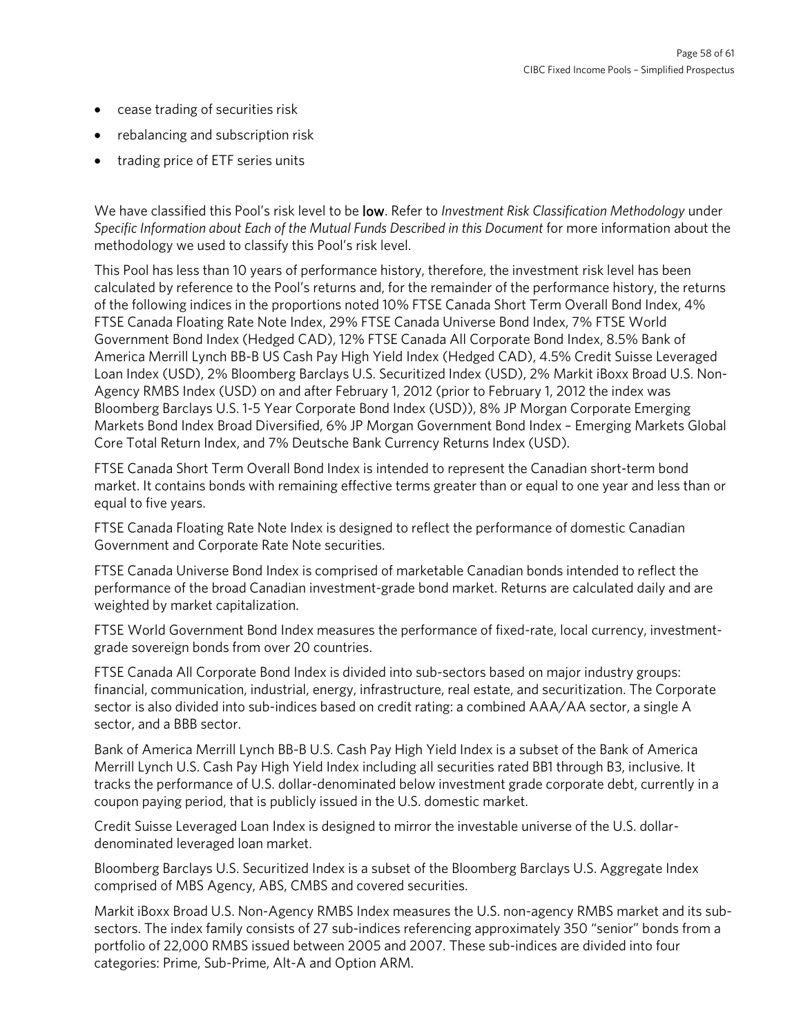- cease trading of securities risk
- rebalancing and subscription risk
- trading price of ETF series units

We have classified this Pool's risk level to be **low**. Refer to *Investment Risk Classification Methodology* under *Specific Information about Each of the Mutual Funds Described in this Document* for more information about the methodology we used to classify this Pool's risk level.

This Pool has less than 10 years of performance history, therefore, the investment risk level has been calculated by reference to the Pool's returns and, for the remainder of the performance history, the returns of the following indices in the proportions noted 10% FTSE Canada Short Term Overall Bond Index, 4% FTSE Canada Floating Rate Note Index, 29% FTSE Canada Universe Bond Index, 7% FTSE World Government Bond Index (Hedged CAD), 12% FTSE Canada All Corporate Bond Index, 8.5% Bank of America Merrill Lynch BB-B US Cash Pay High Yield Index (Hedged CAD), 4.5% Credit Suisse Leveraged Loan Index (USD), 2% Bloomberg Barclays U.S. Securitized Index (USD), 2% Markit iBoxx Broad U.S. Non-Agency RMBS Index (USD) on and after February 1, 2012 (prior to February 1, 2012 the index was Bloomberg Barclays U.S. 1-5 Year Corporate Bond Index (USD)), 8% JP Morgan Corporate Emerging Markets Bond Index Broad Diversified, 6% JP Morgan Government Bond Index – Emerging Markets Global Core Total Return Index, and 7% Deutsche Bank Currency Returns Index (USD).

FTSE Canada Short Term Overall Bond Index is intended to represent the Canadian short-term bond market. It contains bonds with remaining effective terms greater than or equal to one year and less than or equal to five years.

FTSE Canada Floating Rate Note Index is designed to reflect the performance of domestic Canadian Government and Corporate Rate Note securities.

FTSE Canada Universe Bond Index is comprised of marketable Canadian bonds intended to reflect the performance of the broad Canadian investment-grade bond market. Returns are calculated daily and are weighted by market capitalization.

FTSE World Government Bond Index measures the performance of fixed-rate, local currency, investment-grade sovereign bonds from over 20 countries.

FTSE Canada All Corporate Bond Index is divided into sub-sectors based on major industry groups: financial, communication, industrial, energy, infrastructure, real estate, and securitization. The Corporate sector is also divided into sub-indices based on credit rating: a combined AAA/AA sector, a single A sector, and a BBB sector.

Bank of America Merrill Lynch BB-B U.S. Cash Pay High Yield Index is a subset of the Bank of America Merrill Lynch U.S. Cash Pay High Yield Index including all securities rated BB1 through B3, inclusive. It tracks the performance of U.S. dollar-denominated below investment grade corporate debt, currently in a coupon paying period, that is publicly issued in the U.S. domestic market.

Credit Suisse Leveraged Loan Index is designed to mirror the investable universe of the U.S. dollar-denominated leveraged loan market.

Bloomberg Barclays U.S. Securitized Index is a subset of the Bloomberg Barclays U.S. Aggregate Index comprised of MBS Agency, ABS, CMBS and covered securities.

Markit iBoxx Broad U.S. Non-Agency RMBS Index measures the U.S. non-agency RMBS market and its sub-sectors. The index family consists of 27 sub-indices referencing approximately 350 "senior" bonds from a portfolio of 22,000 RMBS issued between 2005 and 2007. These sub-indices are divided into four categories: Prime, Sub-Prime, Alt-A and Option ARM.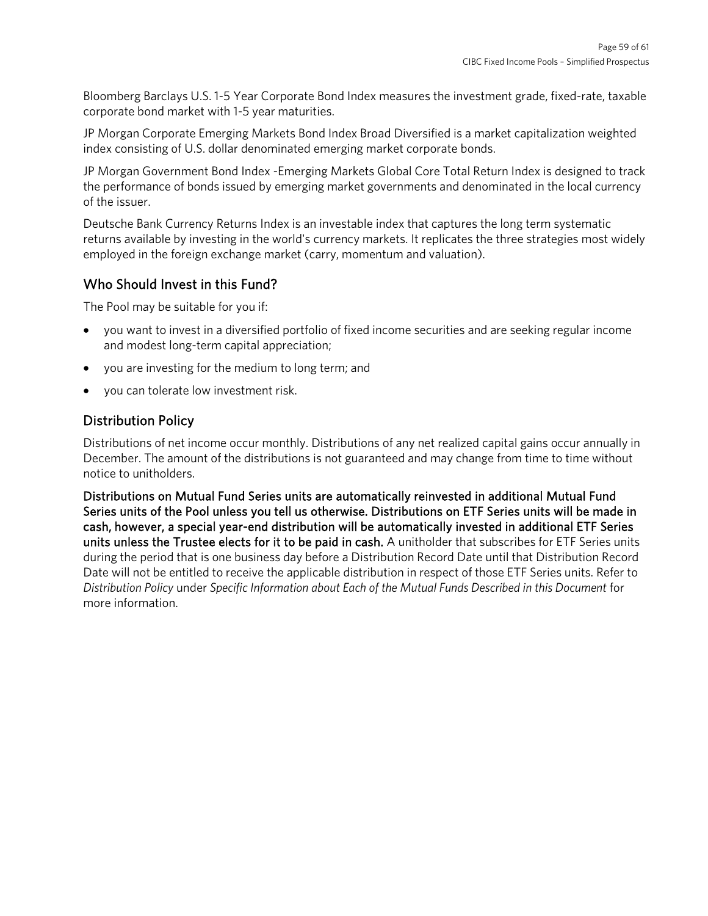Bloomberg Barclays U.S. 1-5 Year Corporate Bond Index measures the investment grade, fixed-rate, taxable corporate bond market with 1-5 year maturities.

JP Morgan Corporate Emerging Markets Bond Index Broad Diversified is a market capitalization weighted index consisting of U.S. dollar denominated emerging market corporate bonds.

JP Morgan Government Bond Index -Emerging Markets Global Core Total Return Index is designed to track the performance of bonds issued by emerging market governments and denominated in the local currency of the issuer.

Deutsche Bank Currency Returns Index is an investable index that captures the long term systematic returns available by investing in the world's currency markets. It replicates the three strategies most widely employed in the foreign exchange market (carry, momentum and valuation).

## Who Should Invest in this Fund?

The Pool may be suitable for you if:

- you want to invest in a diversified portfolio of fixed income securities and are seeking regular income and modest long-term capital appreciation;
- you are investing for the medium to long term; and
- you can tolerate low investment risk.

## Distribution Policy

Distributions of net income occur monthly. Distributions of any net realized capital gains occur annually in December. The amount of the distributions is not guaranteed and may change from time to time without notice to unitholders.

**Distributions on Mutual Fund Series units are automatically reinvested in additional Mutual Fund Series units of the Pool unless you tell us otherwise. Distributions on ETF Series units will be made in cash, however, a special year-end distribution will be automatically invested in additional ETF Series units unless the Trustee elects for it to be paid in cash.** A unitholder that subscribes for ETF Series units during the period that is one business day before a Distribution Record Date until that Distribution Record Date will not be entitled to receive the applicable distribution in respect of those ETF Series units. Refer to *Distribution Policy* under *Specific Information about Each of the Mutual Funds Described in this Document* for more information.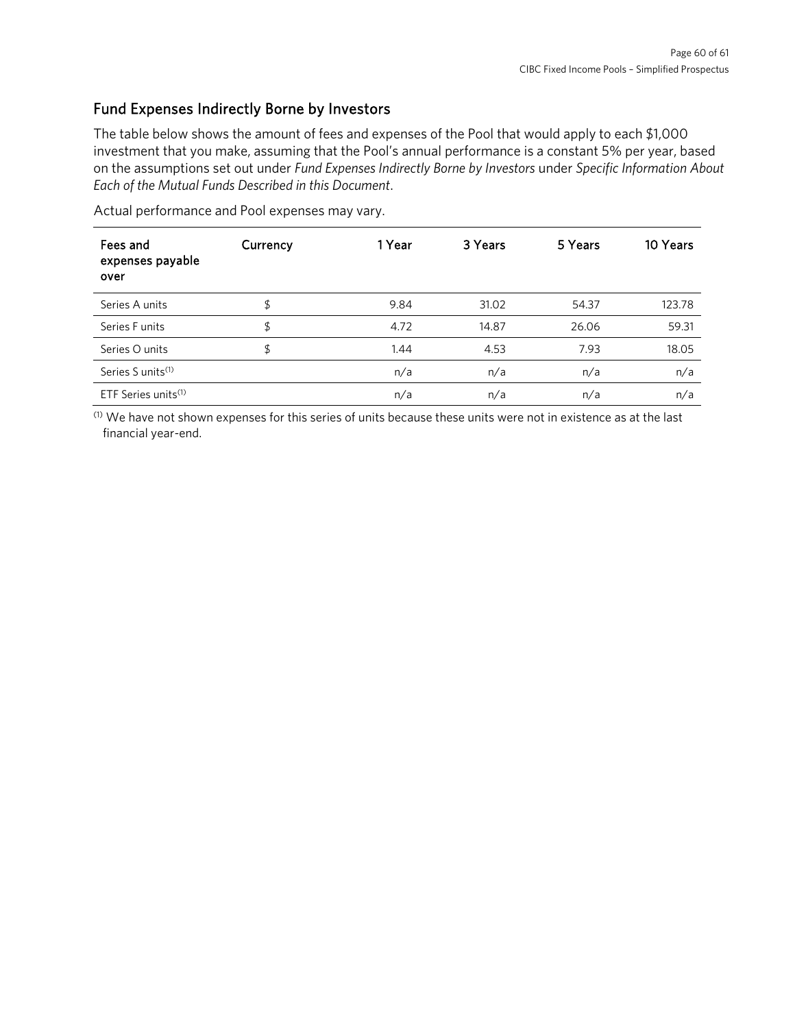## Fund Expenses Indirectly Borne by Investors

The table below shows the amount of fees and expenses of the Pool that would apply to each $1,000 investment that you make, assuming that the Pool's annual performance is a constant 5% per year, based on the assumptions set out under *Fund Expenses Indirectly Borne by Investors* under *Specific Information About Each of the Mutual Funds Described in this Document*.

Actual performance and Pool expenses may vary.

| Fees and expenses payable over | Currency | 1 Year | 3 Years | 5 Years | 10 Years |
|---|---|---|---|---|---|
| Series A units | $ | 9.84 | 31.02 | 54.37 | 123.78 |
| Series F units | $ | 4.72 | 14.87 | 26.06 | 59.31 |
| Series O units | $ | 1.44 | 4.53 | 7.93 | 18.05 |
| Series S units[1] | | n/a | n/a | n/a | n/a |
| ETF Series units[1] | | n/a | n/a | n/a | n/a |

[1] We have not shown expenses for this series of units because these units were not in existence as at the last financial year-end.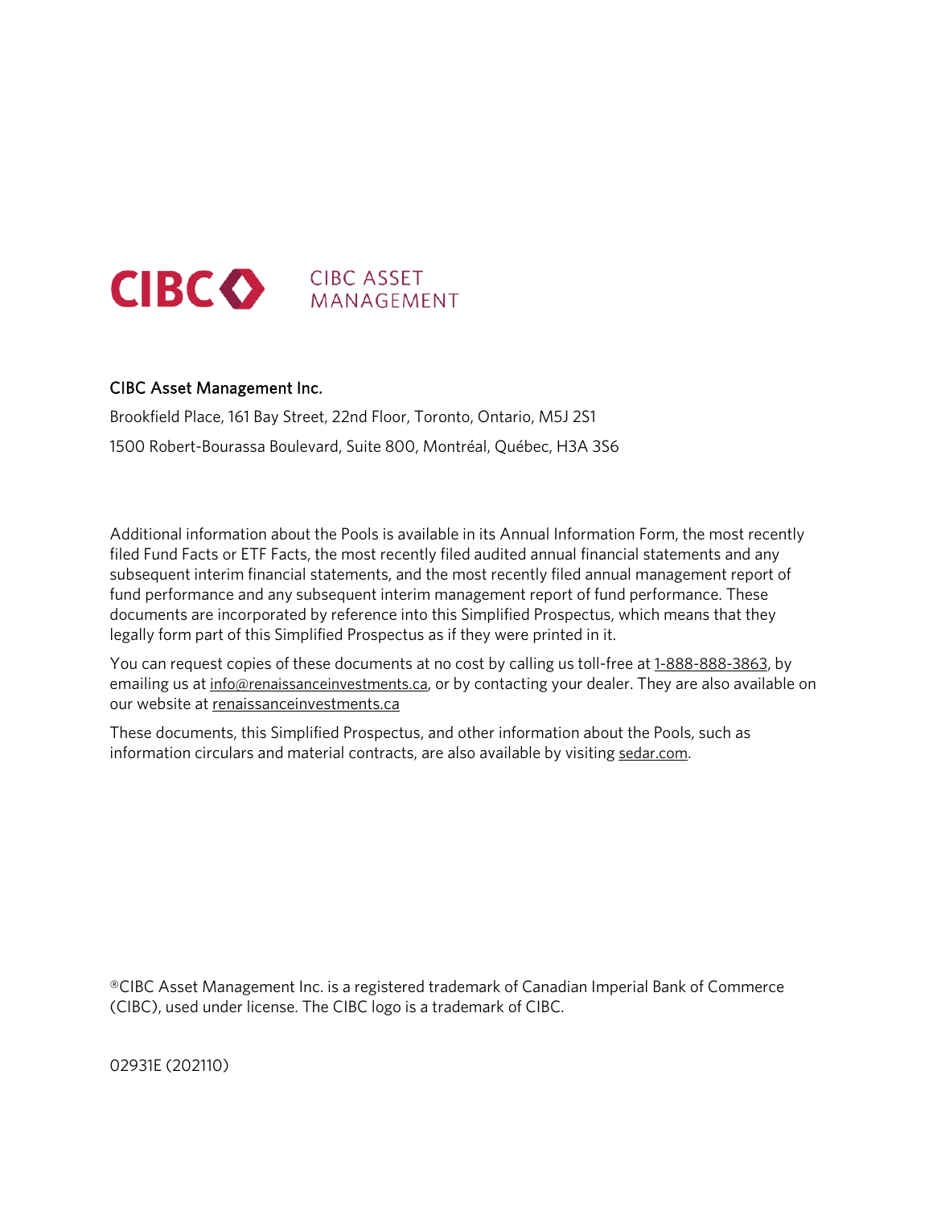CIBC CIBC ASSET MANAGEMENT

**CIBC Asset Management Inc.**

Brookfield Place, 161 Bay Street, 22nd Floor, Toronto, Ontario, M5J 2S1

1500 Robert-Bourassa Boulevard, Suite 800, Montréal, Québec, H3A 3S6

Additional information about the Pools is available in its Annual Information Form, the most recently filed Fund Facts or ETF Facts, the most recently filed audited annual financial statements and any subsequent interim financial statements, and the most recently filed annual management report of fund performance and any subsequent interim management report of fund performance. These documents are incorporated by reference into this Simplified Prospectus, which means that they legally form part of this Simplified Prospectus as if they were printed in it.

You can request copies of these documents at no cost by calling us toll-free at 1-888-888-3863, by emailing us at info@renaissanceinvestments.ca, or by contacting your dealer. They are also available on our website at renaissanceinvestments.ca

These documents, this Simplified Prospectus, and other information about the Pools, such as information circulars and material contracts, are also available by visiting sedar.com.

®CIBC Asset Management Inc. is a registered trademark of Canadian Imperial Bank of Commerce (CIBC), used under license. The CIBC logo is a trademark of CIBC.

02931E (202110)